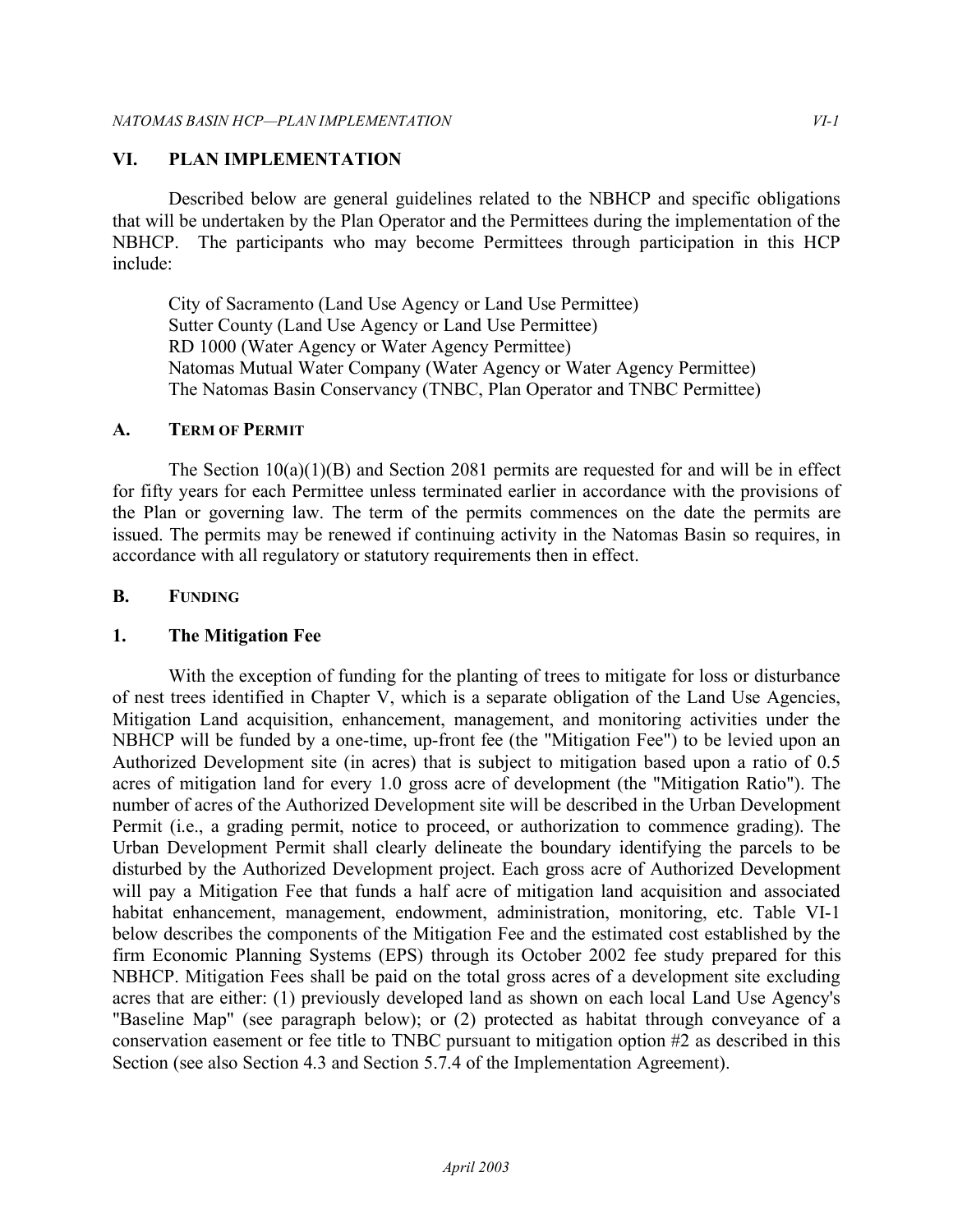# VI. PLAN IMPLEMENTATION

Described below are general guidelines related to the NBHCP and specific obligations that will be undertaken by the Plan Operator and the Permittees during the implementation of the NBHCP. The participants who may become Permittees through participation in this HCP include:

City of Sacramento (Land Use Agency or Land Use Permittee)
Sutter County (Land Use Agency or Land Use Permittee)
RD 1000 (Water Agency or Water Agency Permittee)
Natomas Mutual Water Company (Water Agency or Water Agency Permittee)
The Natomas Basin Conservancy (TNBC, Plan Operator and TNBC Permittee)

## A. TERM OF PERMIT

The Section 10(a)(1)(B) and Section 2081 permits are requested for and will be in effect for fifty years for each Permittee unless terminated earlier in accordance with the provisions of the Plan or governing law. The term of the permits commences on the date the permits are issued. The permits may be renewed if continuing activity in the Natomas Basin so requires, in accordance with all regulatory or statutory requirements then in effect.

## B. FUNDING

### 1. The Mitigation Fee

With the exception of funding for the planting of trees to mitigate for loss or disturbance of nest trees identified in Chapter V, which is a separate obligation of the Land Use Agencies, Mitigation Land acquisition, enhancement, management, and monitoring activities under the NBHCP will be funded by a one-time, up-front fee (the "Mitigation Fee") to be levied upon an Authorized Development site (in acres) that is subject to mitigation based upon a ratio of 0.5 acres of mitigation land for every 1.0 gross acre of development (the "Mitigation Ratio"). The number of acres of the Authorized Development site will be described in the Urban Development Permit (i.e., a grading permit, notice to proceed, or authorization to commence grading). The Urban Development Permit shall clearly delineate the boundary identifying the parcels to be disturbed by the Authorized Development project. Each gross acre of Authorized Development will pay a Mitigation Fee that funds a half acre of mitigation land acquisition and associated habitat enhancement, management, endowment, administration, monitoring, etc. Table VI-1 below describes the components of the Mitigation Fee and the estimated cost established by the firm Economic Planning Systems (EPS) through its October 2002 fee study prepared for this NBHCP. Mitigation Fees shall be paid on the total gross acres of a development site excluding acres that are either: (1) previously developed land as shown on each local Land Use Agency's "Baseline Map" (see paragraph below); or (2) protected as habitat through conveyance of a conservation easement or fee title to TNBC pursuant to mitigation option #2 as described in this Section (see also Section 4.3 and Section 5.7.4 of the Implementation Agreement).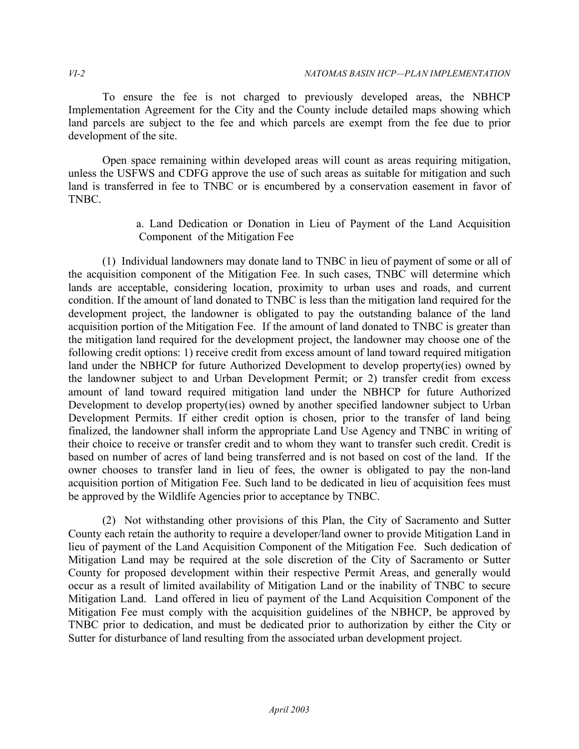To ensure the fee is not charged to previously developed areas, the NBHCP Implementation Agreement for the City and the County include detailed maps showing which land parcels are subject to the fee and which parcels are exempt from the fee due to prior development of the site.

Open space remaining within developed areas will count as areas requiring mitigation, unless the USFWS and CDFG approve the use of such areas as suitable for mitigation and such land is transferred in fee to TNBC or is encumbered by a conservation easement in favor of TNBC.

a. Land Dedication or Donation in Lieu of Payment of the Land Acquisition Component of the Mitigation Fee

(1) Individual landowners may donate land to TNBC in lieu of payment of some or all of the acquisition component of the Mitigation Fee. In such cases, TNBC will determine which lands are acceptable, considering location, proximity to urban uses and roads, and current condition. If the amount of land donated to TNBC is less than the mitigation land required for the development project, the landowner is obligated to pay the outstanding balance of the land acquisition portion of the Mitigation Fee. If the amount of land donated to TNBC is greater than the mitigation land required for the development project, the landowner may choose one of the following credit options: 1) receive credit from excess amount of land toward required mitigation land under the NBHCP for future Authorized Development to develop property(ies) owned by the landowner subject to and Urban Development Permit; or 2) transfer credit from excess amount of land toward required mitigation land under the NBHCP for future Authorized Development to develop property(ies) owned by another specified landowner subject to Urban Development Permits. If either credit option is chosen, prior to the transfer of land being finalized, the landowner shall inform the appropriate Land Use Agency and TNBC in writing of their choice to receive or transfer credit and to whom they want to transfer such credit. Credit is based on number of acres of land being transferred and is not based on cost of the land. If the owner chooses to transfer land in lieu of fees, the owner is obligated to pay the non-land acquisition portion of Mitigation Fee. Such land to be dedicated in lieu of acquisition fees must be approved by the Wildlife Agencies prior to acceptance by TNBC.

(2) Not withstanding other provisions of this Plan, the City of Sacramento and Sutter County each retain the authority to require a developer/land owner to provide Mitigation Land in lieu of payment of the Land Acquisition Component of the Mitigation Fee. Such dedication of Mitigation Land may be required at the sole discretion of the City of Sacramento or Sutter County for proposed development within their respective Permit Areas, and generally would occur as a result of limited availability of Mitigation Land or the inability of TNBC to secure Mitigation Land. Land offered in lieu of payment of the Land Acquisition Component of the Mitigation Fee must comply with the acquisition guidelines of the NBHCP, be approved by TNBC prior to dedication, and must be dedicated prior to authorization by either the City or Sutter for disturbance of land resulting from the associated urban development project.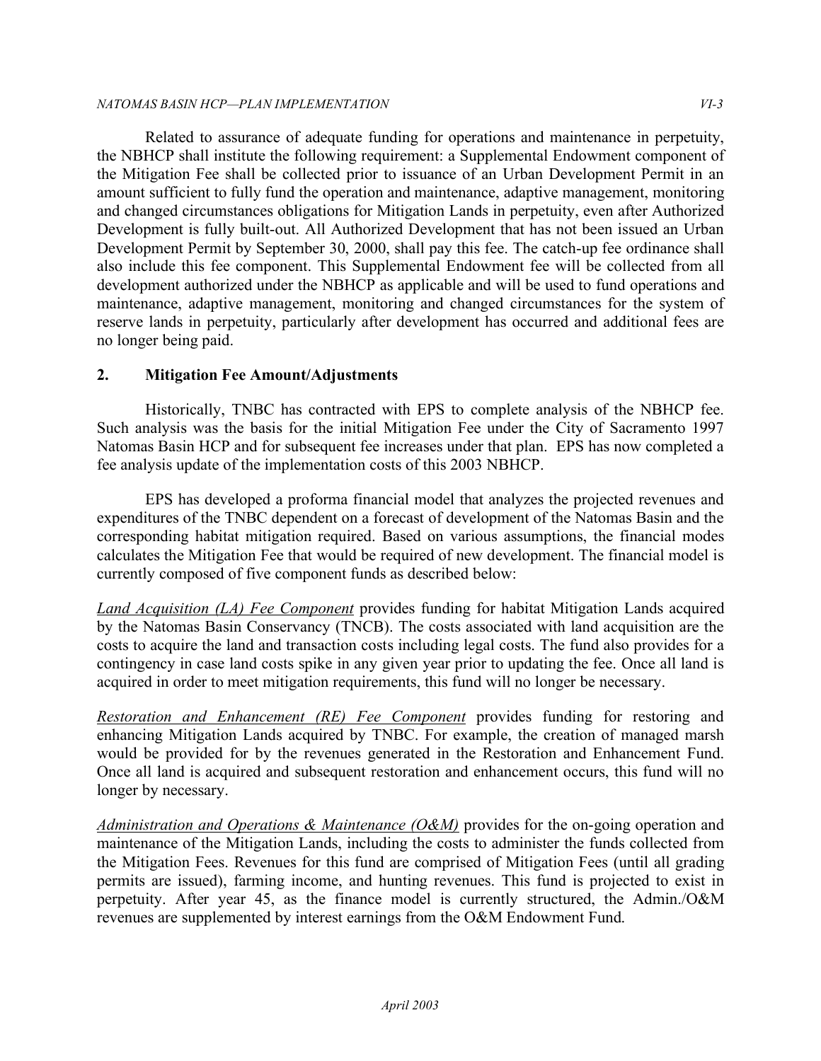Related to assurance of adequate funding for operations and maintenance in perpetuity, the NBHCP shall institute the following requirement: a Supplemental Endowment component of the Mitigation Fee shall be collected prior to issuance of an Urban Development Permit in an amount sufficient to fully fund the operation and maintenance, adaptive management, monitoring and changed circumstances obligations for Mitigation Lands in perpetuity, even after Authorized Development is fully built-out. All Authorized Development that has not been issued an Urban Development Permit by September 30, 2000, shall pay this fee. The catch-up fee ordinance shall also include this fee component. This Supplemental Endowment fee will be collected from all development authorized under the NBHCP as applicable and will be used to fund operations and maintenance, adaptive management, monitoring and changed circumstances for the system of reserve lands in perpetuity, particularly after development has occurred and additional fees are no longer being paid.

## 2. Mitigation Fee Amount/Adjustments

Historically, TNBC has contracted with EPS to complete analysis of the NBHCP fee. Such analysis was the basis for the initial Mitigation Fee under the City of Sacramento 1997 Natomas Basin HCP and for subsequent fee increases under that plan. EPS has now completed a fee analysis update of the implementation costs of this 2003 NBHCP.

EPS has developed a proforma financial model that analyzes the projected revenues and expenditures of the TNBC dependent on a forecast of development of the Natomas Basin and the corresponding habitat mitigation required. Based on various assumptions, the financial modes calculates the Mitigation Fee that would be required of new development. The financial model is currently composed of five component funds as described below:

<u>*Land Acquisition (LA) Fee Component*</u> provides funding for habitat Mitigation Lands acquired by the Natomas Basin Conservancy (TNCB). The costs associated with land acquisition are the costs to acquire the land and transaction costs including legal costs. The fund also provides for a contingency in case land costs spike in any given year prior to updating the fee. Once all land is acquired in order to meet mitigation requirements, this fund will no longer be necessary.

<u>*Restoration and Enhancement (RE) Fee Component*</u> provides funding for restoring and enhancing Mitigation Lands acquired by TNBC. For example, the creation of managed marsh would be provided for by the revenues generated in the Restoration and Enhancement Fund. Once all land is acquired and subsequent restoration and enhancement occurs, this fund will no longer by necessary.

<u>*Administration and Operations & Maintenance (O&M)*</u> provides for the on-going operation and maintenance of the Mitigation Lands, including the costs to administer the funds collected from the Mitigation Fees. Revenues for this fund are comprised of Mitigation Fees (until all grading permits are issued), farming income, and hunting revenues. This fund is projected to exist in perpetuity. After year 45, as the finance model is currently structured, the Admin./O&M revenues are supplemented by interest earnings from the O&M Endowment Fund.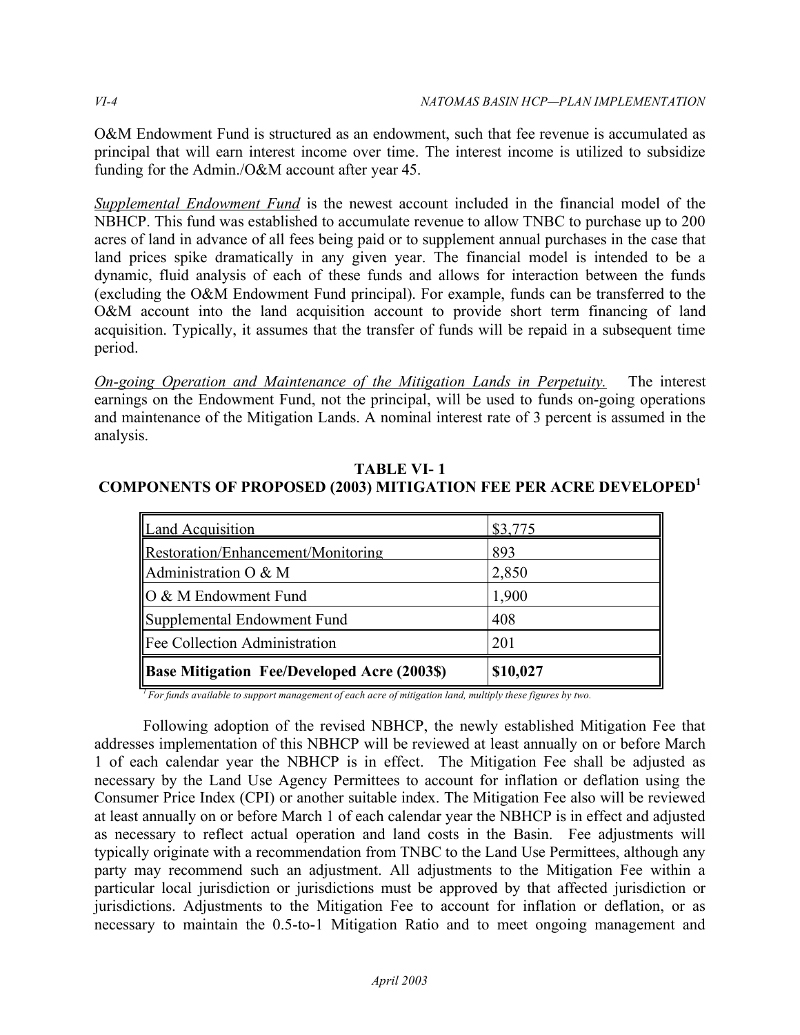O&M Endowment Fund is structured as an endowment, such that fee revenue is accumulated as principal that will earn interest income over time. The interest income is utilized to subsidize funding for the Admin./O&M account after year 45.

*Supplemental Endowment Fund* is the newest account included in the financial model of the NBHCP. This fund was established to accumulate revenue to allow TNBC to purchase up to 200 acres of land in advance of all fees being paid or to supplement annual purchases in the case that land prices spike dramatically in any given year. The financial model is intended to be a dynamic, fluid analysis of each of these funds and allows for interaction between the funds (excluding the O&M Endowment Fund principal). For example, funds can be transferred to the O&M account into the land acquisition account to provide short term financing of land acquisition. Typically, it assumes that the transfer of funds will be repaid in a subsequent time period.

*On-going Operation and Maintenance of the Mitigation Lands in Perpetuity.* The interest earnings on the Endowment Fund, not the principal, will be used to funds on-going operations and maintenance of the Mitigation Lands. A nominal interest rate of 3 percent is assumed in the analysis.

**TABLE VI- 1**
**COMPONENTS OF PROPOSED (2003) MITIGATION FEE PER ACRE DEVELOPED[1]**

| | |
|---|---|
| Land Acquisition | $3,775 |
| Restoration/Enhancement/Monitoring | 893 |
| Administration O & M | 2,850 |
| O & M Endowment Fund | 1,900 |
| Supplemental Endowment Fund | 408 |
| Fee Collection Administration | 201 |
| **Base Mitigation Fee/Developed Acre (2003$)** | **$10,027** |

*[1] For funds available to support management of each acre of mitigation land, multiply these figures by two.*

Following adoption of the revised NBHCP, the newly established Mitigation Fee that addresses implementation of this NBHCP will be reviewed at least annually on or before March 1 of each calendar year the NBHCP is in effect. The Mitigation Fee shall be adjusted as necessary by the Land Use Agency Permittees to account for inflation or deflation using the Consumer Price Index (CPI) or another suitable index. The Mitigation Fee also will be reviewed at least annually on or before March 1 of each calendar year the NBHCP is in effect and adjusted as necessary to reflect actual operation and land costs in the Basin. Fee adjustments will typically originate with a recommendation from TNBC to the Land Use Permittees, although any party may recommend such an adjustment. All adjustments to the Mitigation Fee within a particular local jurisdiction or jurisdictions must be approved by that affected jurisdiction or jurisdictions. Adjustments to the Mitigation Fee to account for inflation or deflation, or as necessary to maintain the 0.5-to-1 Mitigation Ratio and to meet ongoing management and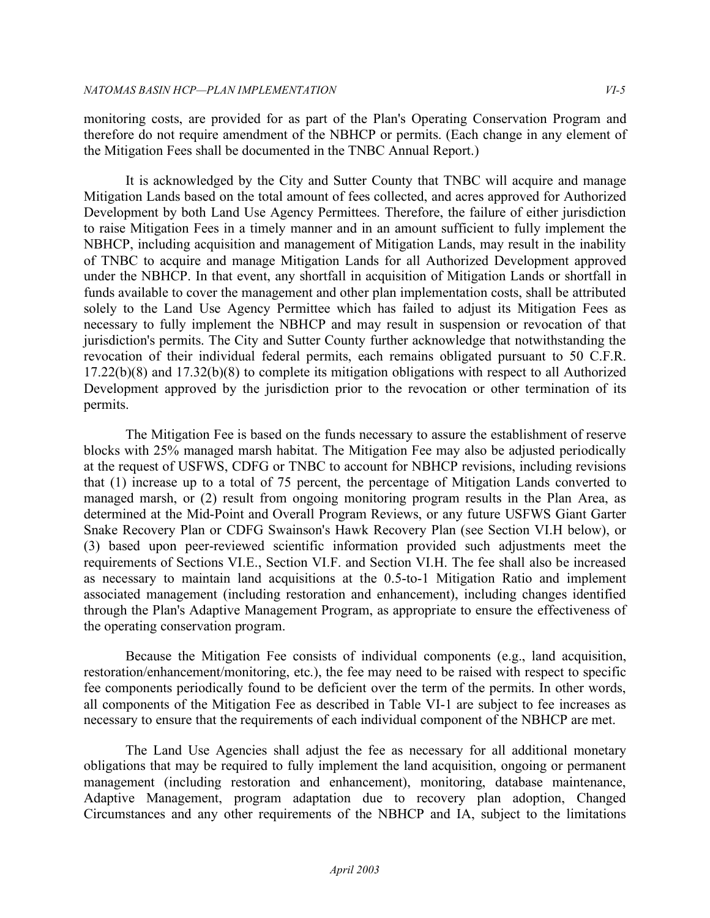monitoring costs, are provided for as part of the Plan's Operating Conservation Program and therefore do not require amendment of the NBHCP or permits. (Each change in any element of the Mitigation Fees shall be documented in the TNBC Annual Report.)

It is acknowledged by the City and Sutter County that TNBC will acquire and manage Mitigation Lands based on the total amount of fees collected, and acres approved for Authorized Development by both Land Use Agency Permittees. Therefore, the failure of either jurisdiction to raise Mitigation Fees in a timely manner and in an amount sufficient to fully implement the NBHCP, including acquisition and management of Mitigation Lands, may result in the inability of TNBC to acquire and manage Mitigation Lands for all Authorized Development approved under the NBHCP. In that event, any shortfall in acquisition of Mitigation Lands or shortfall in funds available to cover the management and other plan implementation costs, shall be attributed solely to the Land Use Agency Permittee which has failed to adjust its Mitigation Fees as necessary to fully implement the NBHCP and may result in suspension or revocation of that jurisdiction's permits. The City and Sutter County further acknowledge that notwithstanding the revocation of their individual federal permits, each remains obligated pursuant to 50 C.F.R. 17.22(b)(8) and 17.32(b)(8) to complete its mitigation obligations with respect to all Authorized Development approved by the jurisdiction prior to the revocation or other termination of its permits.

The Mitigation Fee is based on the funds necessary to assure the establishment of reserve blocks with 25% managed marsh habitat. The Mitigation Fee may also be adjusted periodically at the request of USFWS, CDFG or TNBC to account for NBHCP revisions, including revisions that (1) increase up to a total of 75 percent, the percentage of Mitigation Lands converted to managed marsh, or (2) result from ongoing monitoring program results in the Plan Area, as determined at the Mid-Point and Overall Program Reviews, or any future USFWS Giant Garter Snake Recovery Plan or CDFG Swainson's Hawk Recovery Plan (see Section VI.H below), or (3) based upon peer-reviewed scientific information provided such adjustments meet the requirements of Sections VI.E., Section VI.F. and Section VI.H. The fee shall also be increased as necessary to maintain land acquisitions at the 0.5-to-1 Mitigation Ratio and implement associated management (including restoration and enhancement), including changes identified through the Plan's Adaptive Management Program, as appropriate to ensure the effectiveness of the operating conservation program.

Because the Mitigation Fee consists of individual components (e.g., land acquisition, restoration/enhancement/monitoring, etc.), the fee may need to be raised with respect to specific fee components periodically found to be deficient over the term of the permits. In other words, all components of the Mitigation Fee as described in Table VI-1 are subject to fee increases as necessary to ensure that the requirements of each individual component of the NBHCP are met.

The Land Use Agencies shall adjust the fee as necessary for all additional monetary obligations that may be required to fully implement the land acquisition, ongoing or permanent management (including restoration and enhancement), monitoring, database maintenance, Adaptive Management, program adaptation due to recovery plan adoption, Changed Circumstances and any other requirements of the NBHCP and IA, subject to the limitations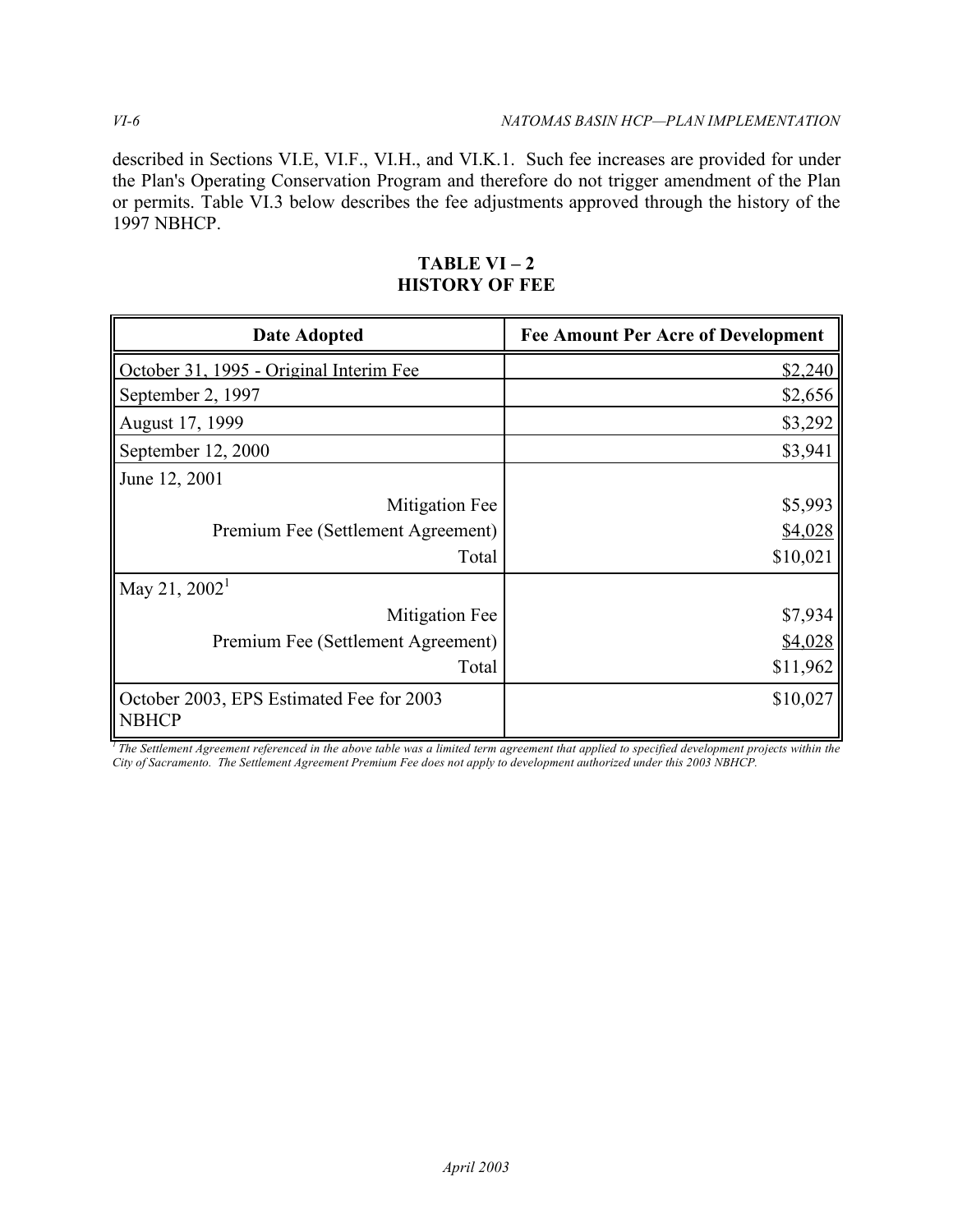described in Sections VI.E, VI.F., VI.H., and VI.K.1. Such fee increases are provided for under the Plan's Operating Conservation Program and therefore do not trigger amendment of the Plan or permits. Table VI.3 below describes the fee adjustments approved through the history of the 1997 NBHCP.

**TABLE VI – 2**
**HISTORY OF FEE**

| Date Adopted | Fee Amount Per Acre of Development |
|---|---|
| October 31, 1995 - Original Interim Fee | $2,240 |
| September 2, 1997 | $2,656 |
| August 17, 1999 | $3,292 |
| September 12, 2000 | $3,941 |
| June 12, 2001 | |
| Mitigation Fee | $5,993 |
| Premium Fee (Settlement Agreement) | $4,028 |
| Total | $10,021 |
| May 21, 2002[1] | |
| Mitigation Fee | $7,934 |
| Premium Fee (Settlement Agreement) | $4,028 |
| Total | $11,962 |
| October 2003, EPS Estimated Fee for 2003 NBHCP | $10,027 |

*[1] The Settlement Agreement referenced in the above table was a limited term agreement that applied to specified development projects within the City of Sacramento. The Settlement Agreement Premium Fee does not apply to development authorized under this 2003 NBHCP.*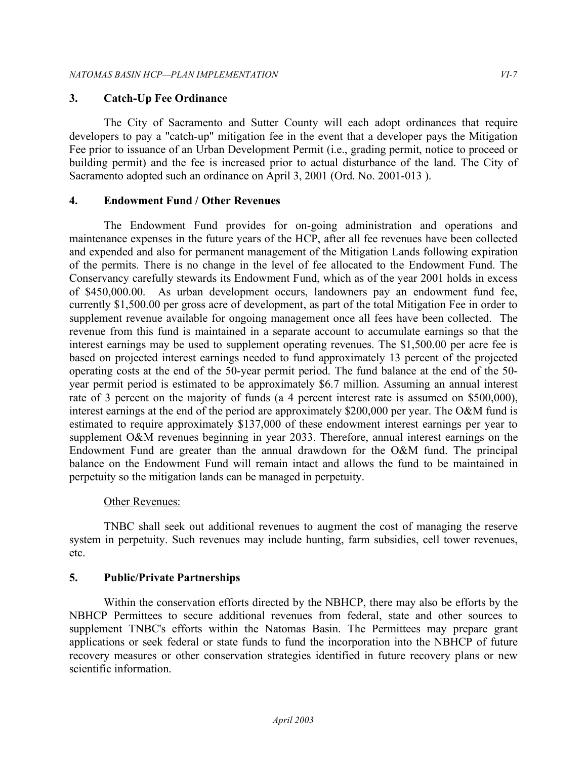### 3. Catch-Up Fee Ordinance

The City of Sacramento and Sutter County will each adopt ordinances that require developers to pay a "catch-up" mitigation fee in the event that a developer pays the Mitigation Fee prior to issuance of an Urban Development Permit (i.e., grading permit, notice to proceed or building permit) and the fee is increased prior to actual disturbance of the land. The City of Sacramento adopted such an ordinance on April 3, 2001 (Ord. No. 2001-013 ).

### 4. Endowment Fund / Other Revenues

The Endowment Fund provides for on-going administration and operations and maintenance expenses in the future years of the HCP, after all fee revenues have been collected and expended and also for permanent management of the Mitigation Lands following expiration of the permits. There is no change in the level of fee allocated to the Endowment Fund. The Conservancy carefully stewards its Endowment Fund, which as of the year 2001 holds in excess of $450,000.00. As urban development occurs, landowners pay an endowment fund fee, currently $1,500.00 per gross acre of development, as part of the total Mitigation Fee in order to supplement revenue available for ongoing management once all fees have been collected. The revenue from this fund is maintained in a separate account to accumulate earnings so that the interest earnings may be used to supplement operating revenues. The $1,500.00 per acre fee is based on projected interest earnings needed to fund approximately 13 percent of the projected operating costs at the end of the 50-year permit period. The fund balance at the end of the 50-year permit period is estimated to be approximately $6.7 million. Assuming an annual interest rate of 3 percent on the majority of funds (a 4 percent interest rate is assumed on $500,000), interest earnings at the end of the period are approximately $200,000 per year. The O&M fund is estimated to require approximately $137,000 of these endowment interest earnings per year to supplement O&M revenues beginning in year 2033. Therefore, annual interest earnings on the Endowment Fund are greater than the annual drawdown for the O&M fund. The principal balance on the Endowment Fund will remain intact and allows the fund to be maintained in perpetuity so the mitigation lands can be managed in perpetuity.

Other Revenues:

TNBC shall seek out additional revenues to augment the cost of managing the reserve system in perpetuity. Such revenues may include hunting, farm subsidies, cell tower revenues, etc.

### 5. Public/Private Partnerships

Within the conservation efforts directed by the NBHCP, there may also be efforts by the NBHCP Permittees to secure additional revenues from federal, state and other sources to supplement TNBC's efforts within the Natomas Basin. The Permittees may prepare grant applications or seek federal or state funds to fund the incorporation into the NBHCP of future recovery measures or other conservation strategies identified in future recovery plans or new scientific information.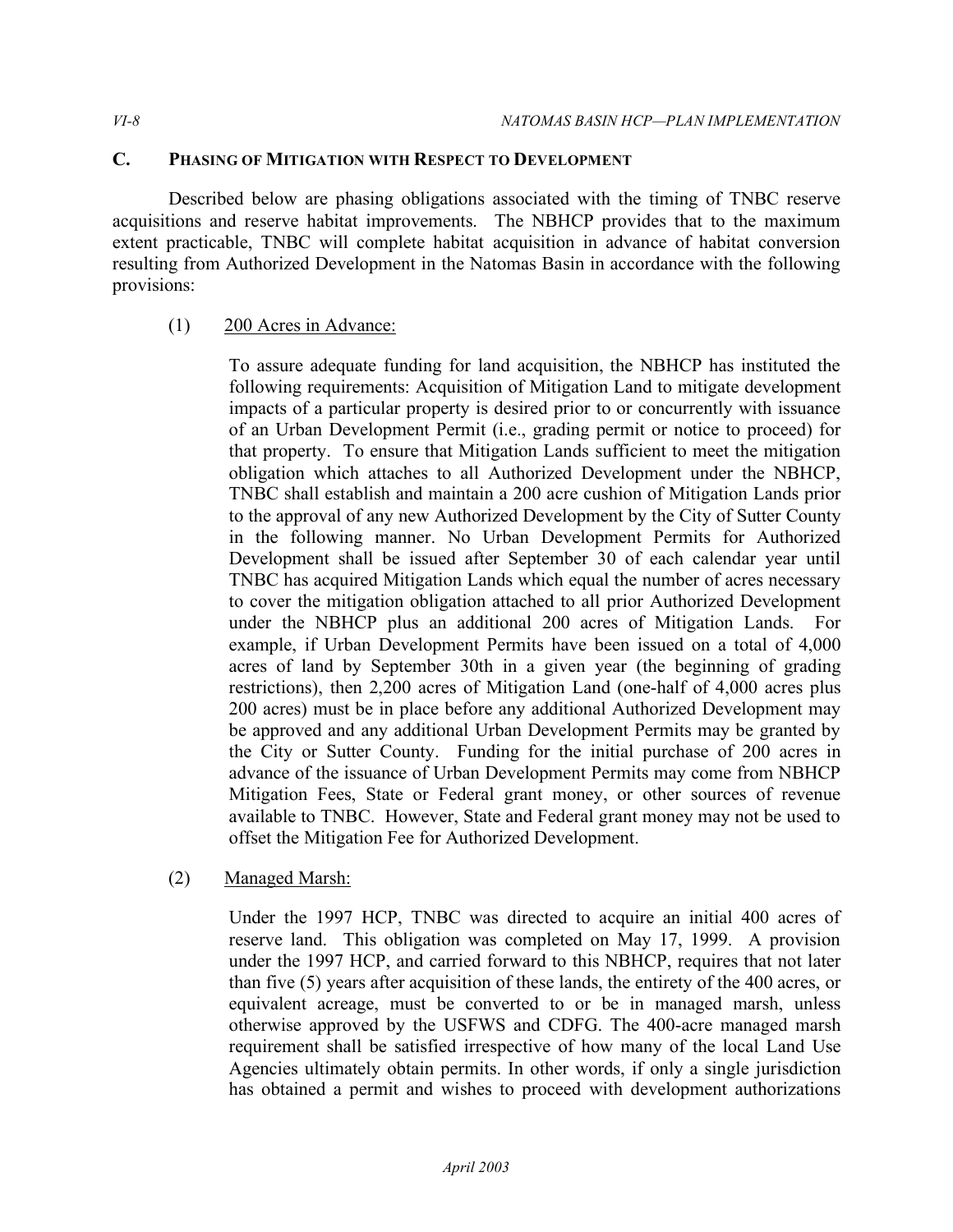## C. Phasing of Mitigation with Respect to Development

Described below are phasing obligations associated with the timing of TNBC reserve acquisitions and reserve habitat improvements. The NBHCP provides that to the maximum extent practicable, TNBC will complete habitat acquisition in advance of habitat conversion resulting from Authorized Development in the Natomas Basin in accordance with the following provisions:

(1) 200 Acres in Advance:

To assure adequate funding for land acquisition, the NBHCP has instituted the following requirements: Acquisition of Mitigation Land to mitigate development impacts of a particular property is desired prior to or concurrently with issuance of an Urban Development Permit (i.e., grading permit or notice to proceed) for that property. To ensure that Mitigation Lands sufficient to meet the mitigation obligation which attaches to all Authorized Development under the NBHCP, TNBC shall establish and maintain a 200 acre cushion of Mitigation Lands prior to the approval of any new Authorized Development by the City of Sutter County in the following manner. No Urban Development Permits for Authorized Development shall be issued after September 30 of each calendar year until TNBC has acquired Mitigation Lands which equal the number of acres necessary to cover the mitigation obligation attached to all prior Authorized Development under the NBHCP plus an additional 200 acres of Mitigation Lands. For example, if Urban Development Permits have been issued on a total of 4,000 acres of land by September 30th in a given year (the beginning of grading restrictions), then 2,200 acres of Mitigation Land (one-half of 4,000 acres plus 200 acres) must be in place before any additional Authorized Development may be approved and any additional Urban Development Permits may be granted by the City or Sutter County. Funding for the initial purchase of 200 acres in advance of the issuance of Urban Development Permits may come from NBHCP Mitigation Fees, State or Federal grant money, or other sources of revenue available to TNBC. However, State and Federal grant money may not be used to offset the Mitigation Fee for Authorized Development.

(2) Managed Marsh:

Under the 1997 HCP, TNBC was directed to acquire an initial 400 acres of reserve land. This obligation was completed on May 17, 1999. A provision under the 1997 HCP, and carried forward to this NBHCP, requires that not later than five (5) years after acquisition of these lands, the entirety of the 400 acres, or equivalent acreage, must be converted to or be in managed marsh, unless otherwise approved by the USFWS and CDFG. The 400-acre managed marsh requirement shall be satisfied irrespective of how many of the local Land Use Agencies ultimately obtain permits. In other words, if only a single jurisdiction has obtained a permit and wishes to proceed with development authorizations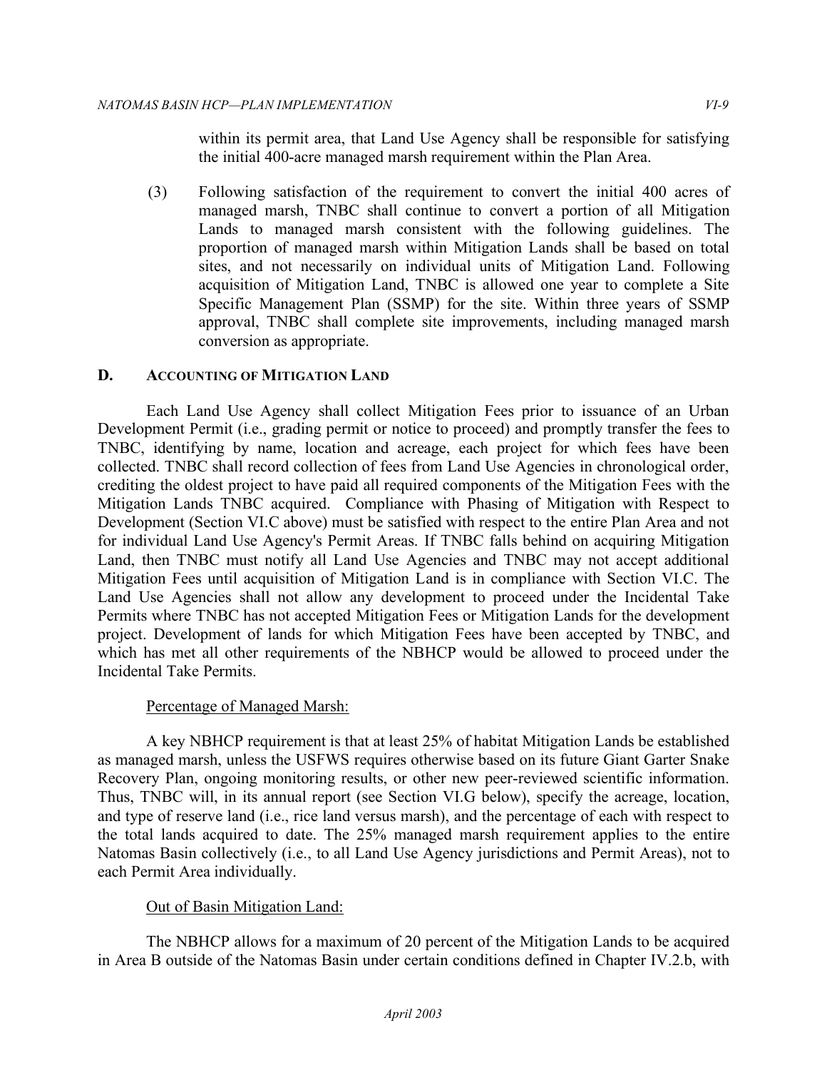within its permit area, that Land Use Agency shall be responsible for satisfying the initial 400-acre managed marsh requirement within the Plan Area.

(3) Following satisfaction of the requirement to convert the initial 400 acres of managed marsh, TNBC shall continue to convert a portion of all Mitigation Lands to managed marsh consistent with the following guidelines. The proportion of managed marsh within Mitigation Lands shall be based on total sites, and not necessarily on individual units of Mitigation Land. Following acquisition of Mitigation Land, TNBC is allowed one year to complete a Site Specific Management Plan (SSMP) for the site. Within three years of SSMP approval, TNBC shall complete site improvements, including managed marsh conversion as appropriate.

## D. Accounting of Mitigation Land

Each Land Use Agency shall collect Mitigation Fees prior to issuance of an Urban Development Permit (i.e., grading permit or notice to proceed) and promptly transfer the fees to TNBC, identifying by name, location and acreage, each project for which fees have been collected. TNBC shall record collection of fees from Land Use Agencies in chronological order, crediting the oldest project to have paid all required components of the Mitigation Fees with the Mitigation Lands TNBC acquired. Compliance with Phasing of Mitigation with Respect to Development (Section VI.C above) must be satisfied with respect to the entire Plan Area and not for individual Land Use Agency's Permit Areas. If TNBC falls behind on acquiring Mitigation Land, then TNBC must notify all Land Use Agencies and TNBC may not accept additional Mitigation Fees until acquisition of Mitigation Land is in compliance with Section VI.C. The Land Use Agencies shall not allow any development to proceed under the Incidental Take Permits where TNBC has not accepted Mitigation Fees or Mitigation Lands for the development project. Development of lands for which Mitigation Fees have been accepted by TNBC, and which has met all other requirements of the NBHCP would be allowed to proceed under the Incidental Take Permits.

Percentage of Managed Marsh:

A key NBHCP requirement is that at least 25% of habitat Mitigation Lands be established as managed marsh, unless the USFWS requires otherwise based on its future Giant Garter Snake Recovery Plan, ongoing monitoring results, or other new peer-reviewed scientific information. Thus, TNBC will, in its annual report (see Section VI.G below), specify the acreage, location, and type of reserve land (i.e., rice land versus marsh), and the percentage of each with respect to the total lands acquired to date. The 25% managed marsh requirement applies to the entire Natomas Basin collectively (i.e., to all Land Use Agency jurisdictions and Permit Areas), not to each Permit Area individually.

Out of Basin Mitigation Land:

The NBHCP allows for a maximum of 20 percent of the Mitigation Lands to be acquired in Area B outside of the Natomas Basin under certain conditions defined in Chapter IV.2.b, with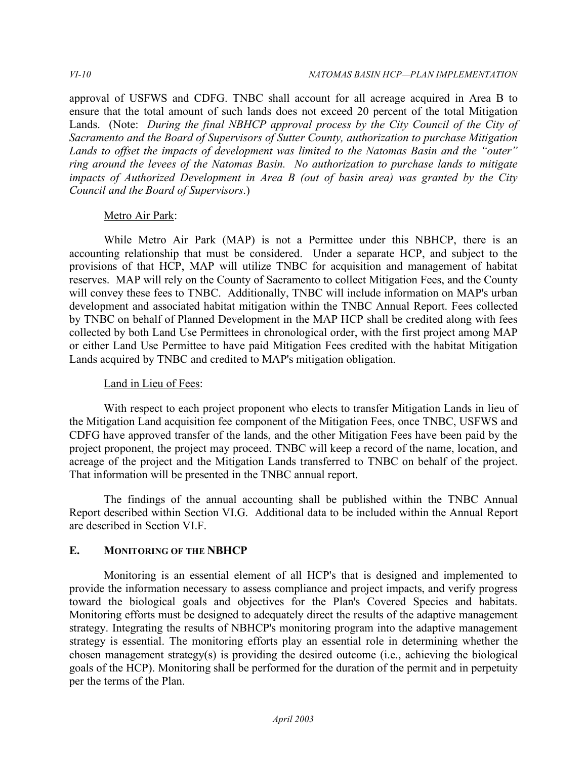approval of USFWS and CDFG. TNBC shall account for all acreage acquired in Area B to ensure that the total amount of such lands does not exceed 20 percent of the total Mitigation Lands. (Note: *During the final NBHCP approval process by the City Council of the City of Sacramento and the Board of Supervisors of Sutter County, authorization to purchase Mitigation Lands to offset the impacts of development was limited to the Natomas Basin and the "outer" ring around the levees of the Natomas Basin. No authorization to purchase lands to mitigate impacts of Authorized Development in Area B (out of basin area) was granted by the City Council and the Board of Supervisors*.)

Metro Air Park:

While Metro Air Park (MAP) is not a Permittee under this NBHCP, there is an accounting relationship that must be considered. Under a separate HCP, and subject to the provisions of that HCP, MAP will utilize TNBC for acquisition and management of habitat reserves. MAP will rely on the County of Sacramento to collect Mitigation Fees, and the County will convey these fees to TNBC. Additionally, TNBC will include information on MAP's urban development and associated habitat mitigation within the TNBC Annual Report. Fees collected by TNBC on behalf of Planned Development in the MAP HCP shall be credited along with fees collected by both Land Use Permittees in chronological order, with the first project among MAP or either Land Use Permittee to have paid Mitigation Fees credited with the habitat Mitigation Lands acquired by TNBC and credited to MAP's mitigation obligation.

Land in Lieu of Fees:

With respect to each project proponent who elects to transfer Mitigation Lands in lieu of the Mitigation Land acquisition fee component of the Mitigation Fees, once TNBC, USFWS and CDFG have approved transfer of the lands, and the other Mitigation Fees have been paid by the project proponent, the project may proceed. TNBC will keep a record of the name, location, and acreage of the project and the Mitigation Lands transferred to TNBC on behalf of the project. That information will be presented in the TNBC annual report.

The findings of the annual accounting shall be published within the TNBC Annual Report described within Section VI.G. Additional data to be included within the Annual Report are described in Section VI.F.

## E. MONITORING OF THE NBHCP

Monitoring is an essential element of all HCP's that is designed and implemented to provide the information necessary to assess compliance and project impacts, and verify progress toward the biological goals and objectives for the Plan's Covered Species and habitats. Monitoring efforts must be designed to adequately direct the results of the adaptive management strategy. Integrating the results of NBHCP's monitoring program into the adaptive management strategy is essential. The monitoring efforts play an essential role in determining whether the chosen management strategy(s) is providing the desired outcome (i.e., achieving the biological goals of the HCP). Monitoring shall be performed for the duration of the permit and in perpetuity per the terms of the Plan.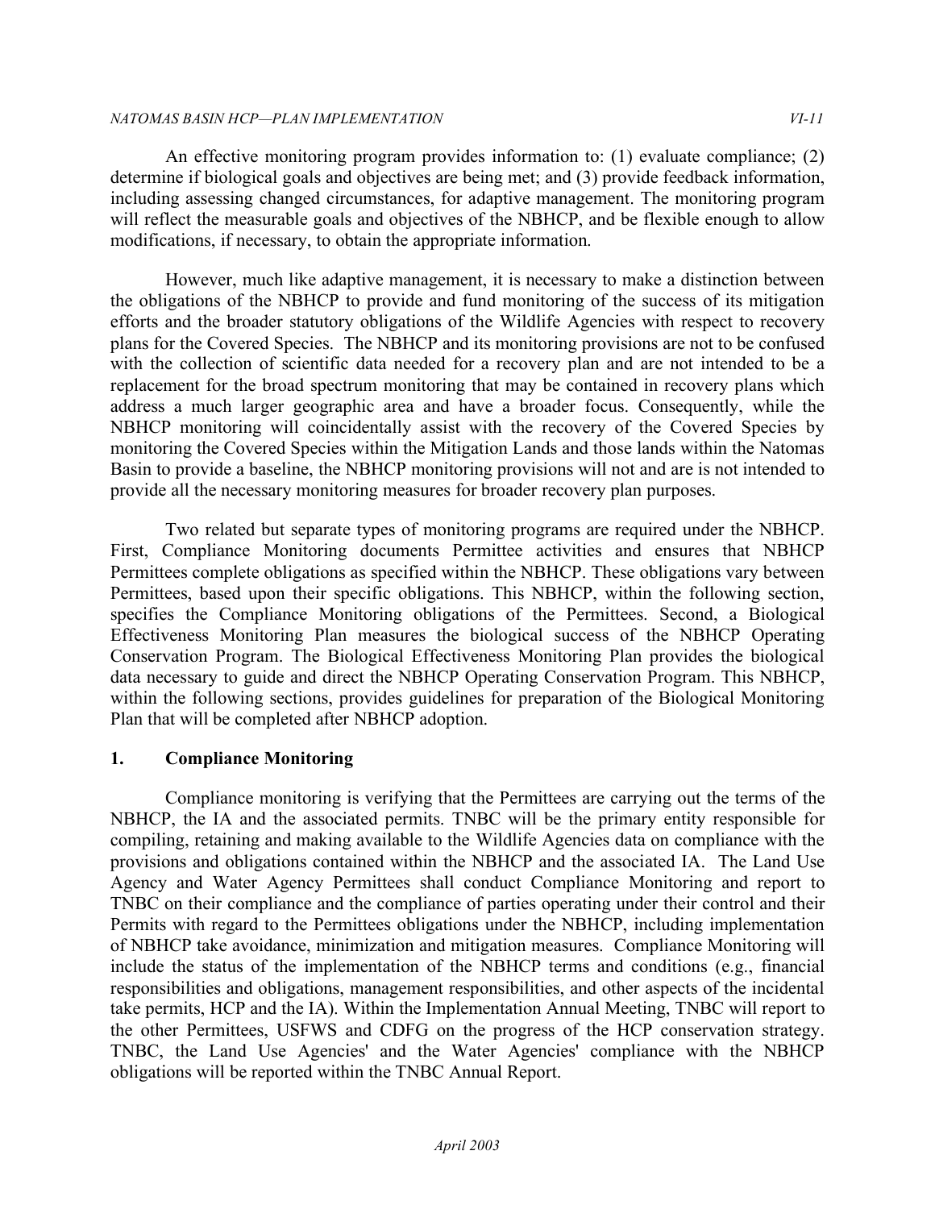An effective monitoring program provides information to: (1) evaluate compliance; (2) determine if biological goals and objectives are being met; and (3) provide feedback information, including assessing changed circumstances, for adaptive management. The monitoring program will reflect the measurable goals and objectives of the NBHCP, and be flexible enough to allow modifications, if necessary, to obtain the appropriate information.

However, much like adaptive management, it is necessary to make a distinction between the obligations of the NBHCP to provide and fund monitoring of the success of its mitigation efforts and the broader statutory obligations of the Wildlife Agencies with respect to recovery plans for the Covered Species. The NBHCP and its monitoring provisions are not to be confused with the collection of scientific data needed for a recovery plan and are not intended to be a replacement for the broad spectrum monitoring that may be contained in recovery plans which address a much larger geographic area and have a broader focus. Consequently, while the NBHCP monitoring will coincidentally assist with the recovery of the Covered Species by monitoring the Covered Species within the Mitigation Lands and those lands within the Natomas Basin to provide a baseline, the NBHCP monitoring provisions will not and are is not intended to provide all the necessary monitoring measures for broader recovery plan purposes.

Two related but separate types of monitoring programs are required under the NBHCP. First, Compliance Monitoring documents Permittee activities and ensures that NBHCP Permittees complete obligations as specified within the NBHCP. These obligations vary between Permittees, based upon their specific obligations. This NBHCP, within the following section, specifies the Compliance Monitoring obligations of the Permittees. Second, a Biological Effectiveness Monitoring Plan measures the biological success of the NBHCP Operating Conservation Program. The Biological Effectiveness Monitoring Plan provides the biological data necessary to guide and direct the NBHCP Operating Conservation Program. This NBHCP, within the following sections, provides guidelines for preparation of the Biological Monitoring Plan that will be completed after NBHCP adoption.

## 1. Compliance Monitoring

Compliance monitoring is verifying that the Permittees are carrying out the terms of the NBHCP, the IA and the associated permits. TNBC will be the primary entity responsible for compiling, retaining and making available to the Wildlife Agencies data on compliance with the provisions and obligations contained within the NBHCP and the associated IA. The Land Use Agency and Water Agency Permittees shall conduct Compliance Monitoring and report to TNBC on their compliance and the compliance of parties operating under their control and their Permits with regard to the Permittees obligations under the NBHCP, including implementation of NBHCP take avoidance, minimization and mitigation measures. Compliance Monitoring will include the status of the implementation of the NBHCP terms and conditions (e.g., financial responsibilities and obligations, management responsibilities, and other aspects of the incidental take permits, HCP and the IA). Within the Implementation Annual Meeting, TNBC will report to the other Permittees, USFWS and CDFG on the progress of the HCP conservation strategy. TNBC, the Land Use Agencies' and the Water Agencies' compliance with the NBHCP obligations will be reported within the TNBC Annual Report.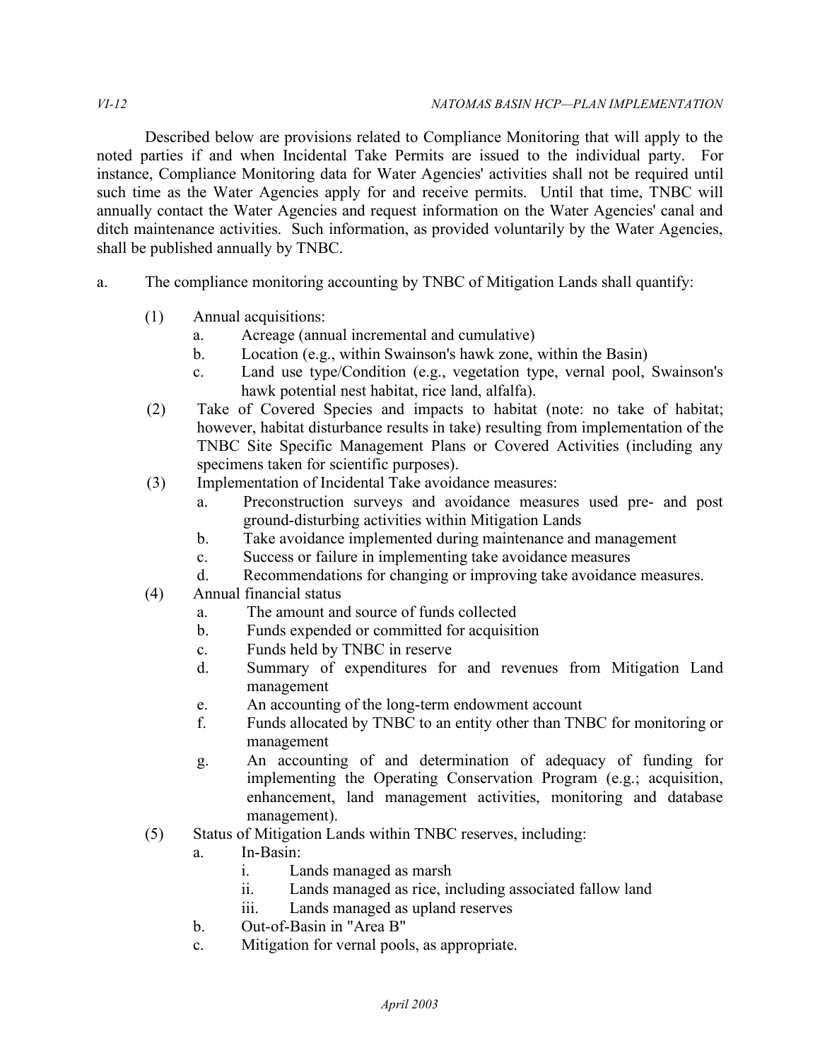Described below are provisions related to Compliance Monitoring that will apply to the noted parties if and when Incidental Take Permits are issued to the individual party. For instance, Compliance Monitoring data for Water Agencies' activities shall not be required until such time as the Water Agencies apply for and receive permits. Until that time, TNBC will annually contact the Water Agencies and request information on the Water Agencies' canal and ditch maintenance activities. Such information, as provided voluntarily by the Water Agencies, shall be published annually by TNBC.

a. The compliance monitoring accounting by TNBC of Mitigation Lands shall quantify:

  (1) Annual acquisitions:
    a. Acreage (annual incremental and cumulative)
    b. Location (e.g., within Swainson's hawk zone, within the Basin)
    c. Land use type/Condition (e.g., vegetation type, vernal pool, Swainson's hawk potential nest habitat, rice land, alfalfa).

  (2) Take of Covered Species and impacts to habitat (note: no take of habitat; however, habitat disturbance results in take) resulting from implementation of the TNBC Site Specific Management Plans or Covered Activities (including any specimens taken for scientific purposes).

  (3) Implementation of Incidental Take avoidance measures:
    a. Preconstruction surveys and avoidance measures used pre- and post ground-disturbing activities within Mitigation Lands
    b. Take avoidance implemented during maintenance and management
    c. Success or failure in implementing take avoidance measures
    d. Recommendations for changing or improving take avoidance measures.

  (4) Annual financial status
    a. The amount and source of funds collected
    b. Funds expended or committed for acquisition
    c. Funds held by TNBC in reserve
    d. Summary of expenditures for and revenues from Mitigation Land management
    e. An accounting of the long-term endowment account
    f. Funds allocated by TNBC to an entity other than TNBC for monitoring or management
    g. An accounting of and determination of adequacy of funding for implementing the Operating Conservation Program (e.g.; acquisition, enhancement, land management activities, monitoring and database management).

  (5) Status of Mitigation Lands within TNBC reserves, including:
    a. In-Basin:
      i. Lands managed as marsh
      ii. Lands managed as rice, including associated fallow land
      iii. Lands managed as upland reserves
    b. Out-of-Basin in "Area B"
    c. Mitigation for vernal pools, as appropriate.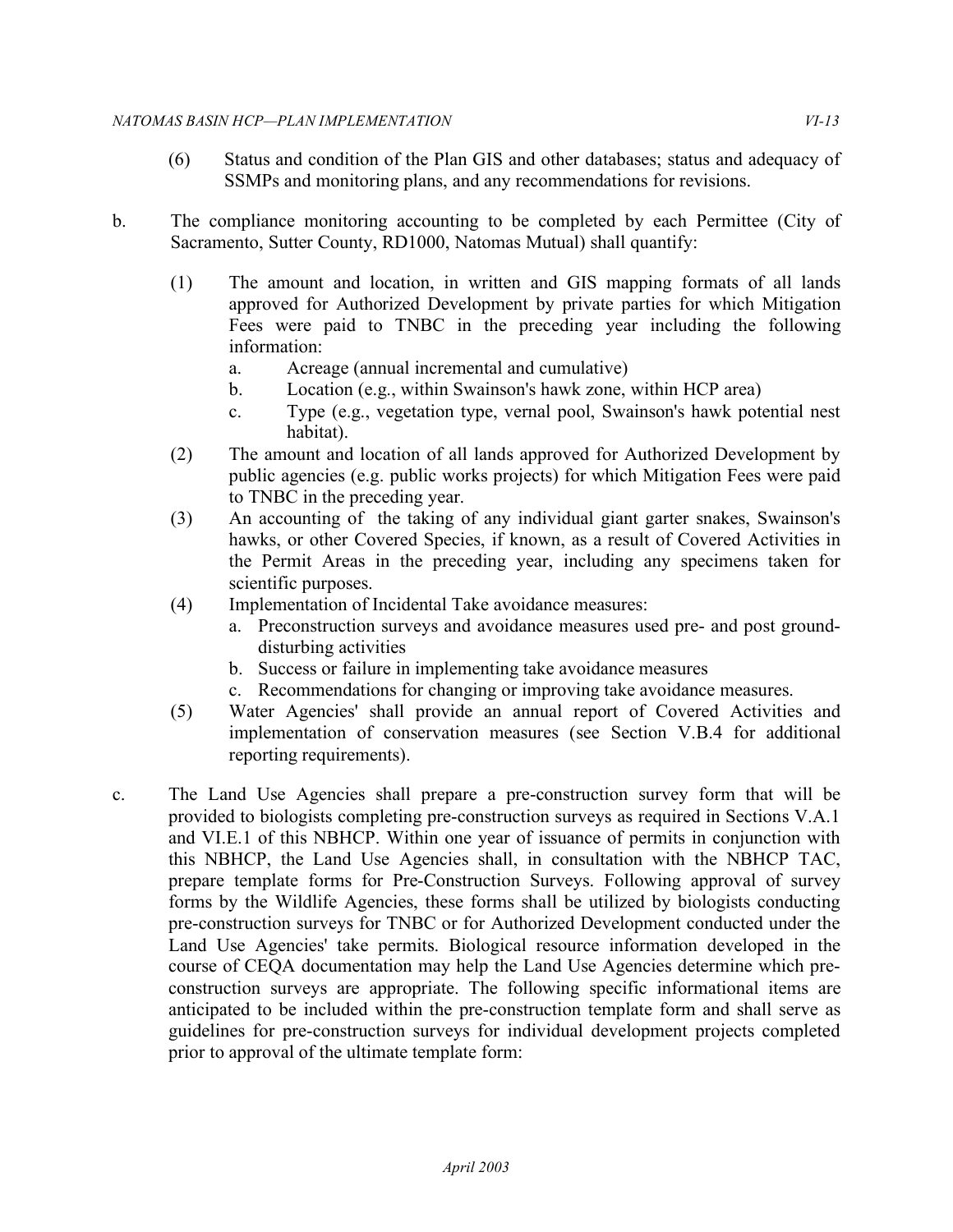(6) Status and condition of the Plan GIS and other databases; status and adequacy of SSMPs and monitoring plans, and any recommendations for revisions.

b. The compliance monitoring accounting to be completed by each Permittee (City of Sacramento, Sutter County, RD1000, Natomas Mutual) shall quantify:

(1) The amount and location, in written and GIS mapping formats of all lands approved for Authorized Development by private parties for which Mitigation Fees were paid to TNBC in the preceding year including the following information:

  a. Acreage (annual incremental and cumulative)
  b. Location (e.g., within Swainson's hawk zone, within HCP area)
  c. Type (e.g., vegetation type, vernal pool, Swainson's hawk potential nest habitat).

(2) The amount and location of all lands approved for Authorized Development by public agencies (e.g. public works projects) for which Mitigation Fees were paid to TNBC in the preceding year.

(3) An accounting of the taking of any individual giant garter snakes, Swainson's hawks, or other Covered Species, if known, as a result of Covered Activities in the Permit Areas in the preceding year, including any specimens taken for scientific purposes.

(4) Implementation of Incidental Take avoidance measures:

  a. Preconstruction surveys and avoidance measures used pre- and post ground-disturbing activities
  b. Success or failure in implementing take avoidance measures
  c. Recommendations for changing or improving take avoidance measures.

(5) Water Agencies' shall provide an annual report of Covered Activities and implementation of conservation measures (see Section V.B.4 for additional reporting requirements).

c. The Land Use Agencies shall prepare a pre-construction survey form that will be provided to biologists completing pre-construction surveys as required in Sections V.A.1 and VI.E.1 of this NBHCP. Within one year of issuance of permits in conjunction with this NBHCP, the Land Use Agencies shall, in consultation with the NBHCP TAC, prepare template forms for Pre-Construction Surveys. Following approval of survey forms by the Wildlife Agencies, these forms shall be utilized by biologists conducting pre-construction surveys for TNBC or for Authorized Development conducted under the Land Use Agencies' take permits. Biological resource information developed in the course of CEQA documentation may help the Land Use Agencies determine which pre-construction surveys are appropriate. The following specific informational items are anticipated to be included within the pre-construction template form and shall serve as guidelines for pre-construction surveys for individual development projects completed prior to approval of the ultimate template form: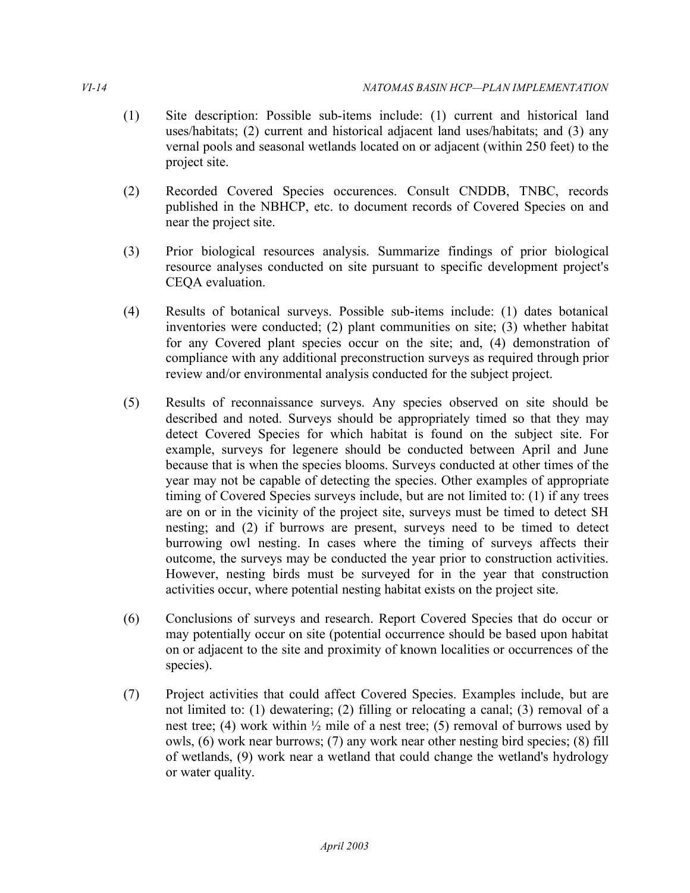(1) Site description: Possible sub-items include: (1) current and historical land uses/habitats; (2) current and historical adjacent land uses/habitats; and (3) any vernal pools and seasonal wetlands located on or adjacent (within 250 feet) to the project site.

(2) Recorded Covered Species occurences. Consult CNDDB, TNBC, records published in the NBHCP, etc. to document records of Covered Species on and near the project site.

(3) Prior biological resources analysis. Summarize findings of prior biological resource analyses conducted on site pursuant to specific development project's CEQA evaluation.

(4) Results of botanical surveys. Possible sub-items include: (1) dates botanical inventories were conducted; (2) plant communities on site; (3) whether habitat for any Covered plant species occur on the site; and, (4) demonstration of compliance with any additional preconstruction surveys as required through prior review and/or environmental analysis conducted for the subject project.

(5) Results of reconnaissance surveys. Any species observed on site should be described and noted. Surveys should be appropriately timed so that they may detect Covered Species for which habitat is found on the subject site. For example, surveys for legenere should be conducted between April and June because that is when the species blooms. Surveys conducted at other times of the year may not be capable of detecting the species. Other examples of appropriate timing of Covered Species surveys include, but are not limited to: (1) if any trees are on or in the vicinity of the project site, surveys must be timed to detect SH nesting; and (2) if burrows are present, surveys need to be timed to detect burrowing owl nesting. In cases where the timing of surveys affects their outcome, the surveys may be conducted the year prior to construction activities. However, nesting birds must be surveyed for in the year that construction activities occur, where potential nesting habitat exists on the project site.

(6) Conclusions of surveys and research. Report Covered Species that do occur or may potentially occur on site (potential occurrence should be based upon habitat on or adjacent to the site and proximity of known localities or occurrences of the species).

(7) Project activities that could affect Covered Species. Examples include, but are not limited to: (1) dewatering; (2) filling or relocating a canal; (3) removal of a nest tree; (4) work within ½ mile of a nest tree; (5) removal of burrows used by owls, (6) work near burrows; (7) any work near other nesting bird species; (8) fill of wetlands, (9) work near a wetland that could change the wetland's hydrology or water quality.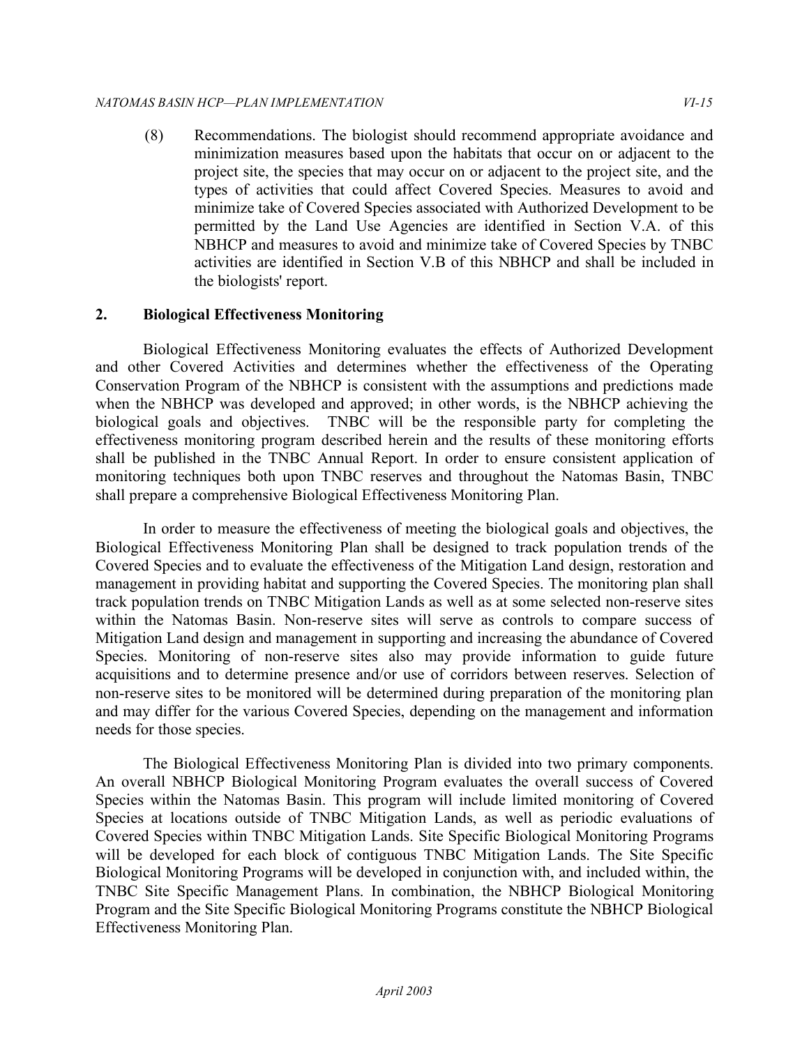(8) Recommendations. The biologist should recommend appropriate avoidance and minimization measures based upon the habitats that occur on or adjacent to the project site, the species that may occur on or adjacent to the project site, and the types of activities that could affect Covered Species. Measures to avoid and minimize take of Covered Species associated with Authorized Development to be permitted by the Land Use Agencies are identified in Section V.A. of this NBHCP and measures to avoid and minimize take of Covered Species by TNBC activities are identified in Section V.B of this NBHCP and shall be included in the biologists' report.

## 2. Biological Effectiveness Monitoring

Biological Effectiveness Monitoring evaluates the effects of Authorized Development and other Covered Activities and determines whether the effectiveness of the Operating Conservation Program of the NBHCP is consistent with the assumptions and predictions made when the NBHCP was developed and approved; in other words, is the NBHCP achieving the biological goals and objectives. TNBC will be the responsible party for completing the effectiveness monitoring program described herein and the results of these monitoring efforts shall be published in the TNBC Annual Report. In order to ensure consistent application of monitoring techniques both upon TNBC reserves and throughout the Natomas Basin, TNBC shall prepare a comprehensive Biological Effectiveness Monitoring Plan.

In order to measure the effectiveness of meeting the biological goals and objectives, the Biological Effectiveness Monitoring Plan shall be designed to track population trends of the Covered Species and to evaluate the effectiveness of the Mitigation Land design, restoration and management in providing habitat and supporting the Covered Species. The monitoring plan shall track population trends on TNBC Mitigation Lands as well as at some selected non-reserve sites within the Natomas Basin. Non-reserve sites will serve as controls to compare success of Mitigation Land design and management in supporting and increasing the abundance of Covered Species. Monitoring of non-reserve sites also may provide information to guide future acquisitions and to determine presence and/or use of corridors between reserves. Selection of non-reserve sites to be monitored will be determined during preparation of the monitoring plan and may differ for the various Covered Species, depending on the management and information needs for those species.

The Biological Effectiveness Monitoring Plan is divided into two primary components. An overall NBHCP Biological Monitoring Program evaluates the overall success of Covered Species within the Natomas Basin. This program will include limited monitoring of Covered Species at locations outside of TNBC Mitigation Lands, as well as periodic evaluations of Covered Species within TNBC Mitigation Lands. Site Specific Biological Monitoring Programs will be developed for each block of contiguous TNBC Mitigation Lands. The Site Specific Biological Monitoring Programs will be developed in conjunction with, and included within, the TNBC Site Specific Management Plans. In combination, the NBHCP Biological Monitoring Program and the Site Specific Biological Monitoring Programs constitute the NBHCP Biological Effectiveness Monitoring Plan.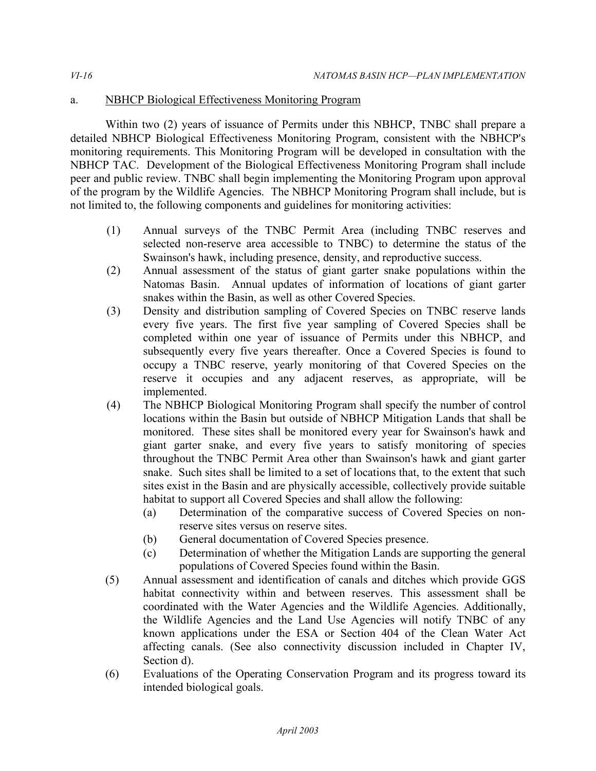a. <u>NBHCP Biological Effectiveness Monitoring Program</u>

Within two (2) years of issuance of Permits under this NBHCP, TNBC shall prepare a detailed NBHCP Biological Effectiveness Monitoring Program, consistent with the NBHCP's monitoring requirements. This Monitoring Program will be developed in consultation with the NBHCP TAC. Development of the Biological Effectiveness Monitoring Program shall include peer and public review. TNBC shall begin implementing the Monitoring Program upon approval of the program by the Wildlife Agencies. The NBHCP Monitoring Program shall include, but is not limited to, the following components and guidelines for monitoring activities:

(1) Annual surveys of the TNBC Permit Area (including TNBC reserves and selected non-reserve area accessible to TNBC) to determine the status of the Swainson's hawk, including presence, density, and reproductive success.

(2) Annual assessment of the status of giant garter snake populations within the Natomas Basin. Annual updates of information of locations of giant garter snakes within the Basin, as well as other Covered Species.

(3) Density and distribution sampling of Covered Species on TNBC reserve lands every five years. The first five year sampling of Covered Species shall be completed within one year of issuance of Permits under this NBHCP, and subsequently every five years thereafter. Once a Covered Species is found to occupy a TNBC reserve, yearly monitoring of that Covered Species on the reserve it occupies and any adjacent reserves, as appropriate, will be implemented.

(4) The NBHCP Biological Monitoring Program shall specify the number of control locations within the Basin but outside of NBHCP Mitigation Lands that shall be monitored. These sites shall be monitored every year for Swainson's hawk and giant garter snake, and every five years to satisfy monitoring of species throughout the TNBC Permit Area other than Swainson's hawk and giant garter snake. Such sites shall be limited to a set of locations that, to the extent that such sites exist in the Basin and are physically accessible, collectively provide suitable habitat to support all Covered Species and shall allow the following:

   (a) Determination of the comparative success of Covered Species on non-reserve sites versus on reserve sites.

   (b) General documentation of Covered Species presence.

   (c) Determination of whether the Mitigation Lands are supporting the general populations of Covered Species found within the Basin.

(5) Annual assessment and identification of canals and ditches which provide GGS habitat connectivity within and between reserves. This assessment shall be coordinated with the Water Agencies and the Wildlife Agencies. Additionally, the Wildlife Agencies and the Land Use Agencies will notify TNBC of any known applications under the ESA or Section 404 of the Clean Water Act affecting canals. (See also connectivity discussion included in Chapter IV, Section d).

(6) Evaluations of the Operating Conservation Program and its progress toward its intended biological goals.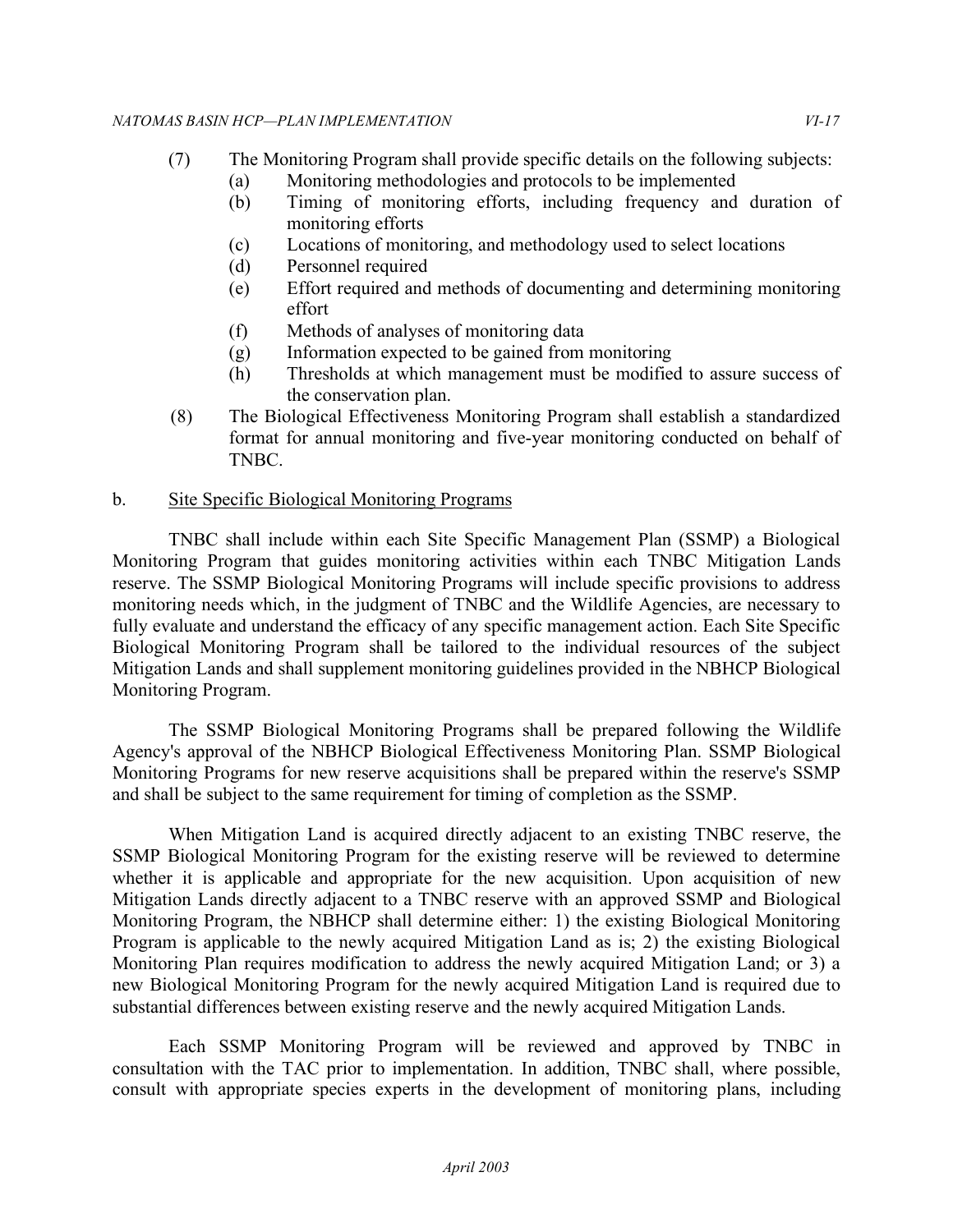(7) The Monitoring Program shall provide specific details on the following subjects:
   (a) Monitoring methodologies and protocols to be implemented
   (b) Timing of monitoring efforts, including frequency and duration of monitoring efforts
   (c) Locations of monitoring, and methodology used to select locations
   (d) Personnel required
   (e) Effort required and methods of documenting and determining monitoring effort
   (f) Methods of analyses of monitoring data
   (g) Information expected to be gained from monitoring
   (h) Thresholds at which management must be modified to assure success of the conservation plan.

(8) The Biological Effectiveness Monitoring Program shall establish a standardized format for annual monitoring and five-year monitoring conducted on behalf of TNBC.

b. Site Specific Biological Monitoring Programs

TNBC shall include within each Site Specific Management Plan (SSMP) a Biological Monitoring Program that guides monitoring activities within each TNBC Mitigation Lands reserve. The SSMP Biological Monitoring Programs will include specific provisions to address monitoring needs which, in the judgment of TNBC and the Wildlife Agencies, are necessary to fully evaluate and understand the efficacy of any specific management action. Each Site Specific Biological Monitoring Program shall be tailored to the individual resources of the subject Mitigation Lands and shall supplement monitoring guidelines provided in the NBHCP Biological Monitoring Program.

The SSMP Biological Monitoring Programs shall be prepared following the Wildlife Agency's approval of the NBHCP Biological Effectiveness Monitoring Plan. SSMP Biological Monitoring Programs for new reserve acquisitions shall be prepared within the reserve's SSMP and shall be subject to the same requirement for timing of completion as the SSMP.

When Mitigation Land is acquired directly adjacent to an existing TNBC reserve, the SSMP Biological Monitoring Program for the existing reserve will be reviewed to determine whether it is applicable and appropriate for the new acquisition. Upon acquisition of new Mitigation Lands directly adjacent to a TNBC reserve with an approved SSMP and Biological Monitoring Program, the NBHCP shall determine either: 1) the existing Biological Monitoring Program is applicable to the newly acquired Mitigation Land as is; 2) the existing Biological Monitoring Plan requires modification to address the newly acquired Mitigation Land; or 3) a new Biological Monitoring Program for the newly acquired Mitigation Land is required due to substantial differences between existing reserve and the newly acquired Mitigation Lands.

Each SSMP Monitoring Program will be reviewed and approved by TNBC in consultation with the TAC prior to implementation. In addition, TNBC shall, where possible, consult with appropriate species experts in the development of monitoring plans, including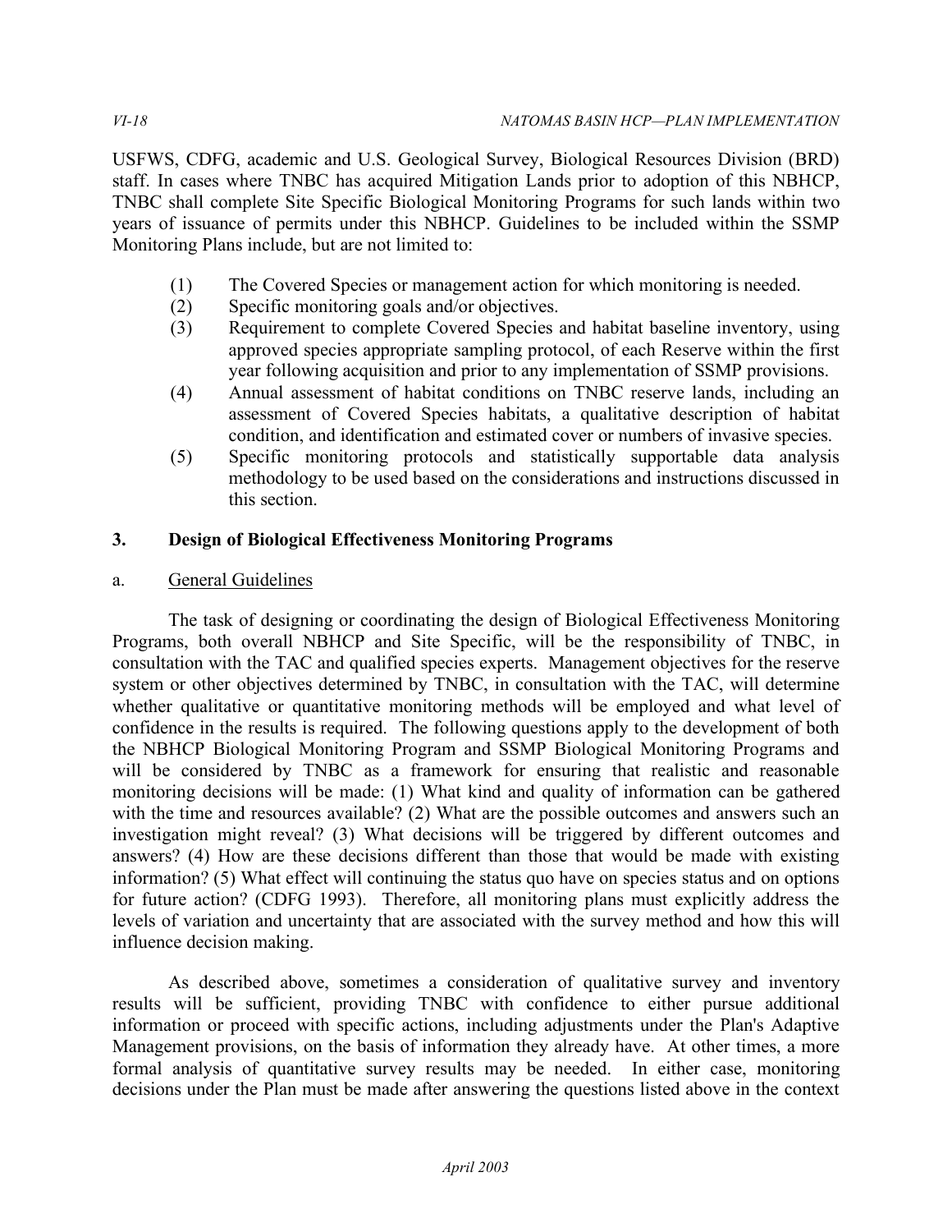USFWS, CDFG, academic and U.S. Geological Survey, Biological Resources Division (BRD) staff. In cases where TNBC has acquired Mitigation Lands prior to adoption of this NBHCP, TNBC shall complete Site Specific Biological Monitoring Programs for such lands within two years of issuance of permits under this NBHCP. Guidelines to be included within the SSMP Monitoring Plans include, but are not limited to:

(1) The Covered Species or management action for which monitoring is needed.
(2) Specific monitoring goals and/or objectives.
(3) Requirement to complete Covered Species and habitat baseline inventory, using approved species appropriate sampling protocol, of each Reserve within the first year following acquisition and prior to any implementation of SSMP provisions.
(4) Annual assessment of habitat conditions on TNBC reserve lands, including an assessment of Covered Species habitats, a qualitative description of habitat condition, and identification and estimated cover or numbers of invasive species.
(5) Specific monitoring protocols and statistically supportable data analysis methodology to be used based on the considerations and instructions discussed in this section.

### 3. Design of Biological Effectiveness Monitoring Programs

#### a. General Guidelines

The task of designing or coordinating the design of Biological Effectiveness Monitoring Programs, both overall NBHCP and Site Specific, will be the responsibility of TNBC, in consultation with the TAC and qualified species experts. Management objectives for the reserve system or other objectives determined by TNBC, in consultation with the TAC, will determine whether qualitative or quantitative monitoring methods will be employed and what level of confidence in the results is required. The following questions apply to the development of both the NBHCP Biological Monitoring Program and SSMP Biological Monitoring Programs and will be considered by TNBC as a framework for ensuring that realistic and reasonable monitoring decisions will be made: (1) What kind and quality of information can be gathered with the time and resources available? (2) What are the possible outcomes and answers such an investigation might reveal? (3) What decisions will be triggered by different outcomes and answers? (4) How are these decisions different than those that would be made with existing information? (5) What effect will continuing the status quo have on species status and on options for future action? (CDFG 1993). Therefore, all monitoring plans must explicitly address the levels of variation and uncertainty that are associated with the survey method and how this will influence decision making.

As described above, sometimes a consideration of qualitative survey and inventory results will be sufficient, providing TNBC with confidence to either pursue additional information or proceed with specific actions, including adjustments under the Plan's Adaptive Management provisions, on the basis of information they already have. At other times, a more formal analysis of quantitative survey results may be needed. In either case, monitoring decisions under the Plan must be made after answering the questions listed above in the context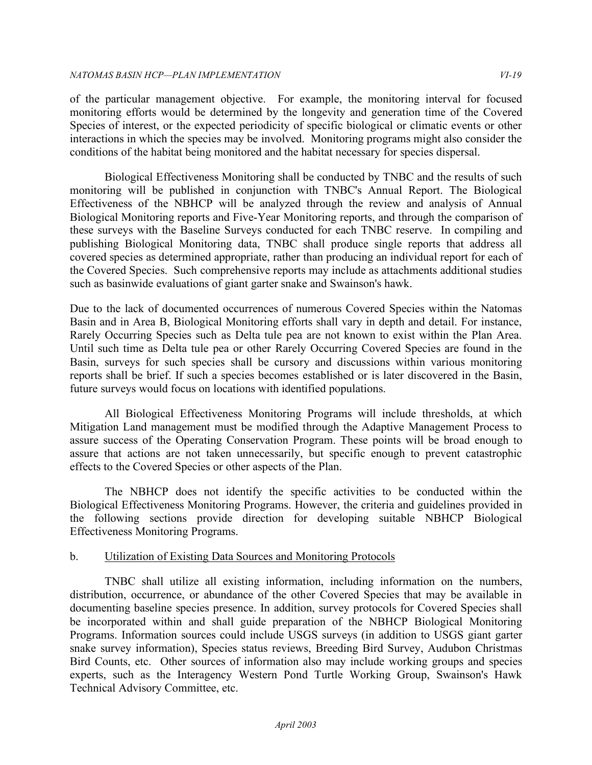of the particular management objective. For example, the monitoring interval for focused monitoring efforts would be determined by the longevity and generation time of the Covered Species of interest, or the expected periodicity of specific biological or climatic events or other interactions in which the species may be involved. Monitoring programs might also consider the conditions of the habitat being monitored and the habitat necessary for species dispersal.

Biological Effectiveness Monitoring shall be conducted by TNBC and the results of such monitoring will be published in conjunction with TNBC's Annual Report. The Biological Effectiveness of the NBHCP will be analyzed through the review and analysis of Annual Biological Monitoring reports and Five-Year Monitoring reports, and through the comparison of these surveys with the Baseline Surveys conducted for each TNBC reserve. In compiling and publishing Biological Monitoring data, TNBC shall produce single reports that address all covered species as determined appropriate, rather than producing an individual report for each of the Covered Species. Such comprehensive reports may include as attachments additional studies such as basinwide evaluations of giant garter snake and Swainson's hawk.

Due to the lack of documented occurrences of numerous Covered Species within the Natomas Basin and in Area B, Biological Monitoring efforts shall vary in depth and detail. For instance, Rarely Occurring Species such as Delta tule pea are not known to exist within the Plan Area. Until such time as Delta tule pea or other Rarely Occurring Covered Species are found in the Basin, surveys for such species shall be cursory and discussions within various monitoring reports shall be brief. If such a species becomes established or is later discovered in the Basin, future surveys would focus on locations with identified populations.

All Biological Effectiveness Monitoring Programs will include thresholds, at which Mitigation Land management must be modified through the Adaptive Management Process to assure success of the Operating Conservation Program. These points will be broad enough to assure that actions are not taken unnecessarily, but specific enough to prevent catastrophic effects to the Covered Species or other aspects of the Plan.

The NBHCP does not identify the specific activities to be conducted within the Biological Effectiveness Monitoring Programs. However, the criteria and guidelines provided in the following sections provide direction for developing suitable NBHCP Biological Effectiveness Monitoring Programs.

b. <u>Utilization of Existing Data Sources and Monitoring Protocols</u>

TNBC shall utilize all existing information, including information on the numbers, distribution, occurrence, or abundance of the other Covered Species that may be available in documenting baseline species presence. In addition, survey protocols for Covered Species shall be incorporated within and shall guide preparation of the NBHCP Biological Monitoring Programs. Information sources could include USGS surveys (in addition to USGS giant garter snake survey information), Species status reviews, Breeding Bird Survey, Audubon Christmas Bird Counts, etc. Other sources of information also may include working groups and species experts, such as the Interagency Western Pond Turtle Working Group, Swainson's Hawk Technical Advisory Committee, etc.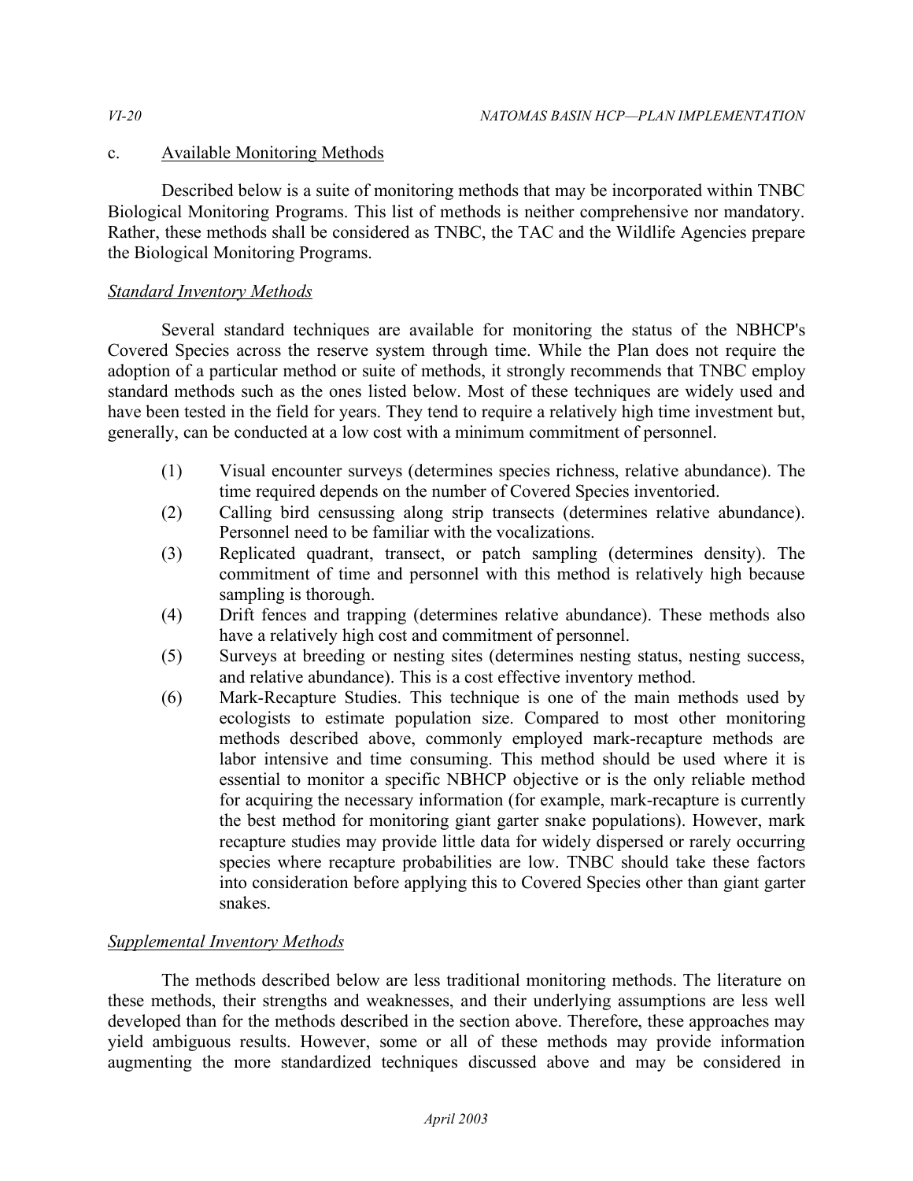c. Available Monitoring Methods

Described below is a suite of monitoring methods that may be incorporated within TNBC Biological Monitoring Programs. This list of methods is neither comprehensive nor mandatory. Rather, these methods shall be considered as TNBC, the TAC and the Wildlife Agencies prepare the Biological Monitoring Programs.

*Standard Inventory Methods*

Several standard techniques are available for monitoring the status of the NBHCP's Covered Species across the reserve system through time. While the Plan does not require the adoption of a particular method or suite of methods, it strongly recommends that TNBC employ standard methods such as the ones listed below. Most of these techniques are widely used and have been tested in the field for years. They tend to require a relatively high time investment but, generally, can be conducted at a low cost with a minimum commitment of personnel.

(1) Visual encounter surveys (determines species richness, relative abundance). The time required depends on the number of Covered Species inventoried.

(2) Calling bird censussing along strip transects (determines relative abundance). Personnel need to be familiar with the vocalizations.

(3) Replicated quadrant, transect, or patch sampling (determines density). The commitment of time and personnel with this method is relatively high because sampling is thorough.

(4) Drift fences and trapping (determines relative abundance). These methods also have a relatively high cost and commitment of personnel.

(5) Surveys at breeding or nesting sites (determines nesting status, nesting success, and relative abundance). This is a cost effective inventory method.

(6) Mark-Recapture Studies. This technique is one of the main methods used by ecologists to estimate population size. Compared to most other monitoring methods described above, commonly employed mark-recapture methods are labor intensive and time consuming. This method should be used where it is essential to monitor a specific NBHCP objective or is the only reliable method for acquiring the necessary information (for example, mark-recapture is currently the best method for monitoring giant garter snake populations). However, mark recapture studies may provide little data for widely dispersed or rarely occurring species where recapture probabilities are low. TNBC should take these factors into consideration before applying this to Covered Species other than giant garter snakes.

*Supplemental Inventory Methods*

The methods described below are less traditional monitoring methods. The literature on these methods, their strengths and weaknesses, and their underlying assumptions are less well developed than for the methods described in the section above. Therefore, these approaches may yield ambiguous results. However, some or all of these methods may provide information augmenting the more standardized techniques discussed above and may be considered in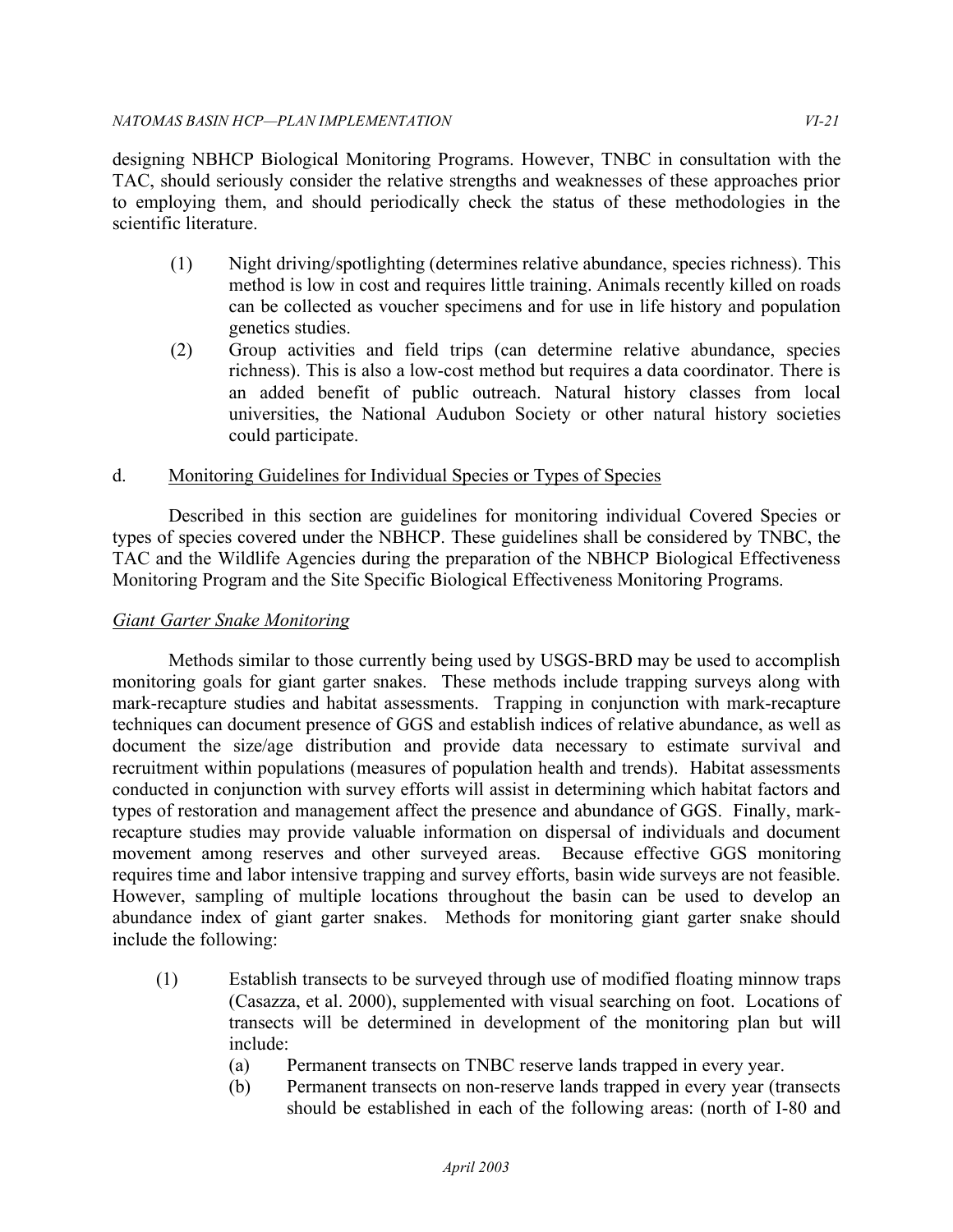designing NBHCP Biological Monitoring Programs. However, TNBC in consultation with the TAC, should seriously consider the relative strengths and weaknesses of these approaches prior to employing them, and should periodically check the status of these methodologies in the scientific literature.

(1) Night driving/spotlighting (determines relative abundance, species richness). This method is low in cost and requires little training. Animals recently killed on roads can be collected as voucher specimens and for use in life history and population genetics studies.

(2) Group activities and field trips (can determine relative abundance, species richness). This is also a low-cost method but requires a data coordinator. There is an added benefit of public outreach. Natural history classes from local universities, the National Audubon Society or other natural history societies could participate.

d. Monitoring Guidelines for Individual Species or Types of Species

Described in this section are guidelines for monitoring individual Covered Species or types of species covered under the NBHCP. These guidelines shall be considered by TNBC, the TAC and the Wildlife Agencies during the preparation of the NBHCP Biological Effectiveness Monitoring Program and the Site Specific Biological Effectiveness Monitoring Programs.

*Giant Garter Snake Monitoring*

Methods similar to those currently being used by USGS-BRD may be used to accomplish monitoring goals for giant garter snakes. These methods include trapping surveys along with mark-recapture studies and habitat assessments. Trapping in conjunction with mark-recapture techniques can document presence of GGS and establish indices of relative abundance, as well as document the size/age distribution and provide data necessary to estimate survival and recruitment within populations (measures of population health and trends). Habitat assessments conducted in conjunction with survey efforts will assist in determining which habitat factors and types of restoration and management affect the presence and abundance of GGS. Finally, mark-recapture studies may provide valuable information on dispersal of individuals and document movement among reserves and other surveyed areas. Because effective GGS monitoring requires time and labor intensive trapping and survey efforts, basin wide surveys are not feasible. However, sampling of multiple locations throughout the basin can be used to develop an abundance index of giant garter snakes. Methods for monitoring giant garter snake should include the following:

(1) Establish transects to be surveyed through use of modified floating minnow traps (Casazza, et al. 2000), supplemented with visual searching on foot. Locations of transects will be determined in development of the monitoring plan but will include:
  (a) Permanent transects on TNBC reserve lands trapped in every year.
  (b) Permanent transects on non-reserve lands trapped in every year (transects should be established in each of the following areas: (north of I-80 and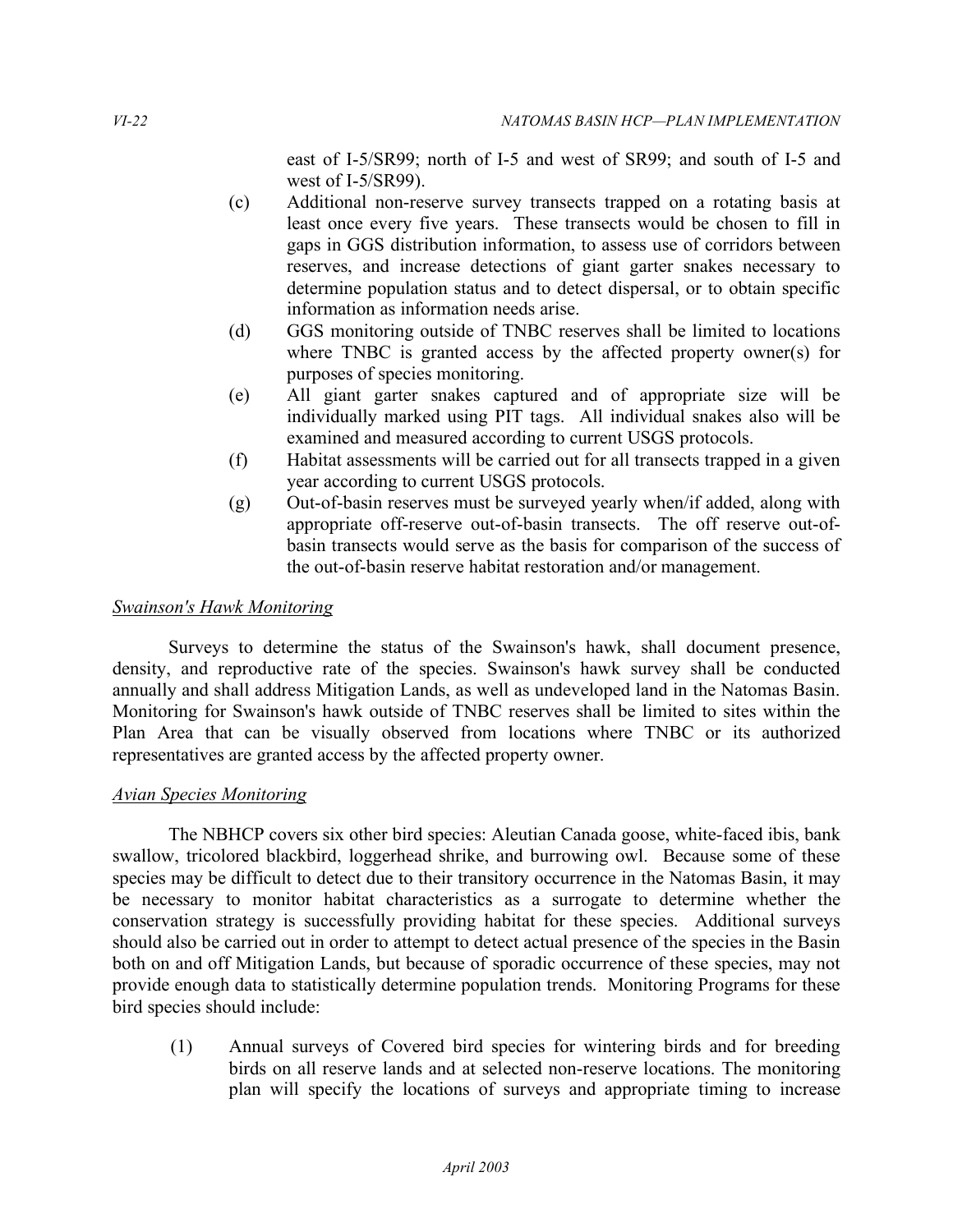east of I-5/SR99; north of I-5 and west of SR99; and south of I-5 and west of I-5/SR99).

(c) Additional non-reserve survey transects trapped on a rotating basis at least once every five years. These transects would be chosen to fill in gaps in GGS distribution information, to assess use of corridors between reserves, and increase detections of giant garter snakes necessary to determine population status and to detect dispersal, or to obtain specific information as information needs arise.

(d) GGS monitoring outside of TNBC reserves shall be limited to locations where TNBC is granted access by the affected property owner(s) for purposes of species monitoring.

(e) All giant garter snakes captured and of appropriate size will be individually marked using PIT tags. All individual snakes also will be examined and measured according to current USGS protocols.

(f) Habitat assessments will be carried out for all transects trapped in a given year according to current USGS protocols.

(g) Out-of-basin reserves must be surveyed yearly when/if added, along with appropriate off-reserve out-of-basin transects. The off reserve out-of-basin transects would serve as the basis for comparison of the success of the out-of-basin reserve habitat restoration and/or management.

*Swainson's Hawk Monitoring*

Surveys to determine the status of the Swainson's hawk, shall document presence, density, and reproductive rate of the species. Swainson's hawk survey shall be conducted annually and shall address Mitigation Lands, as well as undeveloped land in the Natomas Basin. Monitoring for Swainson's hawk outside of TNBC reserves shall be limited to sites within the Plan Area that can be visually observed from locations where TNBC or its authorized representatives are granted access by the affected property owner.

*Avian Species Monitoring*

The NBHCP covers six other bird species: Aleutian Canada goose, white-faced ibis, bank swallow, tricolored blackbird, loggerhead shrike, and burrowing owl. Because some of these species may be difficult to detect due to their transitory occurrence in the Natomas Basin, it may be necessary to monitor habitat characteristics as a surrogate to determine whether the conservation strategy is successfully providing habitat for these species. Additional surveys should also be carried out in order to attempt to detect actual presence of the species in the Basin both on and off Mitigation Lands, but because of sporadic occurrence of these species, may not provide enough data to statistically determine population trends. Monitoring Programs for these bird species should include:

(1) Annual surveys of Covered bird species for wintering birds and for breeding birds on all reserve lands and at selected non-reserve locations. The monitoring plan will specify the locations of surveys and appropriate timing to increase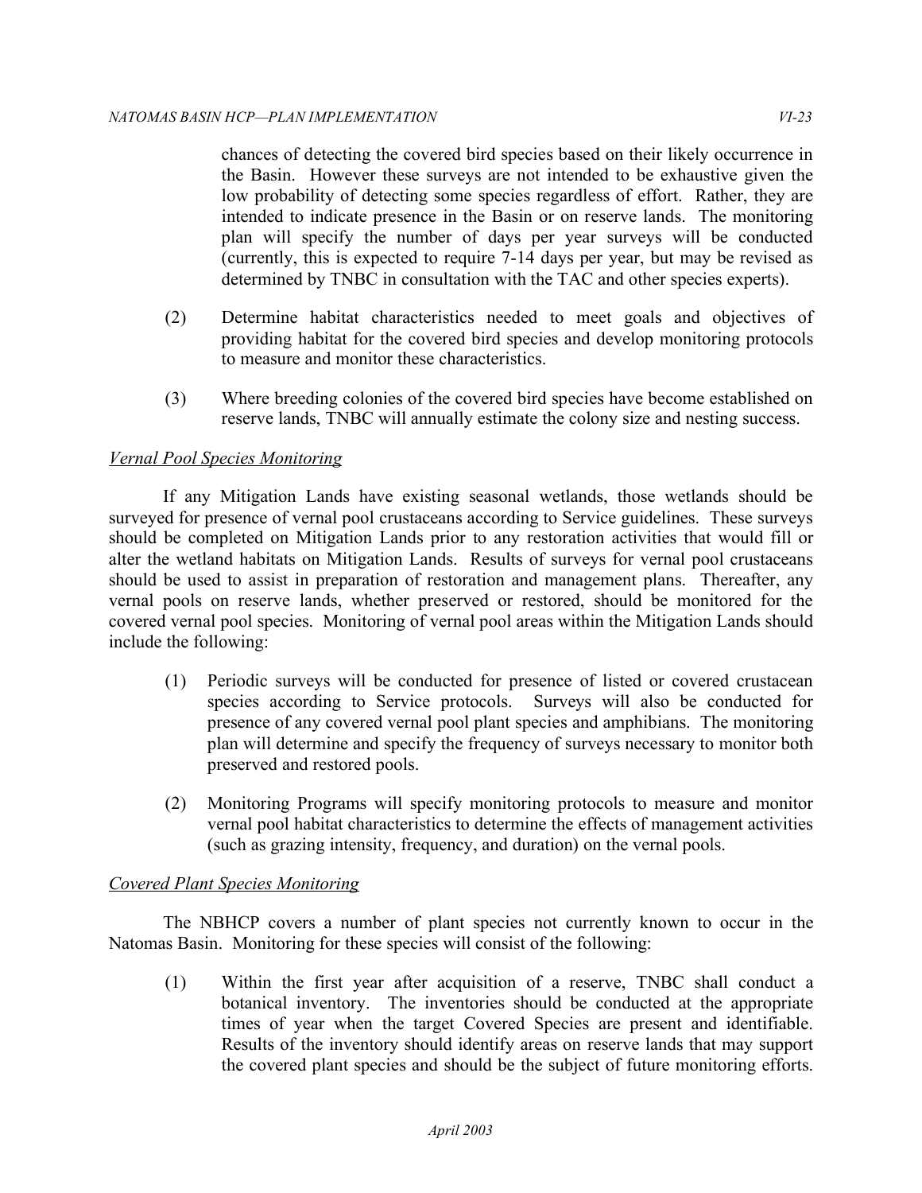chances of detecting the covered bird species based on their likely occurrence in the Basin. However these surveys are not intended to be exhaustive given the low probability of detecting some species regardless of effort. Rather, they are intended to indicate presence in the Basin or on reserve lands. The monitoring plan will specify the number of days per year surveys will be conducted (currently, this is expected to require 7-14 days per year, but may be revised as determined by TNBC in consultation with the TAC and other species experts).

(2) Determine habitat characteristics needed to meet goals and objectives of providing habitat for the covered bird species and develop monitoring protocols to measure and monitor these characteristics.

(3) Where breeding colonies of the covered bird species have become established on reserve lands, TNBC will annually estimate the colony size and nesting success.

*Vernal Pool Species Monitoring*

If any Mitigation Lands have existing seasonal wetlands, those wetlands should be surveyed for presence of vernal pool crustaceans according to Service guidelines. These surveys should be completed on Mitigation Lands prior to any restoration activities that would fill or alter the wetland habitats on Mitigation Lands. Results of surveys for vernal pool crustaceans should be used to assist in preparation of restoration and management plans. Thereafter, any vernal pools on reserve lands, whether preserved or restored, should be monitored for the covered vernal pool species. Monitoring of vernal pool areas within the Mitigation Lands should include the following:

(1) Periodic surveys will be conducted for presence of listed or covered crustacean species according to Service protocols. Surveys will also be conducted for presence of any covered vernal pool plant species and amphibians. The monitoring plan will determine and specify the frequency of surveys necessary to monitor both preserved and restored pools.

(2) Monitoring Programs will specify monitoring protocols to measure and monitor vernal pool habitat characteristics to determine the effects of management activities (such as grazing intensity, frequency, and duration) on the vernal pools.

*Covered Plant Species Monitoring*

The NBHCP covers a number of plant species not currently known to occur in the Natomas Basin. Monitoring for these species will consist of the following:

(1) Within the first year after acquisition of a reserve, TNBC shall conduct a botanical inventory. The inventories should be conducted at the appropriate times of year when the target Covered Species are present and identifiable. Results of the inventory should identify areas on reserve lands that may support the covered plant species and should be the subject of future monitoring efforts.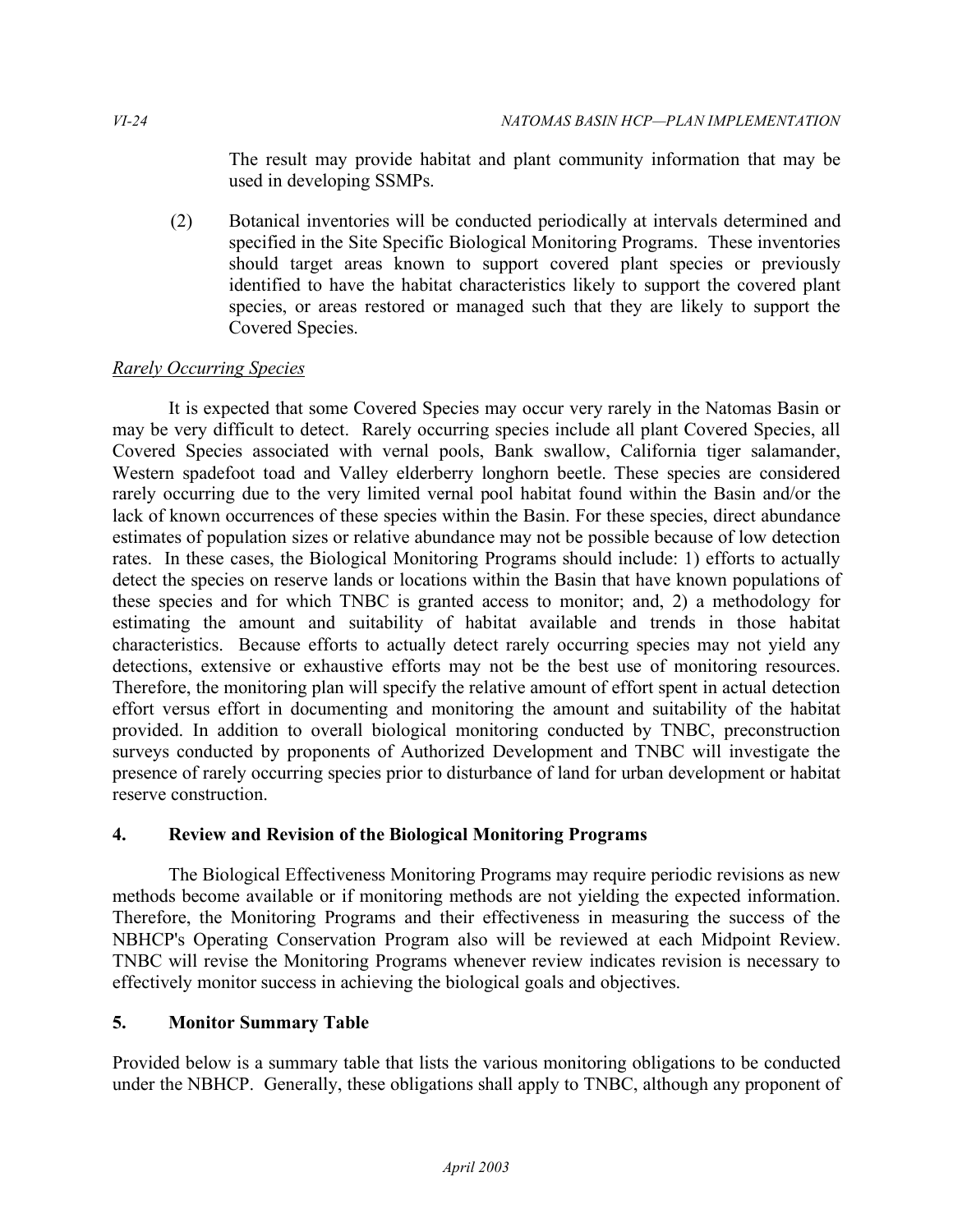The result may provide habitat and plant community information that may be used in developing SSMPs.

(2) Botanical inventories will be conducted periodically at intervals determined and specified in the Site Specific Biological Monitoring Programs. These inventories should target areas known to support covered plant species or previously identified to have the habitat characteristics likely to support the covered plant species, or areas restored or managed such that they are likely to support the Covered Species.

*Rarely Occurring Species*

It is expected that some Covered Species may occur very rarely in the Natomas Basin or may be very difficult to detect. Rarely occurring species include all plant Covered Species, all Covered Species associated with vernal pools, Bank swallow, California tiger salamander, Western spadefoot toad and Valley elderberry longhorn beetle. These species are considered rarely occurring due to the very limited vernal pool habitat found within the Basin and/or the lack of known occurrences of these species within the Basin. For these species, direct abundance estimates of population sizes or relative abundance may not be possible because of low detection rates. In these cases, the Biological Monitoring Programs should include: 1) efforts to actually detect the species on reserve lands or locations within the Basin that have known populations of these species and for which TNBC is granted access to monitor; and, 2) a methodology for estimating the amount and suitability of habitat available and trends in those habitat characteristics. Because efforts to actually detect rarely occurring species may not yield any detections, extensive or exhaustive efforts may not be the best use of monitoring resources. Therefore, the monitoring plan will specify the relative amount of effort spent in actual detection effort versus effort in documenting and monitoring the amount and suitability of the habitat provided. In addition to overall biological monitoring conducted by TNBC, preconstruction surveys conducted by proponents of Authorized Development and TNBC will investigate the presence of rarely occurring species prior to disturbance of land for urban development or habitat reserve construction.

## 4. Review and Revision of the Biological Monitoring Programs

The Biological Effectiveness Monitoring Programs may require periodic revisions as new methods become available or if monitoring methods are not yielding the expected information. Therefore, the Monitoring Programs and their effectiveness in measuring the success of the NBHCP's Operating Conservation Program also will be reviewed at each Midpoint Review. TNBC will revise the Monitoring Programs whenever review indicates revision is necessary to effectively monitor success in achieving the biological goals and objectives.

## 5. Monitor Summary Table

Provided below is a summary table that lists the various monitoring obligations to be conducted under the NBHCP. Generally, these obligations shall apply to TNBC, although any proponent of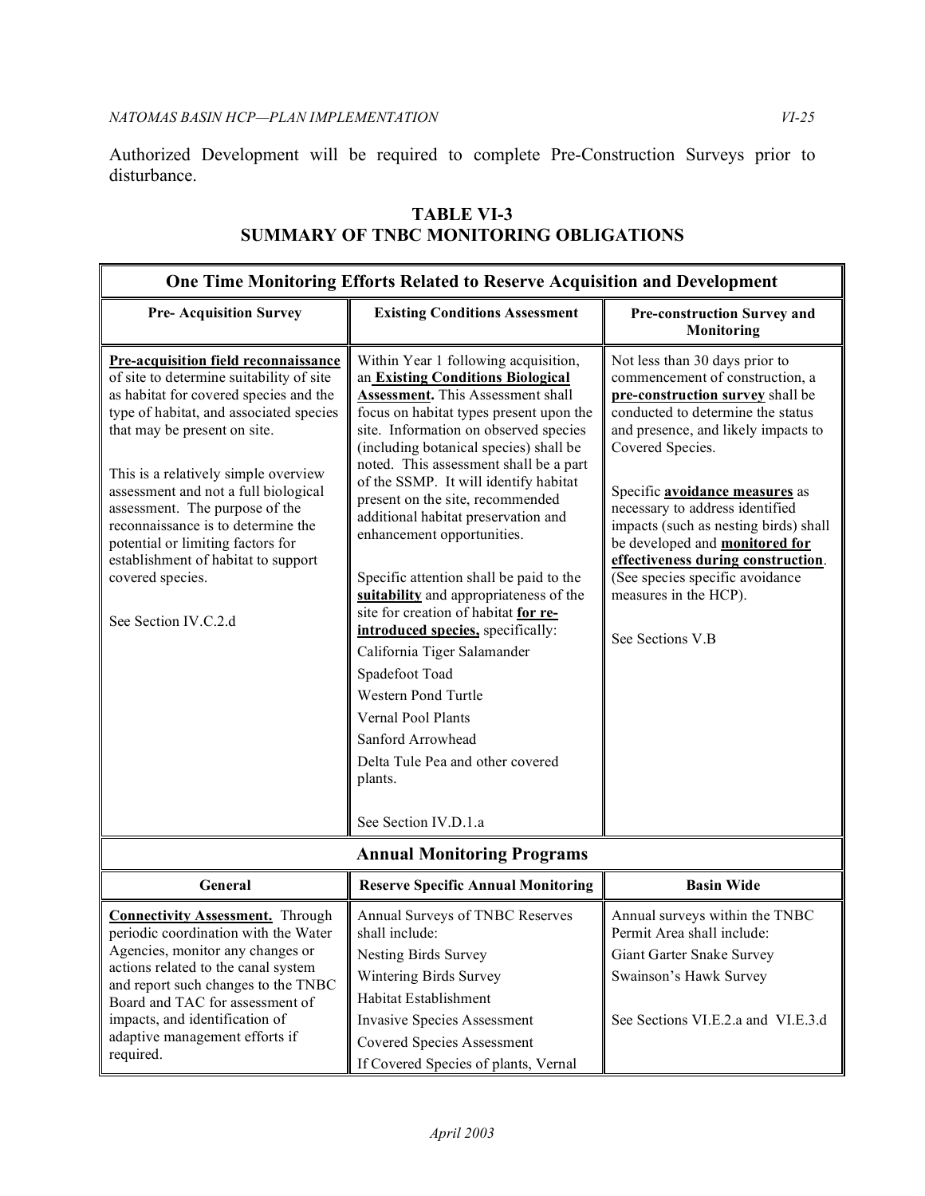Authorized Development will be required to complete Pre-Construction Surveys prior to disturbance.

## TABLE VI-3
## SUMMARY OF TNBC MONITORING OBLIGATIONS

| One Time Monitoring Efforts Related to Reserve Acquisition and Development | | |
|---|---|---|
| **Pre- Acquisition Survey** | **Existing Conditions Assessment** | **Pre-construction Survey and Monitoring** |
| **Pre-acquisition field reconnaissance** of site to determine suitability of site as habitat for covered species and the type of habitat, and associated species that may be present on site.<br><br>This is a relatively simple overview assessment and not a full biological assessment. The purpose of the reconnaissance is to determine the potential or limiting factors for establishment of habitat to support covered species.<br><br>See Section IV.C.2.d | Within Year 1 following acquisition, an **Existing Conditions Biological Assessment.** This Assessment shall focus on habitat types present upon the site. Information on observed species (including botanical species) shall be noted. This assessment shall be a part of the SSMP. It will identify habitat present on the site, recommended additional habitat preservation and enhancement opportunities.<br><br>Specific attention shall be paid to the **suitability** and appropriateness of the site for creation of habitat **for re-introduced species,** specifically:<br>California Tiger Salamander<br>Spadefoot Toad<br>Western Pond Turtle<br>Vernal Pool Plants<br>Sanford Arrowhead<br>Delta Tule Pea and other covered plants.<br><br>See Section IV.D.1.a | Not less than 30 days prior to commencement of construction, a **pre-construction survey** shall be conducted to determine the status and presence, and likely impacts to Covered Species.<br><br>Specific **avoidance measures** as necessary to address identified impacts (such as nesting birds) shall be developed and **monitored for effectiveness during construction**. (See species specific avoidance measures in the HCP).<br><br>See Sections V.B |
| **Annual Monitoring Programs** | | |
| **General** | **Reserve Specific Annual Monitoring** | **Basin Wide** |
| **Connectivity Assessment.** Through periodic coordination with the Water Agencies, monitor any changes or actions related to the canal system and report such changes to the TNBC Board and TAC for assessment of impacts, and identification of adaptive management efforts if required. | Annual Surveys of TNBC Reserves shall include:<br>Nesting Birds Survey<br>Wintering Birds Survey<br>Habitat Establishment<br>Invasive Species Assessment<br>Covered Species Assessment<br>If Covered Species of plants, Vernal | Annual surveys within the TNBC Permit Area shall include:<br>Giant Garter Snake Survey<br>Swainson's Hawk Survey<br><br>See Sections VI.E.2.a and VI.E.3.d |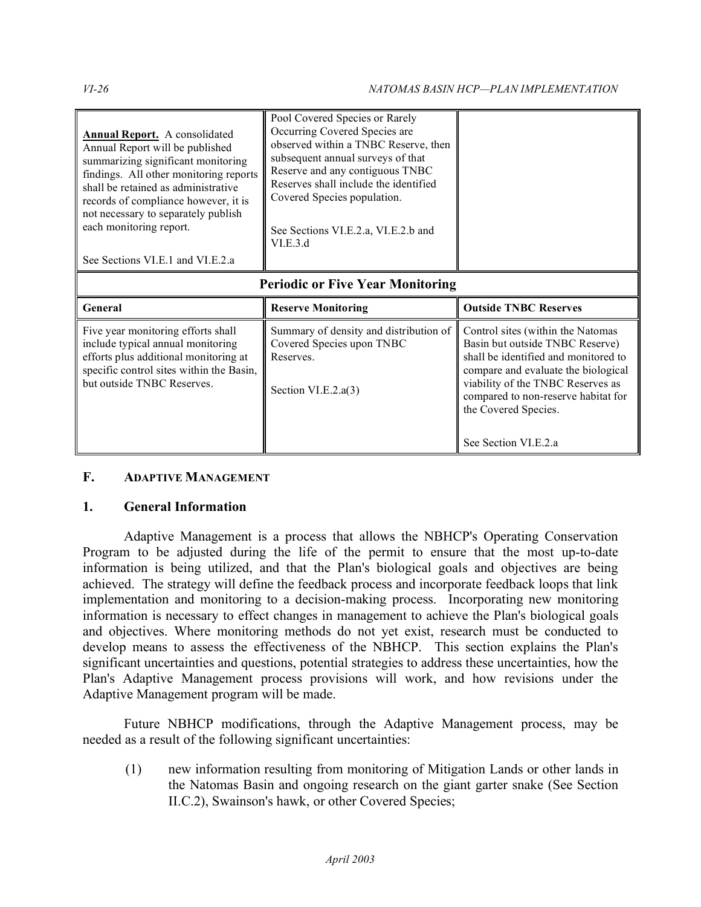| | | |
|---|---|---|
| **Annual Report.** A consolidated Annual Report will be published summarizing significant monitoring findings. All other monitoring reports shall be retained as administrative records of compliance however, it is not necessary to separately publish each monitoring report.<br><br>See Sections VI.E.1 and VI.E.2.a | Pool Covered Species or Rarely Occurring Covered Species are observed within a TNBC Reserve, then subsequent annual surveys of that Reserve and any contiguous TNBC Reserves shall include the identified Covered Species population.<br><br>See Sections VI.E.2.a, VI.E.2.b and VI.E.3.d | |
| **Periodic or Five Year Monitoring** | | |
| **General** | **Reserve Monitoring** | **Outside TNBC Reserves** |
| Five year monitoring efforts shall include typical annual monitoring efforts plus additional monitoring at specific control sites within the Basin, but outside TNBC Reserves. | Summary of density and distribution of Covered Species upon TNBC Reserves.<br><br>Section VI.E.2.a(3) | Control sites (within the Natomas Basin but outside TNBC Reserve) shall be identified and monitored to compare and evaluate the biological viability of the TNBC Reserves as compared to non-reserve habitat for the Covered Species.<br><br>See Section VI.E.2.a |

## F. ADAPTIVE MANAGEMENT

### 1. General Information

Adaptive Management is a process that allows the NBHCP's Operating Conservation Program to be adjusted during the life of the permit to ensure that the most up-to-date information is being utilized, and that the Plan's biological goals and objectives are being achieved. The strategy will define the feedback process and incorporate feedback loops that link implementation and monitoring to a decision-making process. Incorporating new monitoring information is necessary to effect changes in management to achieve the Plan's biological goals and objectives. Where monitoring methods do not yet exist, research must be conducted to develop means to assess the effectiveness of the NBHCP. This section explains the Plan's significant uncertainties and questions, potential strategies to address these uncertainties, how the Plan's Adaptive Management process provisions will work, and how revisions under the Adaptive Management program will be made.

Future NBHCP modifications, through the Adaptive Management process, may be needed as a result of the following significant uncertainties:

(1) new information resulting from monitoring of Mitigation Lands or other lands in the Natomas Basin and ongoing research on the giant garter snake (See Section II.C.2), Swainson's hawk, or other Covered Species;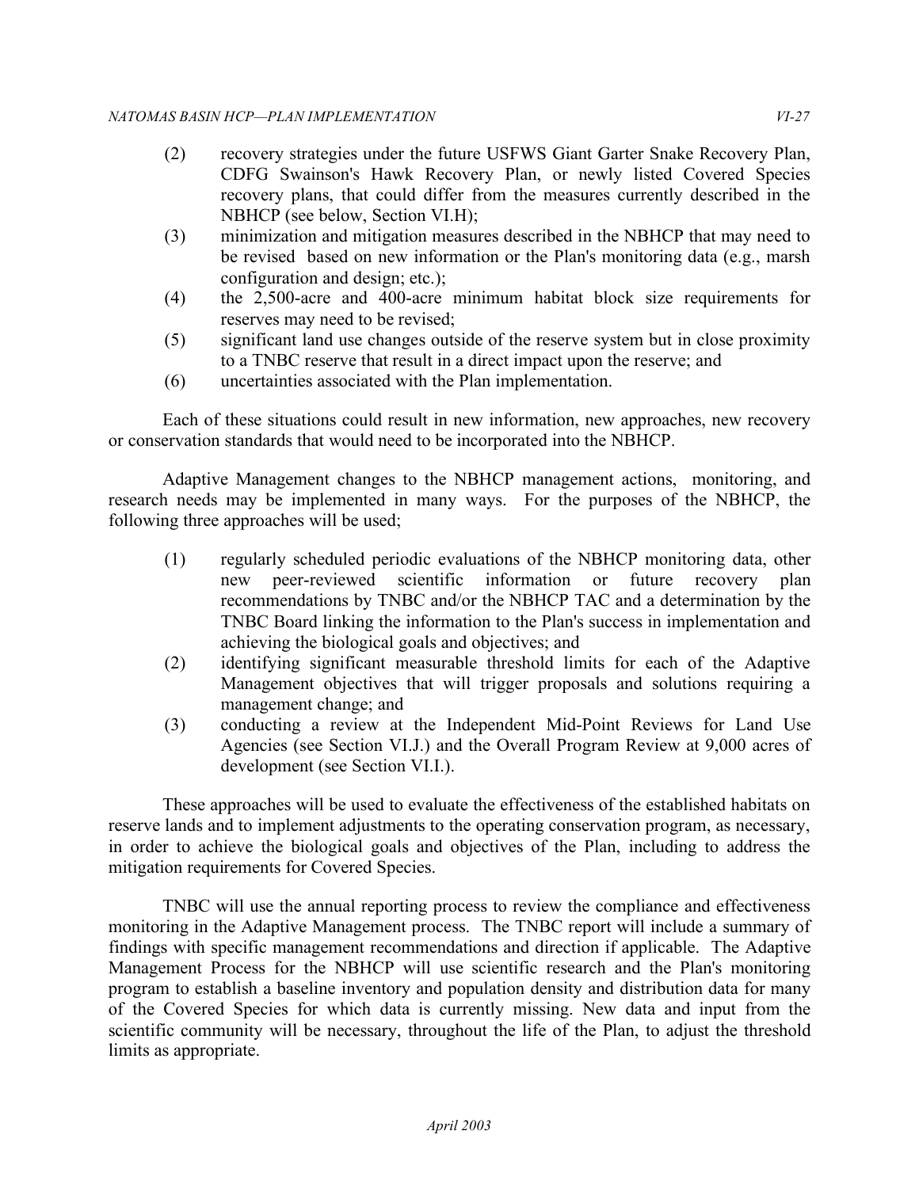(2) recovery strategies under the future USFWS Giant Garter Snake Recovery Plan, CDFG Swainson's Hawk Recovery Plan, or newly listed Covered Species recovery plans, that could differ from the measures currently described in the NBHCP (see below, Section VI.H);

(3) minimization and mitigation measures described in the NBHCP that may need to be revised based on new information or the Plan's monitoring data (e.g., marsh configuration and design; etc.);

(4) the 2,500-acre and 400-acre minimum habitat block size requirements for reserves may need to be revised;

(5) significant land use changes outside of the reserve system but in close proximity to a TNBC reserve that result in a direct impact upon the reserve; and

(6) uncertainties associated with the Plan implementation.

Each of these situations could result in new information, new approaches, new recovery or conservation standards that would need to be incorporated into the NBHCP.

Adaptive Management changes to the NBHCP management actions, monitoring, and research needs may be implemented in many ways. For the purposes of the NBHCP, the following three approaches will be used;

(1) regularly scheduled periodic evaluations of the NBHCP monitoring data, other new peer-reviewed scientific information or future recovery plan recommendations by TNBC and/or the NBHCP TAC and a determination by the TNBC Board linking the information to the Plan's success in implementation and achieving the biological goals and objectives; and

(2) identifying significant measurable threshold limits for each of the Adaptive Management objectives that will trigger proposals and solutions requiring a management change; and

(3) conducting a review at the Independent Mid-Point Reviews for Land Use Agencies (see Section VI.J.) and the Overall Program Review at 9,000 acres of development (see Section VI.I.).

These approaches will be used to evaluate the effectiveness of the established habitats on reserve lands and to implement adjustments to the operating conservation program, as necessary, in order to achieve the biological goals and objectives of the Plan, including to address the mitigation requirements for Covered Species.

TNBC will use the annual reporting process to review the compliance and effectiveness monitoring in the Adaptive Management process. The TNBC report will include a summary of findings with specific management recommendations and direction if applicable. The Adaptive Management Process for the NBHCP will use scientific research and the Plan's monitoring program to establish a baseline inventory and population density and distribution data for many of the Covered Species for which data is currently missing. New data and input from the scientific community will be necessary, throughout the life of the Plan, to adjust the threshold limits as appropriate.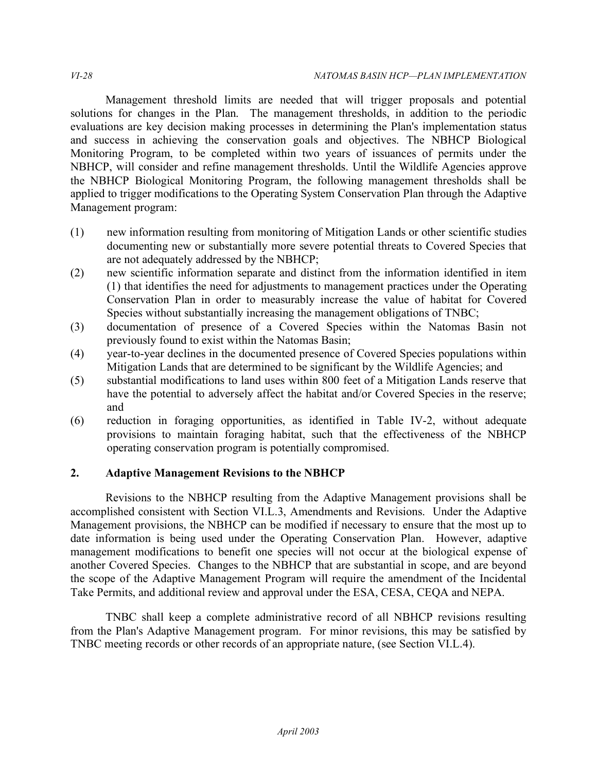Management threshold limits are needed that will trigger proposals and potential solutions for changes in the Plan. The management thresholds, in addition to the periodic evaluations are key decision making processes in determining the Plan's implementation status and success in achieving the conservation goals and objectives. The NBHCP Biological Monitoring Program, to be completed within two years of issuances of permits under the NBHCP, will consider and refine management thresholds. Until the Wildlife Agencies approve the NBHCP Biological Monitoring Program, the following management thresholds shall be applied to trigger modifications to the Operating System Conservation Plan through the Adaptive Management program:

(1) new information resulting from monitoring of Mitigation Lands or other scientific studies documenting new or substantially more severe potential threats to Covered Species that are not adequately addressed by the NBHCP;

(2) new scientific information separate and distinct from the information identified in item (1) that identifies the need for adjustments to management practices under the Operating Conservation Plan in order to measurably increase the value of habitat for Covered Species without substantially increasing the management obligations of TNBC;

(3) documentation of presence of a Covered Species within the Natomas Basin not previously found to exist within the Natomas Basin;

(4) year-to-year declines in the documented presence of Covered Species populations within Mitigation Lands that are determined to be significant by the Wildlife Agencies; and

(5) substantial modifications to land uses within 800 feet of a Mitigation Lands reserve that have the potential to adversely affect the habitat and/or Covered Species in the reserve; and

(6) reduction in foraging opportunities, as identified in Table IV-2, without adequate provisions to maintain foraging habitat, such that the effectiveness of the NBHCP operating conservation program is potentially compromised.

## 2. Adaptive Management Revisions to the NBHCP

Revisions to the NBHCP resulting from the Adaptive Management provisions shall be accomplished consistent with Section VI.L.3, Amendments and Revisions. Under the Adaptive Management provisions, the NBHCP can be modified if necessary to ensure that the most up to date information is being used under the Operating Conservation Plan. However, adaptive management modifications to benefit one species will not occur at the biological expense of another Covered Species. Changes to the NBHCP that are substantial in scope, and are beyond the scope of the Adaptive Management Program will require the amendment of the Incidental Take Permits, and additional review and approval under the ESA, CESA, CEQA and NEPA.

TNBC shall keep a complete administrative record of all NBHCP revisions resulting from the Plan's Adaptive Management program. For minor revisions, this may be satisfied by TNBC meeting records or other records of an appropriate nature, (see Section VI.L.4).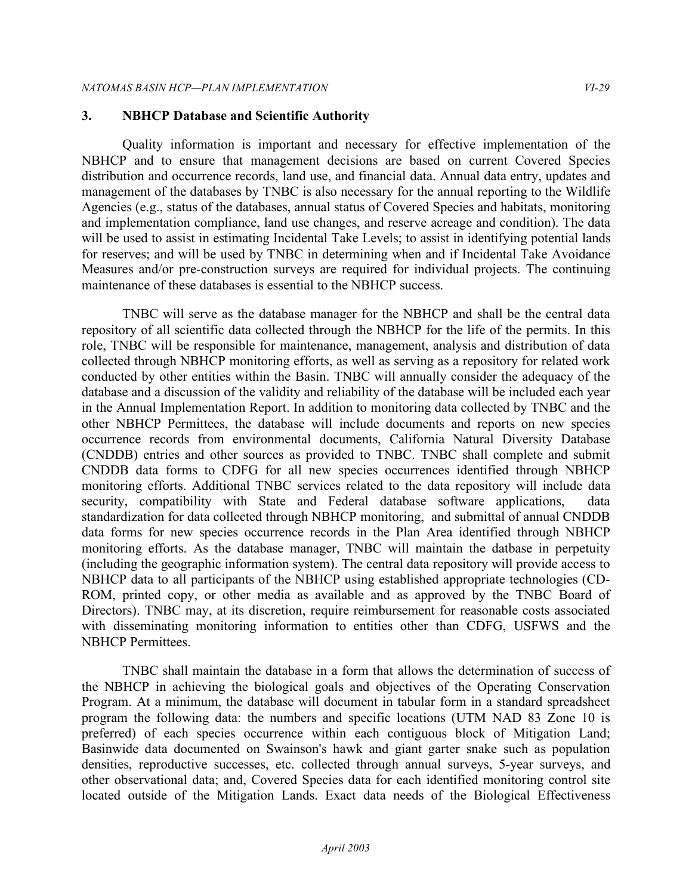### 3. NBHCP Database and Scientific Authority

Quality information is important and necessary for effective implementation of the NBHCP and to ensure that management decisions are based on current Covered Species distribution and occurrence records, land use, and financial data. Annual data entry, updates and management of the databases by TNBC is also necessary for the annual reporting to the Wildlife Agencies (e.g., status of the databases, annual status of Covered Species and habitats, monitoring and implementation compliance, land use changes, and reserve acreage and condition). The data will be used to assist in estimating Incidental Take Levels; to assist in identifying potential lands for reserves; and will be used by TNBC in determining when and if Incidental Take Avoidance Measures and/or pre-construction surveys are required for individual projects. The continuing maintenance of these databases is essential to the NBHCP success.

TNBC will serve as the database manager for the NBHCP and shall be the central data repository of all scientific data collected through the NBHCP for the life of the permits. In this role, TNBC will be responsible for maintenance, management, analysis and distribution of data collected through NBHCP monitoring efforts, as well as serving as a repository for related work conducted by other entities within the Basin. TNBC will annually consider the adequacy of the database and a discussion of the validity and reliability of the database will be included each year in the Annual Implementation Report. In addition to monitoring data collected by TNBC and the other NBHCP Permittees, the database will include documents and reports on new species occurrence records from environmental documents, California Natural Diversity Database (CNDDB) entries and other sources as provided to TNBC. TNBC shall complete and submit CNDDB data forms to CDFG for all new species occurrences identified through NBHCP monitoring efforts. Additional TNBC services related to the data repository will include data security, compatibility with State and Federal database software applications, data standardization for data collected through NBHCP monitoring, and submittal of annual CNDDB data forms for new species occurrence records in the Plan Area identified through NBHCP monitoring efforts. As the database manager, TNBC will maintain the datbase in perpetuity (including the geographic information system). The central data repository will provide access to NBHCP data to all participants of the NBHCP using established appropriate technologies (CD-ROM, printed copy, or other media as available and as approved by the TNBC Board of Directors). TNBC may, at its discretion, require reimbursement for reasonable costs associated with disseminating monitoring information to entities other than CDFG, USFWS and the NBHCP Permittees.

TNBC shall maintain the database in a form that allows the determination of success of the NBHCP in achieving the biological goals and objectives of the Operating Conservation Program. At a minimum, the database will document in tabular form in a standard spreadsheet program the following data: the numbers and specific locations (UTM NAD 83 Zone 10 is preferred) of each species occurrence within each contiguous block of Mitigation Land; Basinwide data documented on Swainson's hawk and giant garter snake such as population densities, reproductive successes, etc. collected through annual surveys, 5-year surveys, and other observational data; and, Covered Species data for each identified monitoring control site located outside of the Mitigation Lands. Exact data needs of the Biological Effectiveness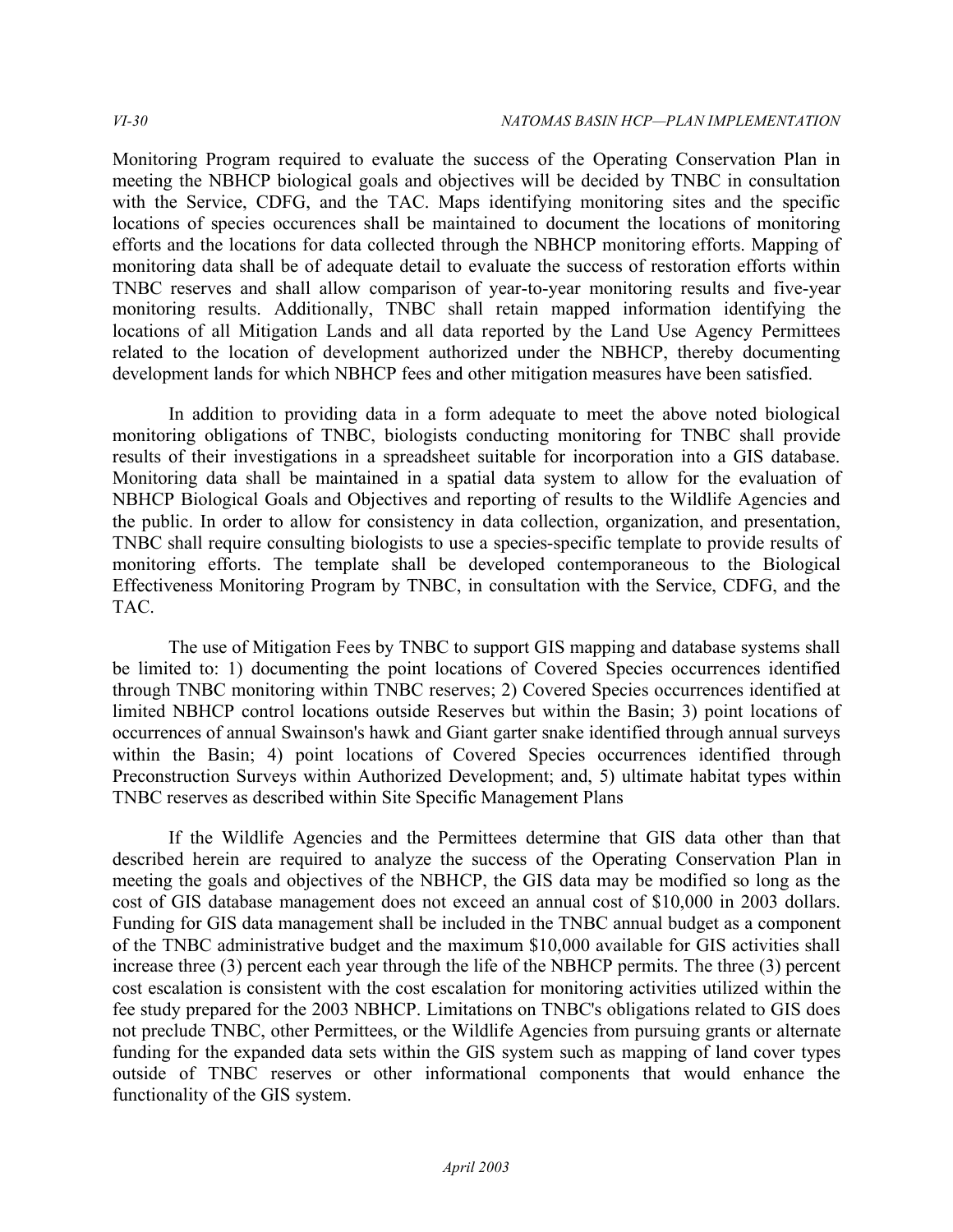Monitoring Program required to evaluate the success of the Operating Conservation Plan in meeting the NBHCP biological goals and objectives will be decided by TNBC in consultation with the Service, CDFG, and the TAC. Maps identifying monitoring sites and the specific locations of species occurences shall be maintained to document the locations of monitoring efforts and the locations for data collected through the NBHCP monitoring efforts. Mapping of monitoring data shall be of adequate detail to evaluate the success of restoration efforts within TNBC reserves and shall allow comparison of year-to-year monitoring results and five-year monitoring results. Additionally, TNBC shall retain mapped information identifying the locations of all Mitigation Lands and all data reported by the Land Use Agency Permittees related to the location of development authorized under the NBHCP, thereby documenting development lands for which NBHCP fees and other mitigation measures have been satisfied.

In addition to providing data in a form adequate to meet the above noted biological monitoring obligations of TNBC, biologists conducting monitoring for TNBC shall provide results of their investigations in a spreadsheet suitable for incorporation into a GIS database. Monitoring data shall be maintained in a spatial data system to allow for the evaluation of NBHCP Biological Goals and Objectives and reporting of results to the Wildlife Agencies and the public. In order to allow for consistency in data collection, organization, and presentation, TNBC shall require consulting biologists to use a species-specific template to provide results of monitoring efforts. The template shall be developed contemporaneous to the Biological Effectiveness Monitoring Program by TNBC, in consultation with the Service, CDFG, and the TAC.

The use of Mitigation Fees by TNBC to support GIS mapping and database systems shall be limited to: 1) documenting the point locations of Covered Species occurrences identified through TNBC monitoring within TNBC reserves; 2) Covered Species occurrences identified at limited NBHCP control locations outside Reserves but within the Basin; 3) point locations of occurrences of annual Swainson's hawk and Giant garter snake identified through annual surveys within the Basin; 4) point locations of Covered Species occurrences identified through Preconstruction Surveys within Authorized Development; and, 5) ultimate habitat types within TNBC reserves as described within Site Specific Management Plans

If the Wildlife Agencies and the Permittees determine that GIS data other than that described herein are required to analyze the success of the Operating Conservation Plan in meeting the goals and objectives of the NBHCP, the GIS data may be modified so long as the cost of GIS database management does not exceed an annual cost of $10,000 in 2003 dollars. Funding for GIS data management shall be included in the TNBC annual budget as a component of the TNBC administrative budget and the maximum $10,000 available for GIS activities shall increase three (3) percent each year through the life of the NBHCP permits. The three (3) percent cost escalation is consistent with the cost escalation for monitoring activities utilized within the fee study prepared for the 2003 NBHCP. Limitations on TNBC's obligations related to GIS does not preclude TNBC, other Permittees, or the Wildlife Agencies from pursuing grants or alternate funding for the expanded data sets within the GIS system such as mapping of land cover types outside of TNBC reserves or other informational components that would enhance the functionality of the GIS system.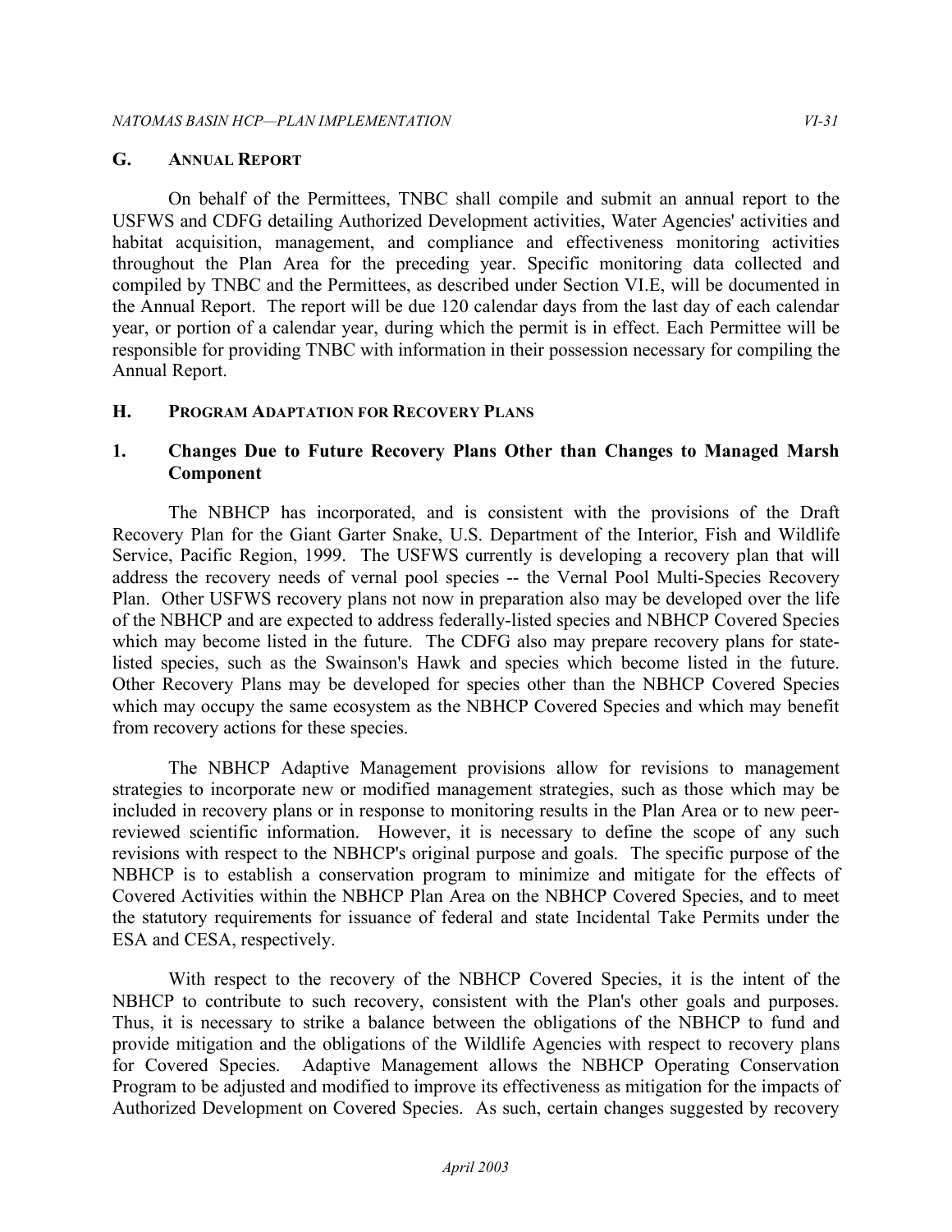## G. Annual Report

On behalf of the Permittees, TNBC shall compile and submit an annual report to the USFWS and CDFG detailing Authorized Development activities, Water Agencies' activities and habitat acquisition, management, and compliance and effectiveness monitoring activities throughout the Plan Area for the preceding year. Specific monitoring data collected and compiled by TNBC and the Permittees, as described under Section VI.E, will be documented in the Annual Report. The report will be due 120 calendar days from the last day of each calendar year, or portion of a calendar year, during which the permit is in effect. Each Permittee will be responsible for providing TNBC with information in their possession necessary for compiling the Annual Report.

## H. Program Adaptation for Recovery Plans

### 1. Changes Due to Future Recovery Plans Other than Changes to Managed Marsh Component

The NBHCP has incorporated, and is consistent with the provisions of the Draft Recovery Plan for the Giant Garter Snake, U.S. Department of the Interior, Fish and Wildlife Service, Pacific Region, 1999. The USFWS currently is developing a recovery plan that will address the recovery needs of vernal pool species -- the Vernal Pool Multi-Species Recovery Plan. Other USFWS recovery plans not now in preparation also may be developed over the life of the NBHCP and are expected to address federally-listed species and NBHCP Covered Species which may become listed in the future. The CDFG also may prepare recovery plans for state-listed species, such as the Swainson's Hawk and species which become listed in the future. Other Recovery Plans may be developed for species other than the NBHCP Covered Species which may occupy the same ecosystem as the NBHCP Covered Species and which may benefit from recovery actions for these species.

The NBHCP Adaptive Management provisions allow for revisions to management strategies to incorporate new or modified management strategies, such as those which may be included in recovery plans or in response to monitoring results in the Plan Area or to new peer-reviewed scientific information. However, it is necessary to define the scope of any such revisions with respect to the NBHCP's original purpose and goals. The specific purpose of the NBHCP is to establish a conservation program to minimize and mitigate for the effects of Covered Activities within the NBHCP Plan Area on the NBHCP Covered Species, and to meet the statutory requirements for issuance of federal and state Incidental Take Permits under the ESA and CESA, respectively.

With respect to the recovery of the NBHCP Covered Species, it is the intent of the NBHCP to contribute to such recovery, consistent with the Plan's other goals and purposes. Thus, it is necessary to strike a balance between the obligations of the NBHCP to fund and provide mitigation and the obligations of the Wildlife Agencies with respect to recovery plans for Covered Species. Adaptive Management allows the NBHCP Operating Conservation Program to be adjusted and modified to improve its effectiveness as mitigation for the impacts of Authorized Development on Covered Species. As such, certain changes suggested by recovery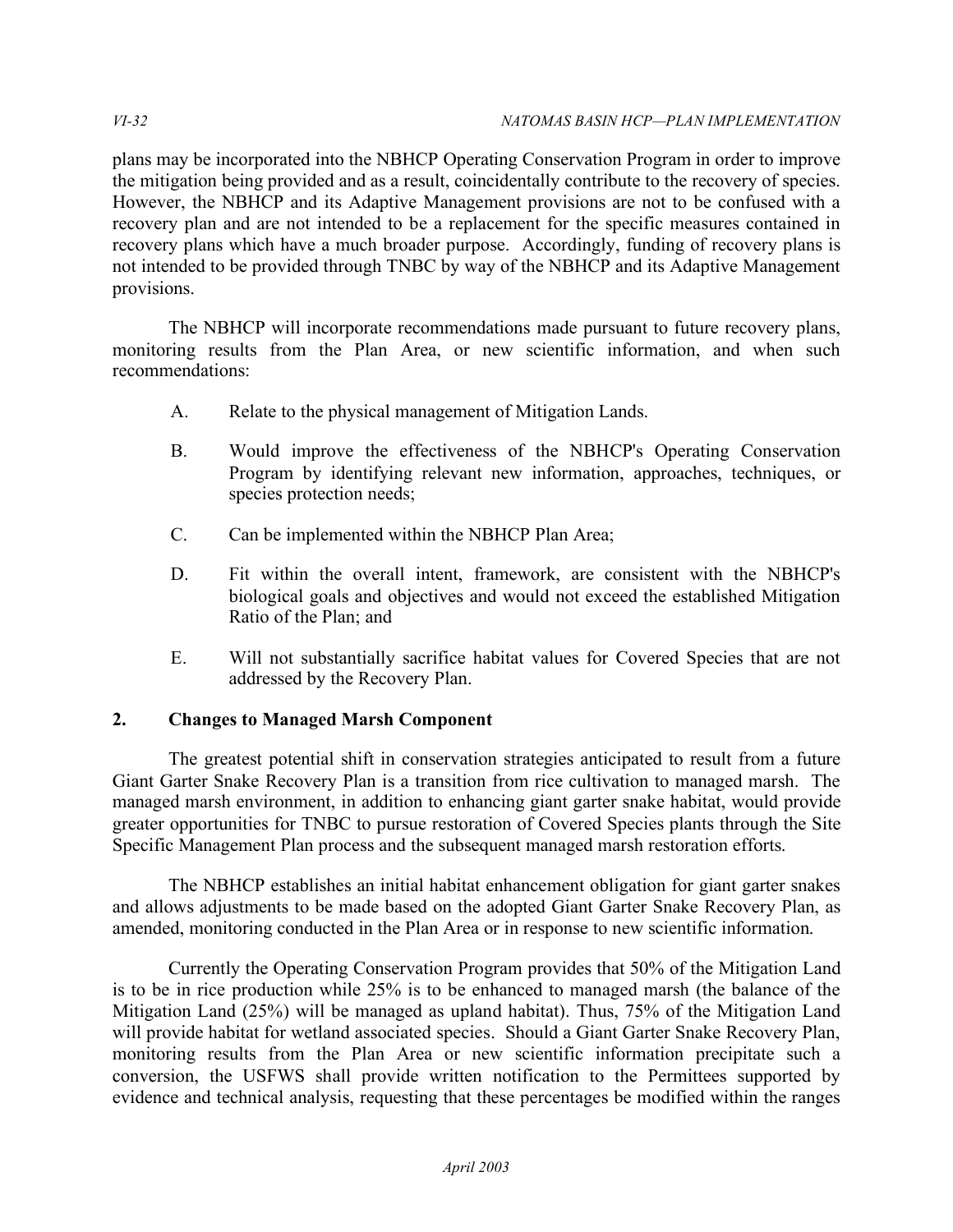plans may be incorporated into the NBHCP Operating Conservation Program in order to improve the mitigation being provided and as a result, coincidentally contribute to the recovery of species. However, the NBHCP and its Adaptive Management provisions are not to be confused with a recovery plan and are not intended to be a replacement for the specific measures contained in recovery plans which have a much broader purpose. Accordingly, funding of recovery plans is not intended to be provided through TNBC by way of the NBHCP and its Adaptive Management provisions.

The NBHCP will incorporate recommendations made pursuant to future recovery plans, monitoring results from the Plan Area, or new scientific information, and when such recommendations:

A. Relate to the physical management of Mitigation Lands.

B. Would improve the effectiveness of the NBHCP's Operating Conservation Program by identifying relevant new information, approaches, techniques, or species protection needs;

C. Can be implemented within the NBHCP Plan Area;

D. Fit within the overall intent, framework, are consistent with the NBHCP's biological goals and objectives and would not exceed the established Mitigation Ratio of the Plan; and

E. Will not substantially sacrifice habitat values for Covered Species that are not addressed by the Recovery Plan.

## 2. Changes to Managed Marsh Component

The greatest potential shift in conservation strategies anticipated to result from a future Giant Garter Snake Recovery Plan is a transition from rice cultivation to managed marsh. The managed marsh environment, in addition to enhancing giant garter snake habitat, would provide greater opportunities for TNBC to pursue restoration of Covered Species plants through the Site Specific Management Plan process and the subsequent managed marsh restoration efforts.

The NBHCP establishes an initial habitat enhancement obligation for giant garter snakes and allows adjustments to be made based on the adopted Giant Garter Snake Recovery Plan, as amended, monitoring conducted in the Plan Area or in response to new scientific information.

Currently the Operating Conservation Program provides that 50% of the Mitigation Land is to be in rice production while 25% is to be enhanced to managed marsh (the balance of the Mitigation Land (25%) will be managed as upland habitat). Thus, 75% of the Mitigation Land will provide habitat for wetland associated species. Should a Giant Garter Snake Recovery Plan, monitoring results from the Plan Area or new scientific information precipitate such a conversion, the USFWS shall provide written notification to the Permittees supported by evidence and technical analysis, requesting that these percentages be modified within the ranges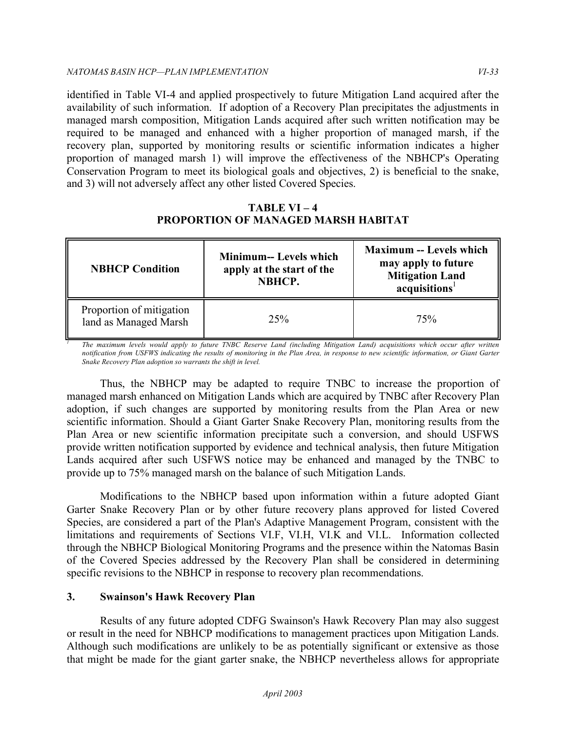identified in Table VI-4 and applied prospectively to future Mitigation Land acquired after the availability of such information. If adoption of a Recovery Plan precipitates the adjustments in managed marsh composition, Mitigation Lands acquired after such written notification may be required to be managed and enhanced with a higher proportion of managed marsh, if the recovery plan, supported by monitoring results or scientific information indicates a higher proportion of managed marsh 1) will improve the effectiveness of the NBHCP's Operating Conservation Program to meet its biological goals and objectives, 2) is beneficial to the snake, and 3) will not adversely affect any other listed Covered Species.

**TABLE VI – 4**
**PROPORTION OF MANAGED MARSH HABITAT**

| NBHCP Condition | Minimum-- Levels which apply at the start of the NBHCP. | Maximum -- Levels which may apply to future Mitigation Land acquisitions[1] |
|---|---|---|
| Proportion of mitigation land as Managed Marsh | 25% | 75% |

*[1] The maximum levels would apply to future TNBC Reserve Land (including Mitigation Land) acquisitions which occur after written notification from USFWS indicating the results of monitoring in the Plan Area, in response to new scientific information, or Giant Garter Snake Recovery Plan adoption so warrants the shift in level.*

Thus, the NBHCP may be adapted to require TNBC to increase the proportion of managed marsh enhanced on Mitigation Lands which are acquired by TNBC after Recovery Plan adoption, if such changes are supported by monitoring results from the Plan Area or new scientific information. Should a Giant Garter Snake Recovery Plan, monitoring results from the Plan Area or new scientific information precipitate such a conversion, and should USFWS provide written notification supported by evidence and technical analysis, then future Mitigation Lands acquired after such USFWS notice may be enhanced and managed by the TNBC to provide up to 75% managed marsh on the balance of such Mitigation Lands.

Modifications to the NBHCP based upon information within a future adopted Giant Garter Snake Recovery Plan or by other future recovery plans approved for listed Covered Species, are considered a part of the Plan's Adaptive Management Program, consistent with the limitations and requirements of Sections VI.F, VI.H, VI.K and VI.L. Information collected through the NBHCP Biological Monitoring Programs and the presence within the Natomas Basin of the Covered Species addressed by the Recovery Plan shall be considered in determining specific revisions to the NBHCP in response to recovery plan recommendations.

### 3. Swainson's Hawk Recovery Plan

Results of any future adopted CDFG Swainson's Hawk Recovery Plan may also suggest or result in the need for NBHCP modifications to management practices upon Mitigation Lands. Although such modifications are unlikely to be as potentially significant or extensive as those that might be made for the giant garter snake, the NBHCP nevertheless allows for appropriate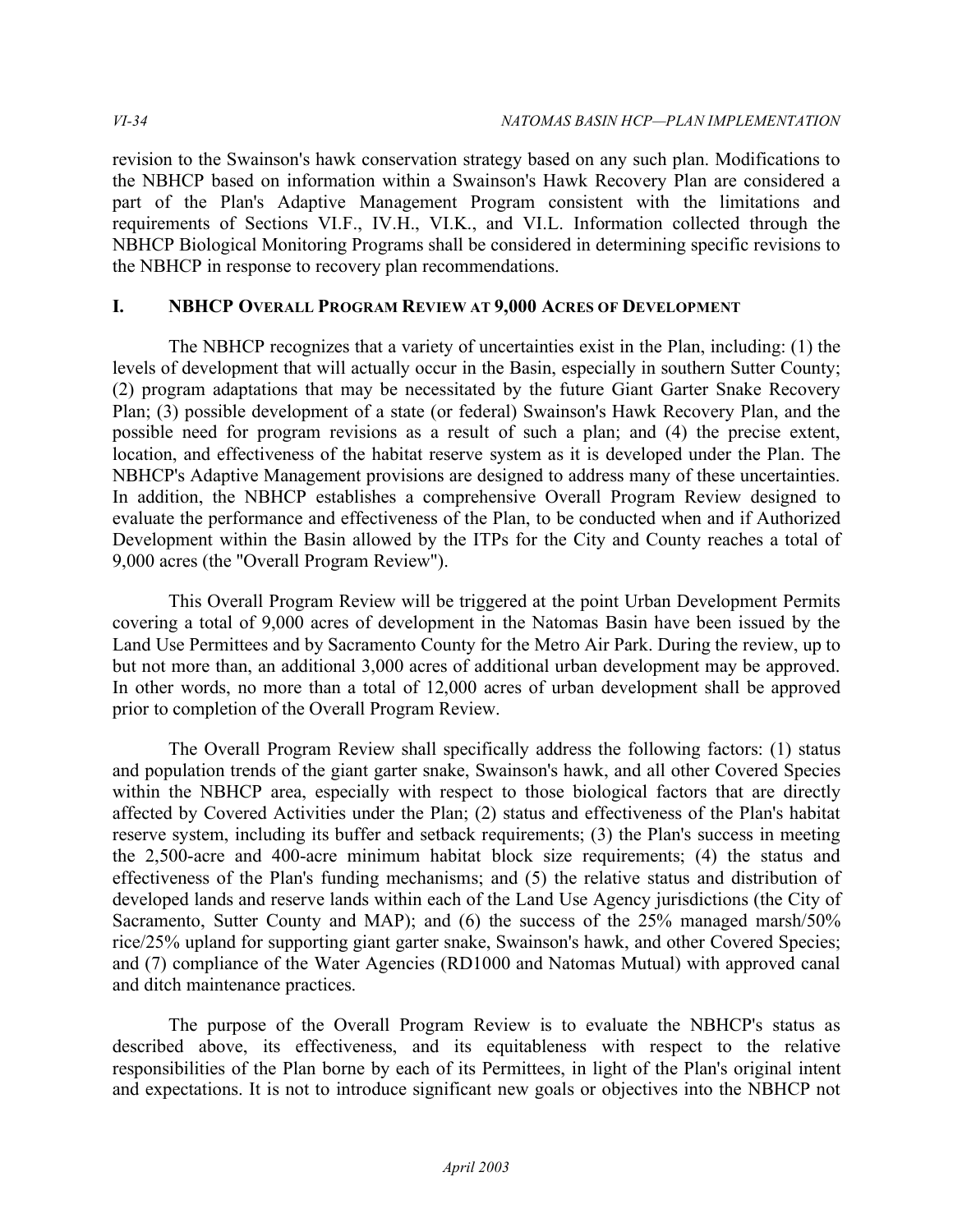revision to the Swainson's hawk conservation strategy based on any such plan. Modifications to the NBHCP based on information within a Swainson's Hawk Recovery Plan are considered a part of the Plan's Adaptive Management Program consistent with the limitations and requirements of Sections VI.F., IV.H., VI.K., and VI.L. Information collected through the NBHCP Biological Monitoring Programs shall be considered in determining specific revisions to the NBHCP in response to recovery plan recommendations.

## I. NBHCP Overall Program Review at 9,000 Acres of Development

The NBHCP recognizes that a variety of uncertainties exist in the Plan, including: (1) the levels of development that will actually occur in the Basin, especially in southern Sutter County; (2) program adaptations that may be necessitated by the future Giant Garter Snake Recovery Plan; (3) possible development of a state (or federal) Swainson's Hawk Recovery Plan, and the possible need for program revisions as a result of such a plan; and (4) the precise extent, location, and effectiveness of the habitat reserve system as it is developed under the Plan. The NBHCP's Adaptive Management provisions are designed to address many of these uncertainties. In addition, the NBHCP establishes a comprehensive Overall Program Review designed to evaluate the performance and effectiveness of the Plan, to be conducted when and if Authorized Development within the Basin allowed by the ITPs for the City and County reaches a total of 9,000 acres (the "Overall Program Review").

This Overall Program Review will be triggered at the point Urban Development Permits covering a total of 9,000 acres of development in the Natomas Basin have been issued by the Land Use Permittees and by Sacramento County for the Metro Air Park. During the review, up to but not more than, an additional 3,000 acres of additional urban development may be approved. In other words, no more than a total of 12,000 acres of urban development shall be approved prior to completion of the Overall Program Review.

The Overall Program Review shall specifically address the following factors: (1) status and population trends of the giant garter snake, Swainson's hawk, and all other Covered Species within the NBHCP area, especially with respect to those biological factors that are directly affected by Covered Activities under the Plan; (2) status and effectiveness of the Plan's habitat reserve system, including its buffer and setback requirements; (3) the Plan's success in meeting the 2,500-acre and 400-acre minimum habitat block size requirements; (4) the status and effectiveness of the Plan's funding mechanisms; and (5) the relative status and distribution of developed lands and reserve lands within each of the Land Use Agency jurisdictions (the City of Sacramento, Sutter County and MAP); and (6) the success of the 25% managed marsh/50% rice/25% upland for supporting giant garter snake, Swainson's hawk, and other Covered Species; and (7) compliance of the Water Agencies (RD1000 and Natomas Mutual) with approved canal and ditch maintenance practices.

The purpose of the Overall Program Review is to evaluate the NBHCP's status as described above, its effectiveness, and its equitableness with respect to the relative responsibilities of the Plan borne by each of its Permittees, in light of the Plan's original intent and expectations. It is not to introduce significant new goals or objectives into the NBHCP not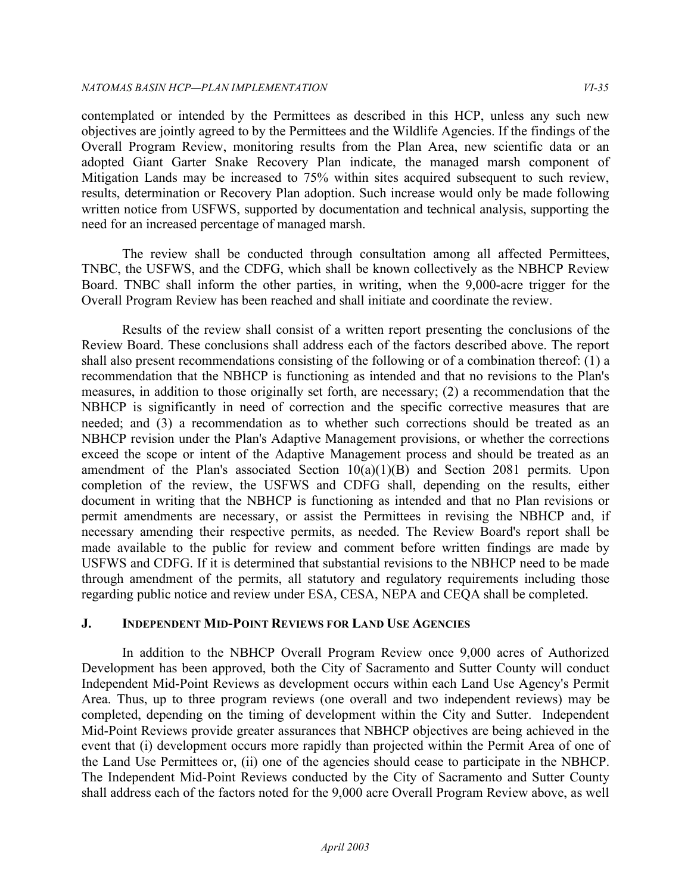contemplated or intended by the Permittees as described in this HCP, unless any such new objectives are jointly agreed to by the Permittees and the Wildlife Agencies. If the findings of the Overall Program Review, monitoring results from the Plan Area, new scientific data or an adopted Giant Garter Snake Recovery Plan indicate, the managed marsh component of Mitigation Lands may be increased to 75% within sites acquired subsequent to such review, results, determination or Recovery Plan adoption. Such increase would only be made following written notice from USFWS, supported by documentation and technical analysis, supporting the need for an increased percentage of managed marsh.

The review shall be conducted through consultation among all affected Permittees, TNBC, the USFWS, and the CDFG, which shall be known collectively as the NBHCP Review Board. TNBC shall inform the other parties, in writing, when the 9,000-acre trigger for the Overall Program Review has been reached and shall initiate and coordinate the review.

Results of the review shall consist of a written report presenting the conclusions of the Review Board. These conclusions shall address each of the factors described above. The report shall also present recommendations consisting of the following or of a combination thereof: (1) a recommendation that the NBHCP is functioning as intended and that no revisions to the Plan's measures, in addition to those originally set forth, are necessary; (2) a recommendation that the NBHCP is significantly in need of correction and the specific corrective measures that are needed; and (3) a recommendation as to whether such corrections should be treated as an NBHCP revision under the Plan's Adaptive Management provisions, or whether the corrections exceed the scope or intent of the Adaptive Management process and should be treated as an amendment of the Plan's associated Section 10(a)(1)(B) and Section 2081 permits. Upon completion of the review, the USFWS and CDFG shall, depending on the results, either document in writing that the NBHCP is functioning as intended and that no Plan revisions or permit amendments are necessary, or assist the Permittees in revising the NBHCP and, if necessary amending their respective permits, as needed. The Review Board's report shall be made available to the public for review and comment before written findings are made by USFWS and CDFG. If it is determined that substantial revisions to the NBHCP need to be made through amendment of the permits, all statutory and regulatory requirements including those regarding public notice and review under ESA, CESA, NEPA and CEQA shall be completed.

## J. Independent Mid-Point Reviews for Land Use Agencies

In addition to the NBHCP Overall Program Review once 9,000 acres of Authorized Development has been approved, both the City of Sacramento and Sutter County will conduct Independent Mid-Point Reviews as development occurs within each Land Use Agency's Permit Area. Thus, up to three program reviews (one overall and two independent reviews) may be completed, depending on the timing of development within the City and Sutter. Independent Mid-Point Reviews provide greater assurances that NBHCP objectives are being achieved in the event that (i) development occurs more rapidly than projected within the Permit Area of one of the Land Use Permittees or, (ii) one of the agencies should cease to participate in the NBHCP. The Independent Mid-Point Reviews conducted by the City of Sacramento and Sutter County shall address each of the factors noted for the 9,000 acre Overall Program Review above, as well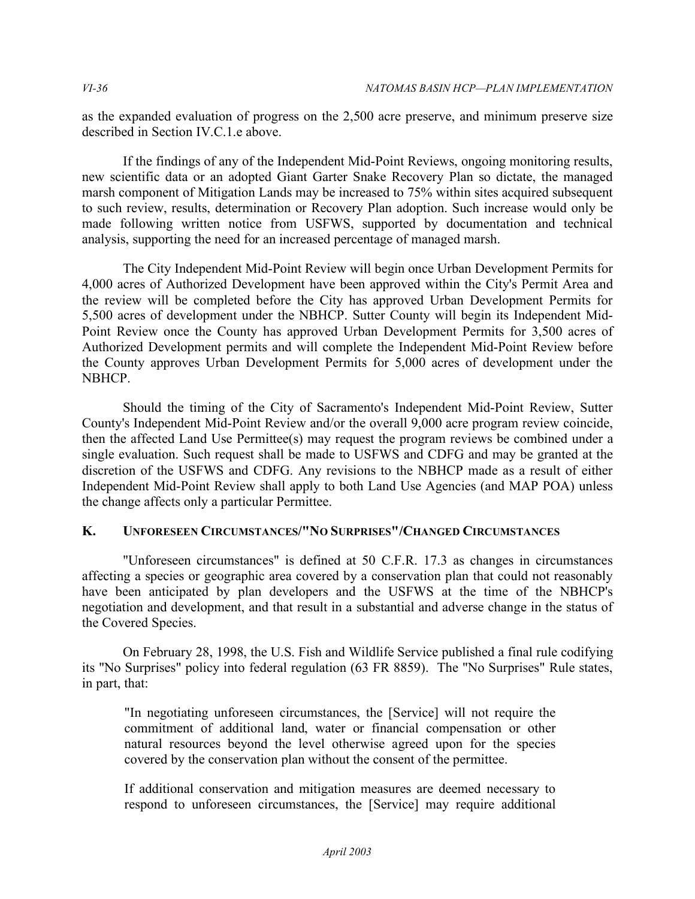as the expanded evaluation of progress on the 2,500 acre preserve, and minimum preserve size described in Section IV.C.1.e above.

If the findings of any of the Independent Mid-Point Reviews, ongoing monitoring results, new scientific data or an adopted Giant Garter Snake Recovery Plan so dictate, the managed marsh component of Mitigation Lands may be increased to 75% within sites acquired subsequent to such review, results, determination or Recovery Plan adoption. Such increase would only be made following written notice from USFWS, supported by documentation and technical analysis, supporting the need for an increased percentage of managed marsh.

The City Independent Mid-Point Review will begin once Urban Development Permits for 4,000 acres of Authorized Development have been approved within the City's Permit Area and the review will be completed before the City has approved Urban Development Permits for 5,500 acres of development under the NBHCP. Sutter County will begin its Independent Mid-Point Review once the County has approved Urban Development Permits for 3,500 acres of Authorized Development permits and will complete the Independent Mid-Point Review before the County approves Urban Development Permits for 5,000 acres of development under the NBHCP.

Should the timing of the City of Sacramento's Independent Mid-Point Review, Sutter County's Independent Mid-Point Review and/or the overall 9,000 acre program review coincide, then the affected Land Use Permittee(s) may request the program reviews be combined under a single evaluation. Such request shall be made to USFWS and CDFG and may be granted at the discretion of the USFWS and CDFG. Any revisions to the NBHCP made as a result of either Independent Mid-Point Review shall apply to both Land Use Agencies (and MAP POA) unless the change affects only a particular Permittee.

## K. UNFORESEEN CIRCUMSTANCES/"NO SURPRISES"/CHANGED CIRCUMSTANCES

"Unforeseen circumstances" is defined at 50 C.F.R. 17.3 as changes in circumstances affecting a species or geographic area covered by a conservation plan that could not reasonably have been anticipated by plan developers and the USFWS at the time of the NBHCP's negotiation and development, and that result in a substantial and adverse change in the status of the Covered Species.

On February 28, 1998, the U.S. Fish and Wildlife Service published a final rule codifying its "No Surprises" policy into federal regulation (63 FR 8859). The "No Surprises" Rule states, in part, that:

> "In negotiating unforeseen circumstances, the [Service] will not require the commitment of additional land, water or financial compensation or other natural resources beyond the level otherwise agreed upon for the species covered by the conservation plan without the consent of the permittee.
>
> If additional conservation and mitigation measures are deemed necessary to respond to unforeseen circumstances, the [Service] may require additional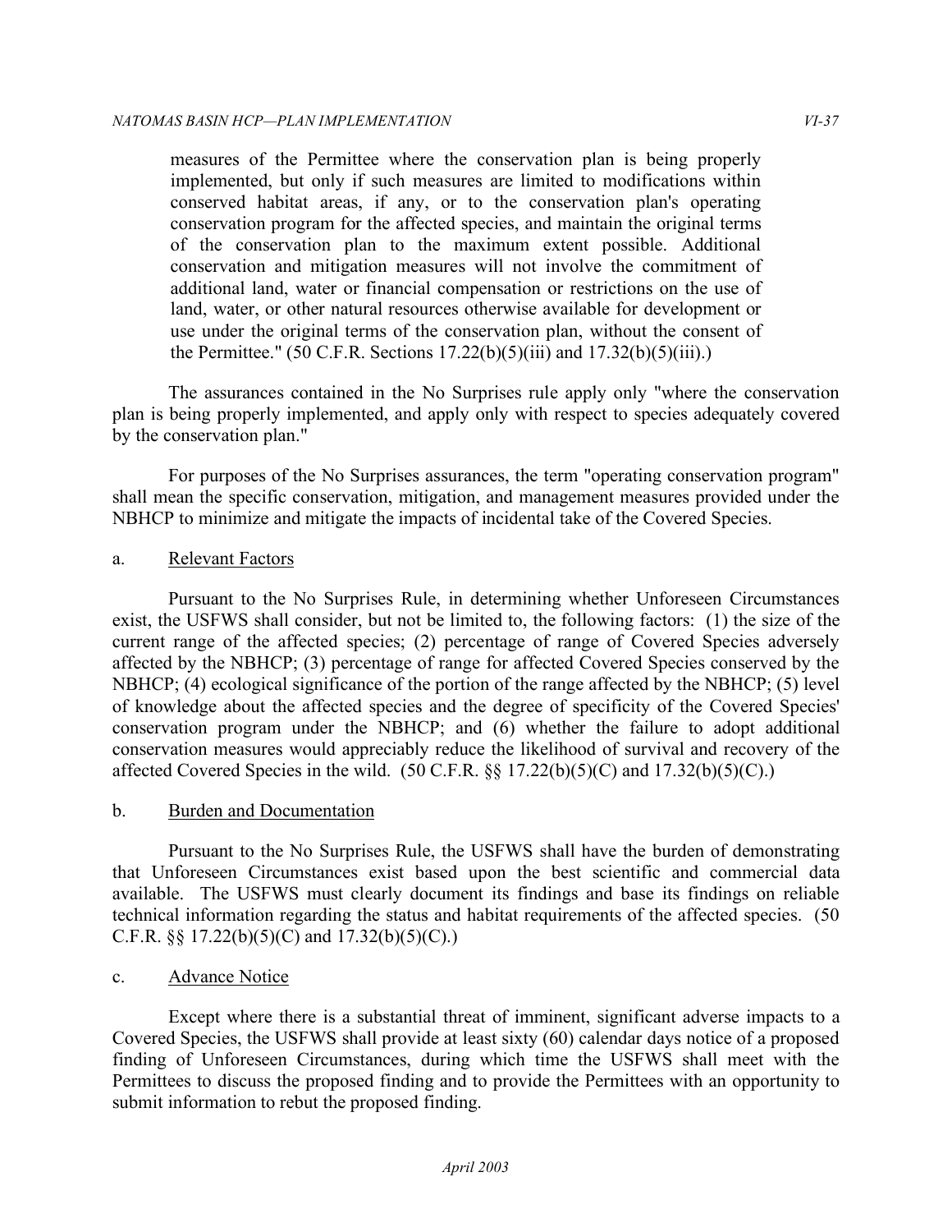> measures of the Permittee where the conservation plan is being properly implemented, but only if such measures are limited to modifications within conserved habitat areas, if any, or to the conservation plan's operating conservation program for the affected species, and maintain the original terms of the conservation plan to the maximum extent possible. Additional conservation and mitigation measures will not involve the commitment of additional land, water or financial compensation or restrictions on the use of land, water, or other natural resources otherwise available for development or use under the original terms of the conservation plan, without the consent of the Permittee." (50 C.F.R. Sections 17.22(b)(5)(iii) and 17.32(b)(5)(iii).)

The assurances contained in the No Surprises rule apply only "where the conservation plan is being properly implemented, and apply only with respect to species adequately covered by the conservation plan."

For purposes of the No Surprises assurances, the term "operating conservation program" shall mean the specific conservation, mitigation, and management measures provided under the NBHCP to minimize and mitigate the impacts of incidental take of the Covered Species.

a. Relevant Factors

Pursuant to the No Surprises Rule, in determining whether Unforeseen Circumstances exist, the USFWS shall consider, but not be limited to, the following factors: (1) the size of the current range of the affected species; (2) percentage of range of Covered Species adversely affected by the NBHCP; (3) percentage of range for affected Covered Species conserved by the NBHCP; (4) ecological significance of the portion of the range affected by the NBHCP; (5) level of knowledge about the affected species and the degree of specificity of the Covered Species' conservation program under the NBHCP; and (6) whether the failure to adopt additional conservation measures would appreciably reduce the likelihood of survival and recovery of the affected Covered Species in the wild. (50 C.F.R. §§ 17.22(b)(5)(C) and 17.32(b)(5)(C).)

b. Burden and Documentation

Pursuant to the No Surprises Rule, the USFWS shall have the burden of demonstrating that Unforeseen Circumstances exist based upon the best scientific and commercial data available. The USFWS must clearly document its findings and base its findings on reliable technical information regarding the status and habitat requirements of the affected species. (50 C.F.R. §§ 17.22(b)(5)(C) and 17.32(b)(5)(C).)

c. Advance Notice

Except where there is a substantial threat of imminent, significant adverse impacts to a Covered Species, the USFWS shall provide at least sixty (60) calendar days notice of a proposed finding of Unforeseen Circumstances, during which time the USFWS shall meet with the Permittees to discuss the proposed finding and to provide the Permittees with an opportunity to submit information to rebut the proposed finding.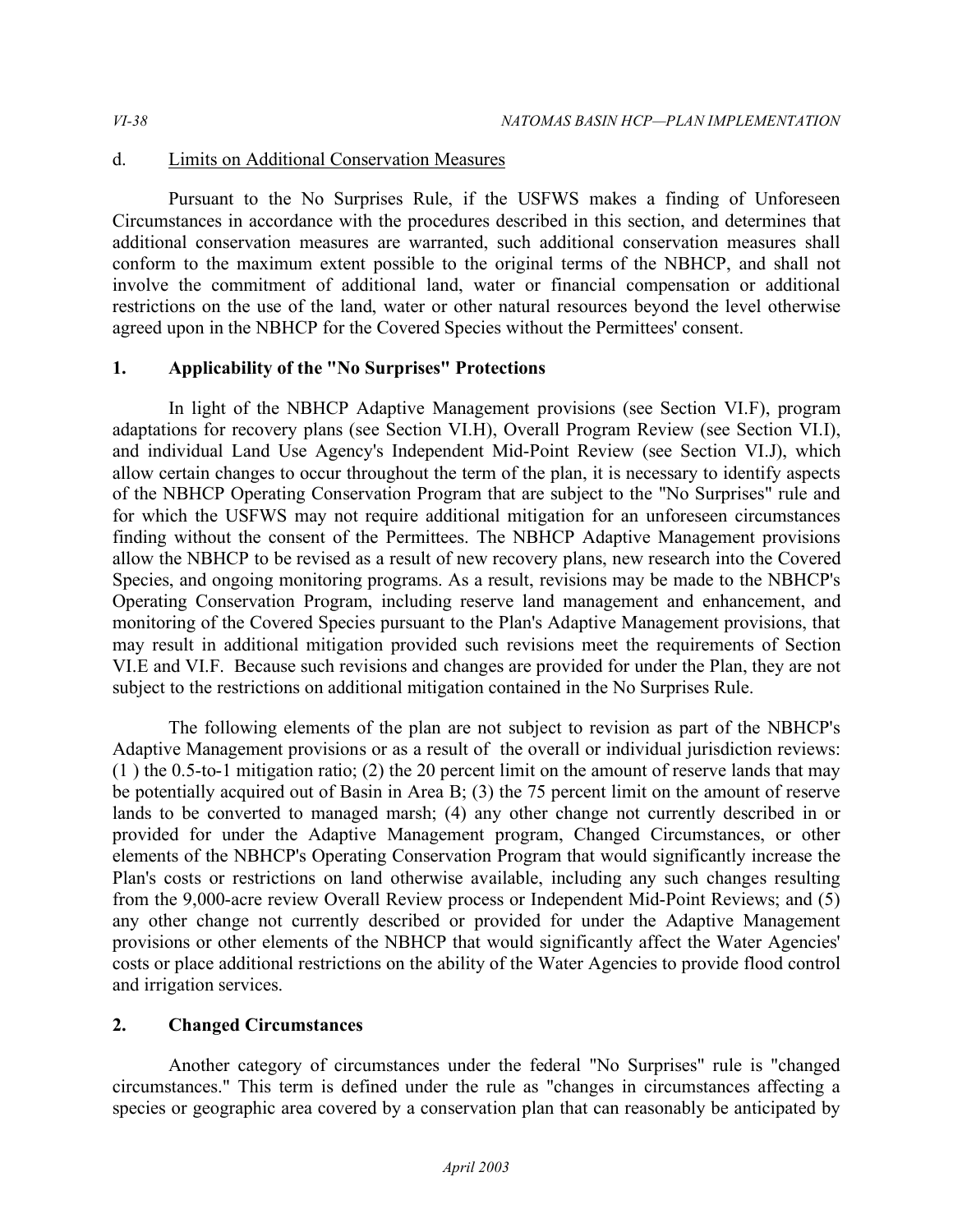d. Limits on Additional Conservation Measures

Pursuant to the No Surprises Rule, if the USFWS makes a finding of Unforeseen Circumstances in accordance with the procedures described in this section, and determines that additional conservation measures are warranted, such additional conservation measures shall conform to the maximum extent possible to the original terms of the NBHCP, and shall not involve the commitment of additional land, water or financial compensation or additional restrictions on the use of the land, water or other natural resources beyond the level otherwise agreed upon in the NBHCP for the Covered Species without the Permittees' consent.

## 1. Applicability of the "No Surprises" Protections

In light of the NBHCP Adaptive Management provisions (see Section VI.F), program adaptations for recovery plans (see Section VI.H), Overall Program Review (see Section VI.I), and individual Land Use Agency's Independent Mid-Point Review (see Section VI.J), which allow certain changes to occur throughout the term of the plan, it is necessary to identify aspects of the NBHCP Operating Conservation Program that are subject to the "No Surprises" rule and for which the USFWS may not require additional mitigation for an unforeseen circumstances finding without the consent of the Permittees. The NBHCP Adaptive Management provisions allow the NBHCP to be revised as a result of new recovery plans, new research into the Covered Species, and ongoing monitoring programs. As a result, revisions may be made to the NBHCP's Operating Conservation Program, including reserve land management and enhancement, and monitoring of the Covered Species pursuant to the Plan's Adaptive Management provisions, that may result in additional mitigation provided such revisions meet the requirements of Section VI.E and VI.F. Because such revisions and changes are provided for under the Plan, they are not subject to the restrictions on additional mitigation contained in the No Surprises Rule.

The following elements of the plan are not subject to revision as part of the NBHCP's Adaptive Management provisions or as a result of the overall or individual jurisdiction reviews: (1 ) the 0.5-to-1 mitigation ratio; (2) the 20 percent limit on the amount of reserve lands that may be potentially acquired out of Basin in Area B; (3) the 75 percent limit on the amount of reserve lands to be converted to managed marsh; (4) any other change not currently described in or provided for under the Adaptive Management program, Changed Circumstances, or other elements of the NBHCP's Operating Conservation Program that would significantly increase the Plan's costs or restrictions on land otherwise available, including any such changes resulting from the 9,000-acre review Overall Review process or Independent Mid-Point Reviews; and (5) any other change not currently described or provided for under the Adaptive Management provisions or other elements of the NBHCP that would significantly affect the Water Agencies' costs or place additional restrictions on the ability of the Water Agencies to provide flood control and irrigation services.

## 2. Changed Circumstances

Another category of circumstances under the federal "No Surprises" rule is "changed circumstances." This term is defined under the rule as "changes in circumstances affecting a species or geographic area covered by a conservation plan that can reasonably be anticipated by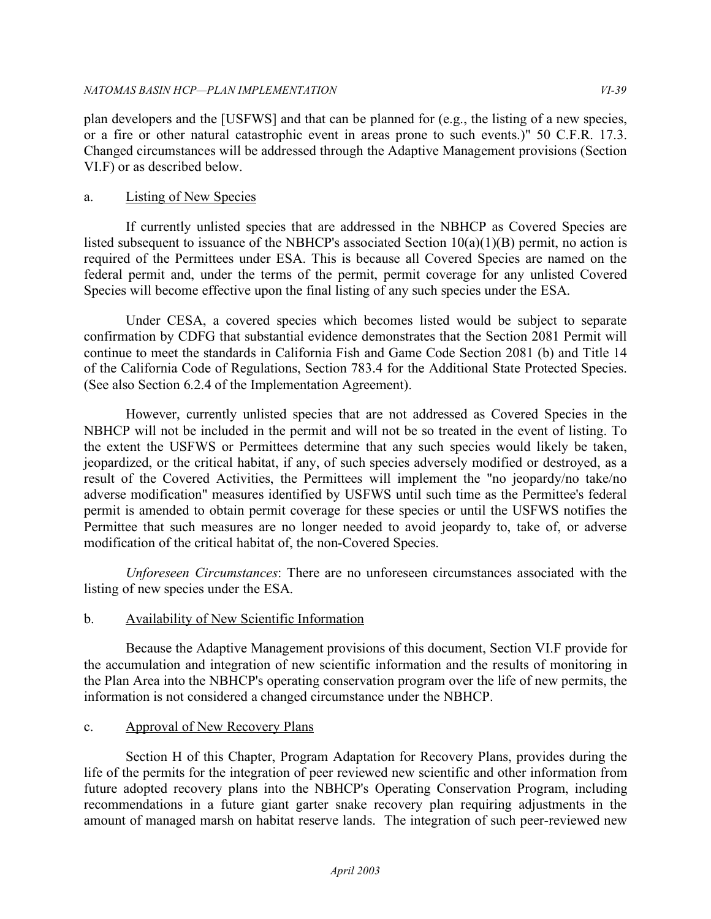plan developers and the [USFWS] and that can be planned for (e.g., the listing of a new species, or a fire or other natural catastrophic event in areas prone to such events.)" 50 C.F.R. 17.3. Changed circumstances will be addressed through the Adaptive Management provisions (Section VI.F) or as described below.

a. Listing of New Species

If currently unlisted species that are addressed in the NBHCP as Covered Species are listed subsequent to issuance of the NBHCP's associated Section 10(a)(1)(B) permit, no action is required of the Permittees under ESA. This is because all Covered Species are named on the federal permit and, under the terms of the permit, permit coverage for any unlisted Covered Species will become effective upon the final listing of any such species under the ESA.

Under CESA, a covered species which becomes listed would be subject to separate confirmation by CDFG that substantial evidence demonstrates that the Section 2081 Permit will continue to meet the standards in California Fish and Game Code Section 2081 (b) and Title 14 of the California Code of Regulations, Section 783.4 for the Additional State Protected Species. (See also Section 6.2.4 of the Implementation Agreement).

However, currently unlisted species that are not addressed as Covered Species in the NBHCP will not be included in the permit and will not be so treated in the event of listing. To the extent the USFWS or Permittees determine that any such species would likely be taken, jeopardized, or the critical habitat, if any, of such species adversely modified or destroyed, as a result of the Covered Activities, the Permittees will implement the "no jeopardy/no take/no adverse modification" measures identified by USFWS until such time as the Permittee's federal permit is amended to obtain permit coverage for these species or until the USFWS notifies the Permittee that such measures are no longer needed to avoid jeopardy to, take of, or adverse modification of the critical habitat of, the non-Covered Species.

*Unforeseen Circumstances*: There are no unforeseen circumstances associated with the listing of new species under the ESA.

b. Availability of New Scientific Information

Because the Adaptive Management provisions of this document, Section VI.F provide for the accumulation and integration of new scientific information and the results of monitoring in the Plan Area into the NBHCP's operating conservation program over the life of new permits, the information is not considered a changed circumstance under the NBHCP.

c. Approval of New Recovery Plans

Section H of this Chapter, Program Adaptation for Recovery Plans, provides during the life of the permits for the integration of peer reviewed new scientific and other information from future adopted recovery plans into the NBHCP's Operating Conservation Program, including recommendations in a future giant garter snake recovery plan requiring adjustments in the amount of managed marsh on habitat reserve lands. The integration of such peer-reviewed new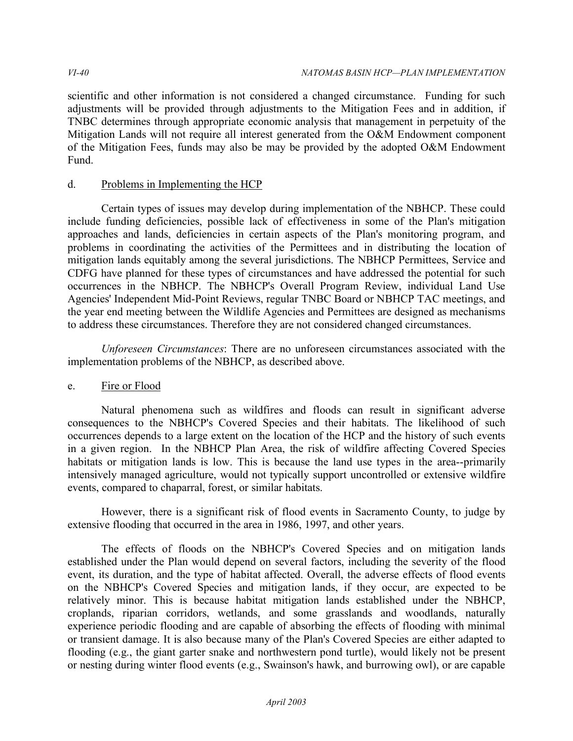scientific and other information is not considered a changed circumstance. Funding for such adjustments will be provided through adjustments to the Mitigation Fees and in addition, if TNBC determines through appropriate economic analysis that management in perpetuity of the Mitigation Lands will not require all interest generated from the O&M Endowment component of the Mitigation Fees, funds may also be may be provided by the adopted O&M Endowment Fund.

d. Problems in Implementing the HCP

Certain types of issues may develop during implementation of the NBHCP. These could include funding deficiencies, possible lack of effectiveness in some of the Plan's mitigation approaches and lands, deficiencies in certain aspects of the Plan's monitoring program, and problems in coordinating the activities of the Permittees and in distributing the location of mitigation lands equitably among the several jurisdictions. The NBHCP Permittees, Service and CDFG have planned for these types of circumstances and have addressed the potential for such occurrences in the NBHCP. The NBHCP's Overall Program Review, individual Land Use Agencies' Independent Mid-Point Reviews, regular TNBC Board or NBHCP TAC meetings, and the year end meeting between the Wildlife Agencies and Permittees are designed as mechanisms to address these circumstances. Therefore they are not considered changed circumstances.

*Unforeseen Circumstances*: There are no unforeseen circumstances associated with the implementation problems of the NBHCP, as described above.

e. Fire or Flood

Natural phenomena such as wildfires and floods can result in significant adverse consequences to the NBHCP's Covered Species and their habitats. The likelihood of such occurrences depends to a large extent on the location of the HCP and the history of such events in a given region. In the NBHCP Plan Area, the risk of wildfire affecting Covered Species habitats or mitigation lands is low. This is because the land use types in the area--primarily intensively managed agriculture, would not typically support uncontrolled or extensive wildfire events, compared to chaparral, forest, or similar habitats.

However, there is a significant risk of flood events in Sacramento County, to judge by extensive flooding that occurred in the area in 1986, 1997, and other years.

The effects of floods on the NBHCP's Covered Species and on mitigation lands established under the Plan would depend on several factors, including the severity of the flood event, its duration, and the type of habitat affected. Overall, the adverse effects of flood events on the NBHCP's Covered Species and mitigation lands, if they occur, are expected to be relatively minor. This is because habitat mitigation lands established under the NBHCP, croplands, riparian corridors, wetlands, and some grasslands and woodlands, naturally experience periodic flooding and are capable of absorbing the effects of flooding with minimal or transient damage. It is also because many of the Plan's Covered Species are either adapted to flooding (e.g., the giant garter snake and northwestern pond turtle), would likely not be present or nesting during winter flood events (e.g., Swainson's hawk, and burrowing owl), or are capable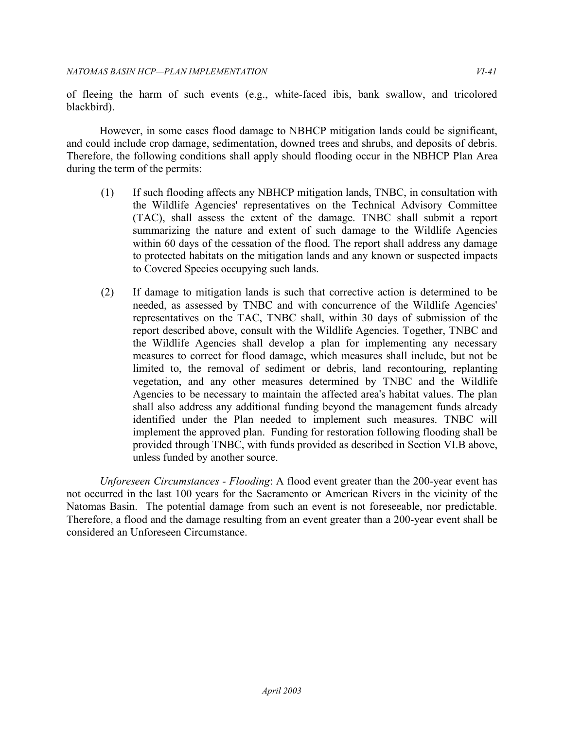of fleeing the harm of such events (e.g., white-faced ibis, bank swallow, and tricolored blackbird).

However, in some cases flood damage to NBHCP mitigation lands could be significant, and could include crop damage, sedimentation, downed trees and shrubs, and deposits of debris. Therefore, the following conditions shall apply should flooding occur in the NBHCP Plan Area during the term of the permits:

(1) If such flooding affects any NBHCP mitigation lands, TNBC, in consultation with the Wildlife Agencies' representatives on the Technical Advisory Committee (TAC), shall assess the extent of the damage. TNBC shall submit a report summarizing the nature and extent of such damage to the Wildlife Agencies within 60 days of the cessation of the flood. The report shall address any damage to protected habitats on the mitigation lands and any known or suspected impacts to Covered Species occupying such lands.

(2) If damage to mitigation lands is such that corrective action is determined to be needed, as assessed by TNBC and with concurrence of the Wildlife Agencies' representatives on the TAC, TNBC shall, within 30 days of submission of the report described above, consult with the Wildlife Agencies. Together, TNBC and the Wildlife Agencies shall develop a plan for implementing any necessary measures to correct for flood damage, which measures shall include, but not be limited to, the removal of sediment or debris, land recontouring, replanting vegetation, and any other measures determined by TNBC and the Wildlife Agencies to be necessary to maintain the affected area's habitat values. The plan shall also address any additional funding beyond the management funds already identified under the Plan needed to implement such measures. TNBC will implement the approved plan. Funding for restoration following flooding shall be provided through TNBC, with funds provided as described in Section VI.B above, unless funded by another source.

*Unforeseen Circumstances - Flooding*: A flood event greater than the 200-year event has not occurred in the last 100 years for the Sacramento or American Rivers in the vicinity of the Natomas Basin. The potential damage from such an event is not foreseeable, nor predictable. Therefore, a flood and the damage resulting from an event greater than a 200-year event shall be considered an Unforeseen Circumstance.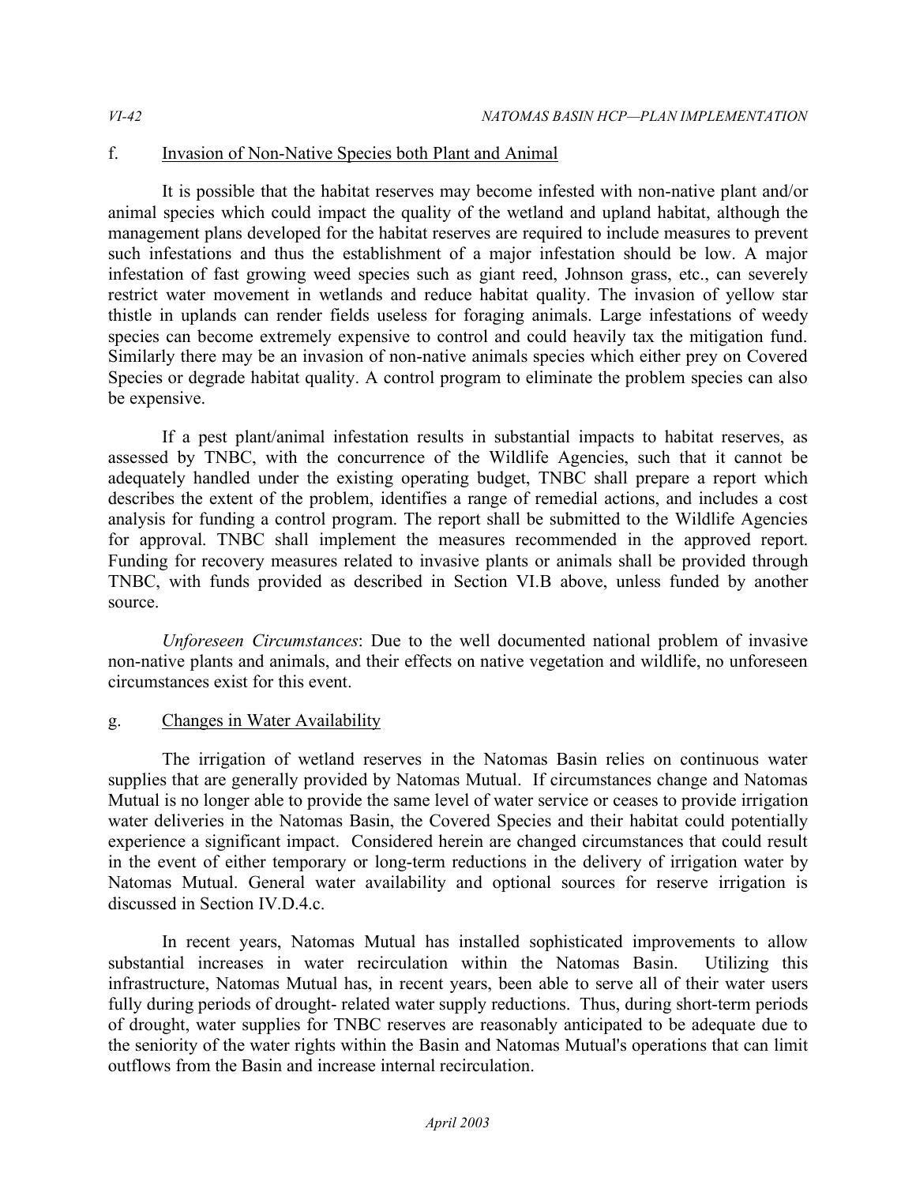f. Invasion of Non-Native Species both Plant and Animal

It is possible that the habitat reserves may become infested with non-native plant and/or animal species which could impact the quality of the wetland and upland habitat, although the management plans developed for the habitat reserves are required to include measures to prevent such infestations and thus the establishment of a major infestation should be low. A major infestation of fast growing weed species such as giant reed, Johnson grass, etc., can severely restrict water movement in wetlands and reduce habitat quality. The invasion of yellow star thistle in uplands can render fields useless for foraging animals. Large infestations of weedy species can become extremely expensive to control and could heavily tax the mitigation fund. Similarly there may be an invasion of non-native animals species which either prey on Covered Species or degrade habitat quality. A control program to eliminate the problem species can also be expensive.

If a pest plant/animal infestation results in substantial impacts to habitat reserves, as assessed by TNBC, with the concurrence of the Wildlife Agencies, such that it cannot be adequately handled under the existing operating budget, TNBC shall prepare a report which describes the extent of the problem, identifies a range of remedial actions, and includes a cost analysis for funding a control program. The report shall be submitted to the Wildlife Agencies for approval. TNBC shall implement the measures recommended in the approved report. Funding for recovery measures related to invasive plants or animals shall be provided through TNBC, with funds provided as described in Section VI.B above, unless funded by another source.

*Unforeseen Circumstances*: Due to the well documented national problem of invasive non-native plants and animals, and their effects on native vegetation and wildlife, no unforeseen circumstances exist for this event.

g. Changes in Water Availability

The irrigation of wetland reserves in the Natomas Basin relies on continuous water supplies that are generally provided by Natomas Mutual. If circumstances change and Natomas Mutual is no longer able to provide the same level of water service or ceases to provide irrigation water deliveries in the Natomas Basin, the Covered Species and their habitat could potentially experience a significant impact. Considered herein are changed circumstances that could result in the event of either temporary or long-term reductions in the delivery of irrigation water by Natomas Mutual. General water availability and optional sources for reserve irrigation is discussed in Section IV.D.4.c.

In recent years, Natomas Mutual has installed sophisticated improvements to allow substantial increases in water recirculation within the Natomas Basin. Utilizing this infrastructure, Natomas Mutual has, in recent years, been able to serve all of their water users fully during periods of drought- related water supply reductions. Thus, during short-term periods of drought, water supplies for TNBC reserves are reasonably anticipated to be adequate due to the seniority of the water rights within the Basin and Natomas Mutual's operations that can limit outflows from the Basin and increase internal recirculation.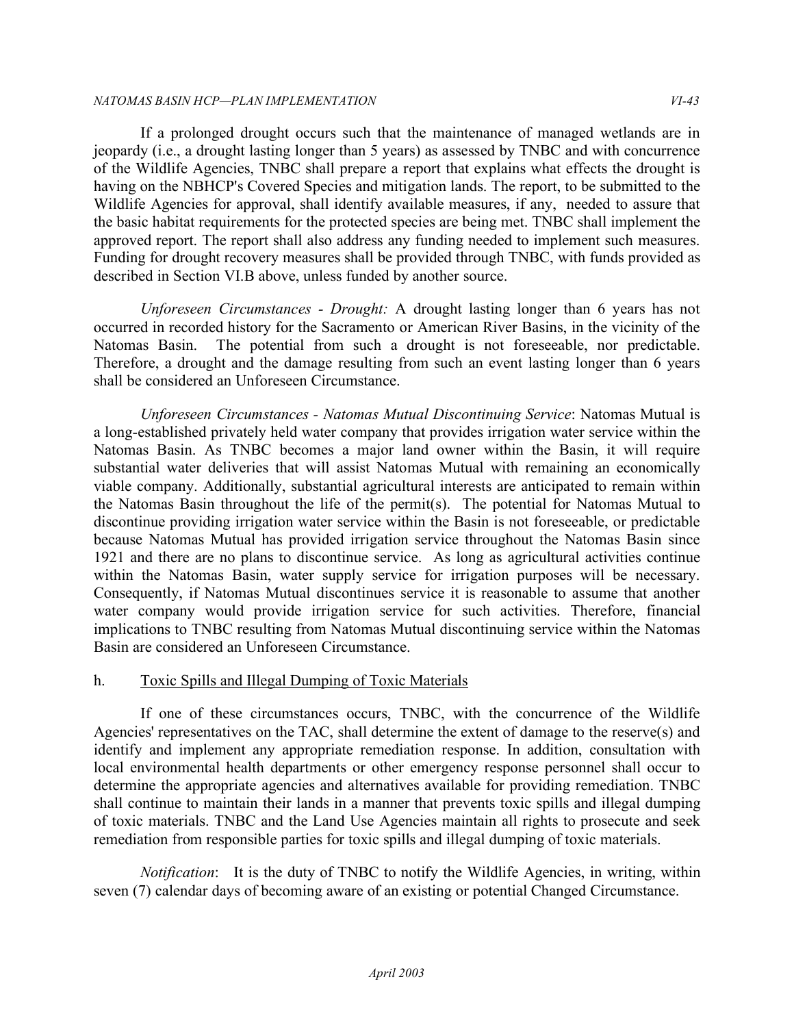If a prolonged drought occurs such that the maintenance of managed wetlands are in jeopardy (i.e., a drought lasting longer than 5 years) as assessed by TNBC and with concurrence of the Wildlife Agencies, TNBC shall prepare a report that explains what effects the drought is having on the NBHCP's Covered Species and mitigation lands. The report, to be submitted to the Wildlife Agencies for approval, shall identify available measures, if any, needed to assure that the basic habitat requirements for the protected species are being met. TNBC shall implement the approved report. The report shall also address any funding needed to implement such measures. Funding for drought recovery measures shall be provided through TNBC, with funds provided as described in Section VI.B above, unless funded by another source.

*Unforeseen Circumstances - Drought:* A drought lasting longer than 6 years has not occurred in recorded history for the Sacramento or American River Basins, in the vicinity of the Natomas Basin. The potential from such a drought is not foreseeable, nor predictable. Therefore, a drought and the damage resulting from such an event lasting longer than 6 years shall be considered an Unforeseen Circumstance.

*Unforeseen Circumstances - Natomas Mutual Discontinuing Service*: Natomas Mutual is a long-established privately held water company that provides irrigation water service within the Natomas Basin. As TNBC becomes a major land owner within the Basin, it will require substantial water deliveries that will assist Natomas Mutual with remaining an economically viable company. Additionally, substantial agricultural interests are anticipated to remain within the Natomas Basin throughout the life of the permit(s). The potential for Natomas Mutual to discontinue providing irrigation water service within the Basin is not foreseeable, or predictable because Natomas Mutual has provided irrigation service throughout the Natomas Basin since 1921 and there are no plans to discontinue service. As long as agricultural activities continue within the Natomas Basin, water supply service for irrigation purposes will be necessary. Consequently, if Natomas Mutual discontinues service it is reasonable to assume that another water company would provide irrigation service for such activities. Therefore, financial implications to TNBC resulting from Natomas Mutual discontinuing service within the Natomas Basin are considered an Unforeseen Circumstance.

h. Toxic Spills and Illegal Dumping of Toxic Materials

If one of these circumstances occurs, TNBC, with the concurrence of the Wildlife Agencies' representatives on the TAC, shall determine the extent of damage to the reserve(s) and identify and implement any appropriate remediation response. In addition, consultation with local environmental health departments or other emergency response personnel shall occur to determine the appropriate agencies and alternatives available for providing remediation. TNBC shall continue to maintain their lands in a manner that prevents toxic spills and illegal dumping of toxic materials. TNBC and the Land Use Agencies maintain all rights to prosecute and seek remediation from responsible parties for toxic spills and illegal dumping of toxic materials.

*Notification*: It is the duty of TNBC to notify the Wildlife Agencies, in writing, within seven (7) calendar days of becoming aware of an existing or potential Changed Circumstance.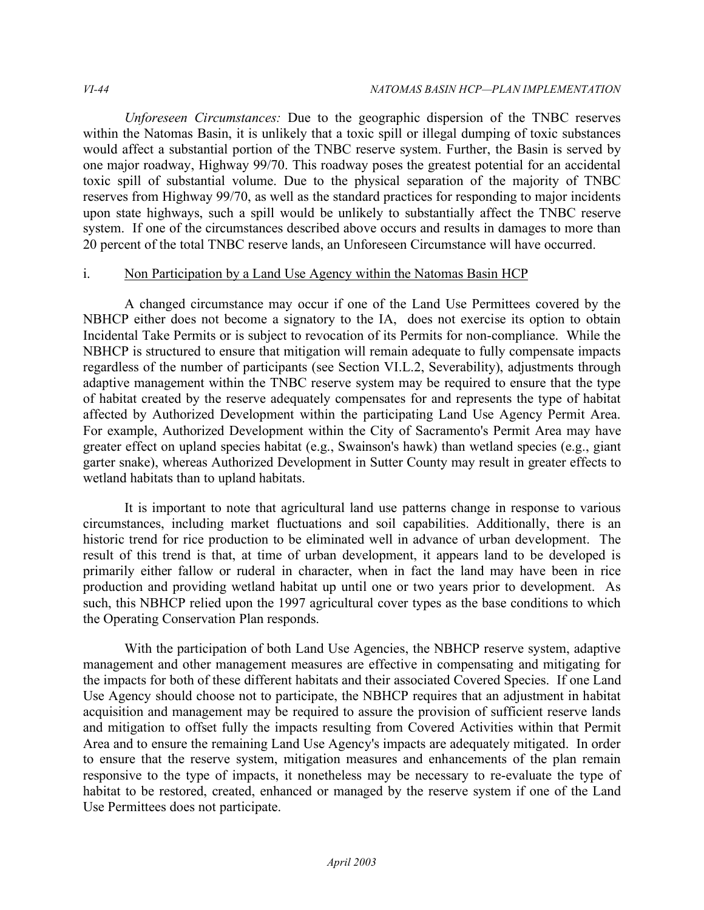*Unforeseen Circumstances:* Due to the geographic dispersion of the TNBC reserves within the Natomas Basin, it is unlikely that a toxic spill or illegal dumping of toxic substances would affect a substantial portion of the TNBC reserve system. Further, the Basin is served by one major roadway, Highway 99/70. This roadway poses the greatest potential for an accidental toxic spill of substantial volume. Due to the physical separation of the majority of TNBC reserves from Highway 99/70, as well as the standard practices for responding to major incidents upon state highways, such a spill would be unlikely to substantially affect the TNBC reserve system. If one of the circumstances described above occurs and results in damages to more than 20 percent of the total TNBC reserve lands, an Unforeseen Circumstance will have occurred.

i. Non Participation by a Land Use Agency within the Natomas Basin HCP

A changed circumstance may occur if one of the Land Use Permittees covered by the NBHCP either does not become a signatory to the IA, does not exercise its option to obtain Incidental Take Permits or is subject to revocation of its Permits for non-compliance. While the NBHCP is structured to ensure that mitigation will remain adequate to fully compensate impacts regardless of the number of participants (see Section VI.L.2, Severability), adjustments through adaptive management within the TNBC reserve system may be required to ensure that the type of habitat created by the reserve adequately compensates for and represents the type of habitat affected by Authorized Development within the participating Land Use Agency Permit Area. For example, Authorized Development within the City of Sacramento's Permit Area may have greater effect on upland species habitat (e.g., Swainson's hawk) than wetland species (e.g., giant garter snake), whereas Authorized Development in Sutter County may result in greater effects to wetland habitats than to upland habitats.

It is important to note that agricultural land use patterns change in response to various circumstances, including market fluctuations and soil capabilities. Additionally, there is an historic trend for rice production to be eliminated well in advance of urban development. The result of this trend is that, at time of urban development, it appears land to be developed is primarily either fallow or ruderal in character, when in fact the land may have been in rice production and providing wetland habitat up until one or two years prior to development. As such, this NBHCP relied upon the 1997 agricultural cover types as the base conditions to which the Operating Conservation Plan responds.

With the participation of both Land Use Agencies, the NBHCP reserve system, adaptive management and other management measures are effective in compensating and mitigating for the impacts for both of these different habitats and their associated Covered Species. If one Land Use Agency should choose not to participate, the NBHCP requires that an adjustment in habitat acquisition and management may be required to assure the provision of sufficient reserve lands and mitigation to offset fully the impacts resulting from Covered Activities within that Permit Area and to ensure the remaining Land Use Agency's impacts are adequately mitigated. In order to ensure that the reserve system, mitigation measures and enhancements of the plan remain responsive to the type of impacts, it nonetheless may be necessary to re-evaluate the type of habitat to be restored, created, enhanced or managed by the reserve system if one of the Land Use Permittees does not participate.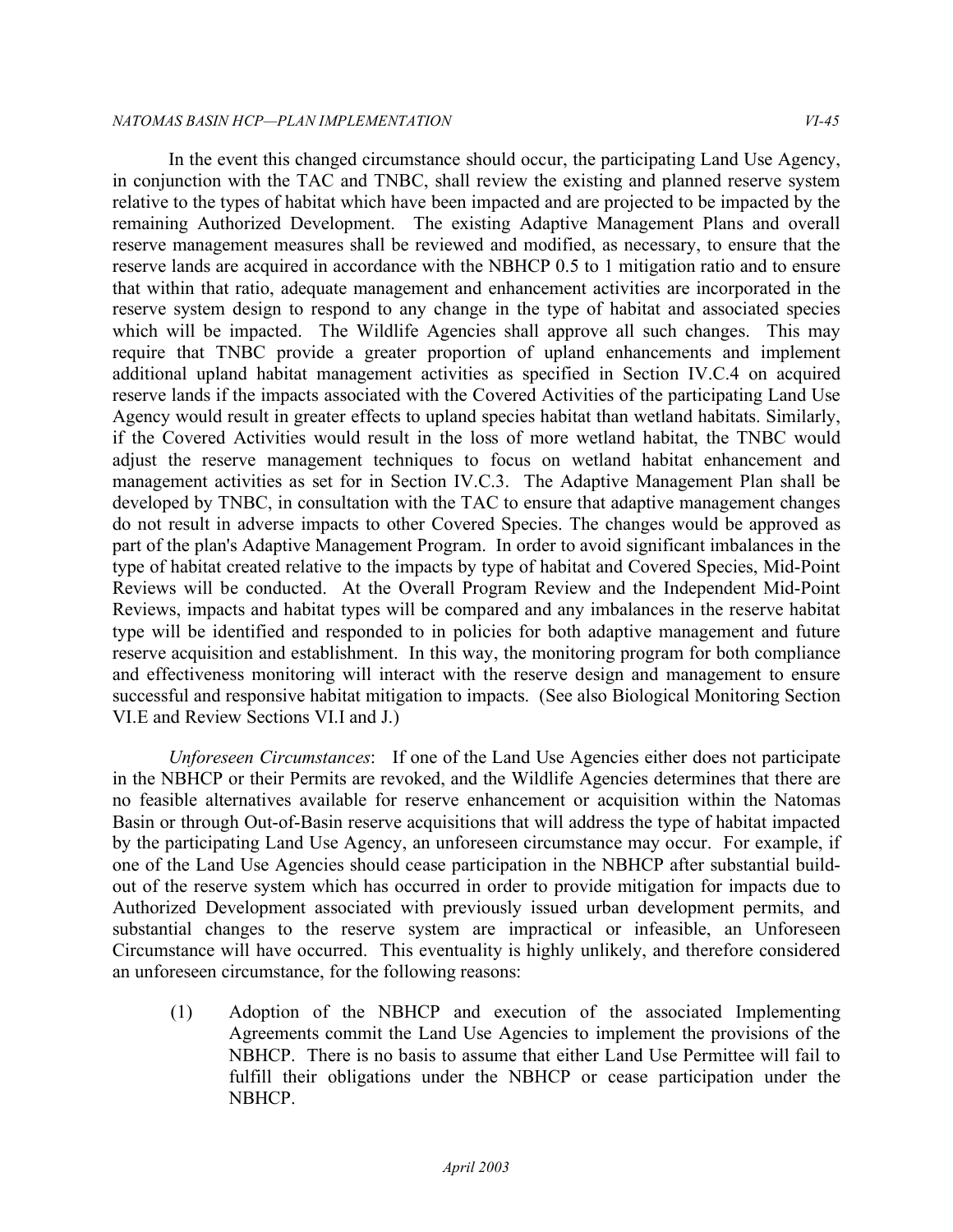In the event this changed circumstance should occur, the participating Land Use Agency, in conjunction with the TAC and TNBC, shall review the existing and planned reserve system relative to the types of habitat which have been impacted and are projected to be impacted by the remaining Authorized Development. The existing Adaptive Management Plans and overall reserve management measures shall be reviewed and modified, as necessary, to ensure that the reserve lands are acquired in accordance with the NBHCP 0.5 to 1 mitigation ratio and to ensure that within that ratio, adequate management and enhancement activities are incorporated in the reserve system design to respond to any change in the type of habitat and associated species which will be impacted. The Wildlife Agencies shall approve all such changes. This may require that TNBC provide a greater proportion of upland enhancements and implement additional upland habitat management activities as specified in Section IV.C.4 on acquired reserve lands if the impacts associated with the Covered Activities of the participating Land Use Agency would result in greater effects to upland species habitat than wetland habitats. Similarly, if the Covered Activities would result in the loss of more wetland habitat, the TNBC would adjust the reserve management techniques to focus on wetland habitat enhancement and management activities as set for in Section IV.C.3. The Adaptive Management Plan shall be developed by TNBC, in consultation with the TAC to ensure that adaptive management changes do not result in adverse impacts to other Covered Species. The changes would be approved as part of the plan's Adaptive Management Program. In order to avoid significant imbalances in the type of habitat created relative to the impacts by type of habitat and Covered Species, Mid-Point Reviews will be conducted. At the Overall Program Review and the Independent Mid-Point Reviews, impacts and habitat types will be compared and any imbalances in the reserve habitat type will be identified and responded to in policies for both adaptive management and future reserve acquisition and establishment. In this way, the monitoring program for both compliance and effectiveness monitoring will interact with the reserve design and management to ensure successful and responsive habitat mitigation to impacts. (See also Biological Monitoring Section VI.E and Review Sections VI.I and J.)

*Unforeseen Circumstances*: If one of the Land Use Agencies either does not participate in the NBHCP or their Permits are revoked, and the Wildlife Agencies determines that there are no feasible alternatives available for reserve enhancement or acquisition within the Natomas Basin or through Out-of-Basin reserve acquisitions that will address the type of habitat impacted by the participating Land Use Agency, an unforeseen circumstance may occur. For example, if one of the Land Use Agencies should cease participation in the NBHCP after substantial build-out of the reserve system which has occurred in order to provide mitigation for impacts due to Authorized Development associated with previously issued urban development permits, and substantial changes to the reserve system are impractical or infeasible, an Unforeseen Circumstance will have occurred. This eventuality is highly unlikely, and therefore considered an unforeseen circumstance, for the following reasons:

(1) Adoption of the NBHCP and execution of the associated Implementing Agreements commit the Land Use Agencies to implement the provisions of the NBHCP. There is no basis to assume that either Land Use Permittee will fail to fulfill their obligations under the NBHCP or cease participation under the NBHCP.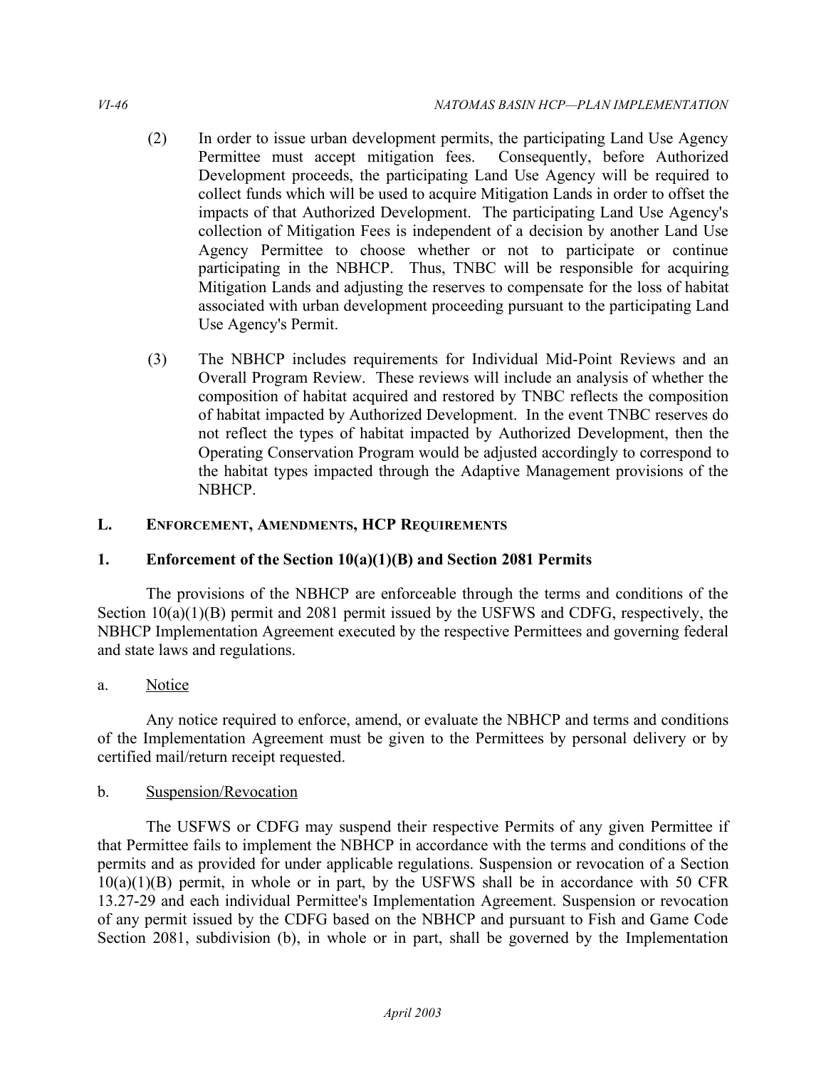(2) In order to issue urban development permits, the participating Land Use Agency Permittee must accept mitigation fees. Consequently, before Authorized Development proceeds, the participating Land Use Agency will be required to collect funds which will be used to acquire Mitigation Lands in order to offset the impacts of that Authorized Development. The participating Land Use Agency's collection of Mitigation Fees is independent of a decision by another Land Use Agency Permittee to choose whether or not to participate or continue participating in the NBHCP. Thus, TNBC will be responsible for acquiring Mitigation Lands and adjusting the reserves to compensate for the loss of habitat associated with urban development proceeding pursuant to the participating Land Use Agency's Permit.

(3) The NBHCP includes requirements for Individual Mid-Point Reviews and an Overall Program Review. These reviews will include an analysis of whether the composition of habitat acquired and restored by TNBC reflects the composition of habitat impacted by Authorized Development. In the event TNBC reserves do not reflect the types of habitat impacted by Authorized Development, then the Operating Conservation Program would be adjusted accordingly to correspond to the habitat types impacted through the Adaptive Management provisions of the NBHCP.

## L. Enforcement, Amendments, HCP Requirements

### 1. Enforcement of the Section 10(a)(1)(B) and Section 2081 Permits

The provisions of the NBHCP are enforceable through the terms and conditions of the Section 10(a)(1)(B) permit and 2081 permit issued by the USFWS and CDFG, respectively, the NBHCP Implementation Agreement executed by the respective Permittees and governing federal and state laws and regulations.

#### a. Notice

Any notice required to enforce, amend, or evaluate the NBHCP and terms and conditions of the Implementation Agreement must be given to the Permittees by personal delivery or by certified mail/return receipt requested.

#### b. Suspension/Revocation

The USFWS or CDFG may suspend their respective Permits of any given Permittee if that Permittee fails to implement the NBHCP in accordance with the terms and conditions of the permits and as provided for under applicable regulations. Suspension or revocation of a Section 10(a)(1)(B) permit, in whole or in part, by the USFWS shall be in accordance with 50 CFR 13.27-29 and each individual Permittee's Implementation Agreement. Suspension or revocation of any permit issued by the CDFG based on the NBHCP and pursuant to Fish and Game Code Section 2081, subdivision (b), in whole or in part, shall be governed by the Implementation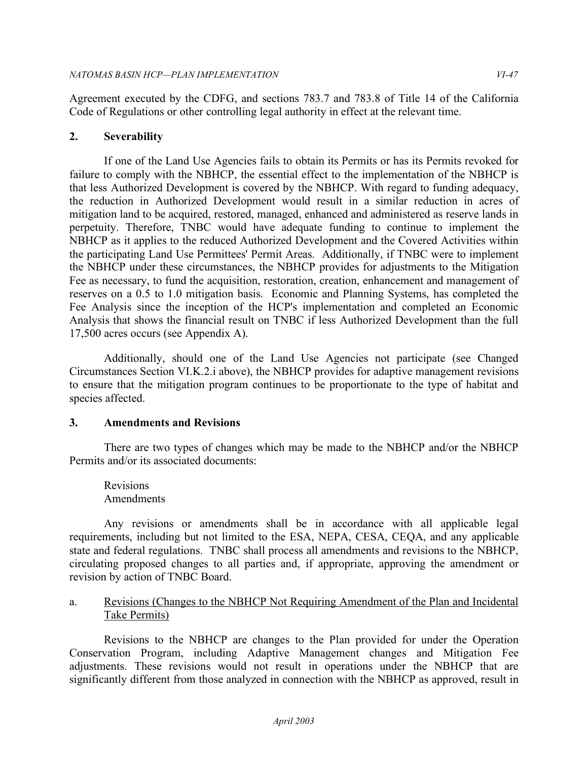Agreement executed by the CDFG, and sections 783.7 and 783.8 of Title 14 of the California Code of Regulations or other controlling legal authority in effect at the relevant time.

### 2. Severability

If one of the Land Use Agencies fails to obtain its Permits or has its Permits revoked for failure to comply with the NBHCP, the essential effect to the implementation of the NBHCP is that less Authorized Development is covered by the NBHCP. With regard to funding adequacy, the reduction in Authorized Development would result in a similar reduction in acres of mitigation land to be acquired, restored, managed, enhanced and administered as reserve lands in perpetuity. Therefore, TNBC would have adequate funding to continue to implement the NBHCP as it applies to the reduced Authorized Development and the Covered Activities within the participating Land Use Permittees' Permit Areas. Additionally, if TNBC were to implement the NBHCP under these circumstances, the NBHCP provides for adjustments to the Mitigation Fee as necessary, to fund the acquisition, restoration, creation, enhancement and management of reserves on a 0.5 to 1.0 mitigation basis. Economic and Planning Systems, has completed the Fee Analysis since the inception of the HCP's implementation and completed an Economic Analysis that shows the financial result on TNBC if less Authorized Development than the full 17,500 acres occurs (see Appendix A).

Additionally, should one of the Land Use Agencies not participate (see Changed Circumstances Section VI.K.2.i above), the NBHCP provides for adaptive management revisions to ensure that the mitigation program continues to be proportionate to the type of habitat and species affected.

### 3. Amendments and Revisions

There are two types of changes which may be made to the NBHCP and/or the NBHCP Permits and/or its associated documents:

Revisions
Amendments

Any revisions or amendments shall be in accordance with all applicable legal requirements, including but not limited to the ESA, NEPA, CESA, CEQA, and any applicable state and federal regulations. TNBC shall process all amendments and revisions to the NBHCP, circulating proposed changes to all parties and, if appropriate, approving the amendment or revision by action of TNBC Board.

a. Revisions (Changes to the NBHCP Not Requiring Amendment of the Plan and Incidental Take Permits)

Revisions to the NBHCP are changes to the Plan provided for under the Operation Conservation Program, including Adaptive Management changes and Mitigation Fee adjustments. These revisions would not result in operations under the NBHCP that are significantly different from those analyzed in connection with the NBHCP as approved, result in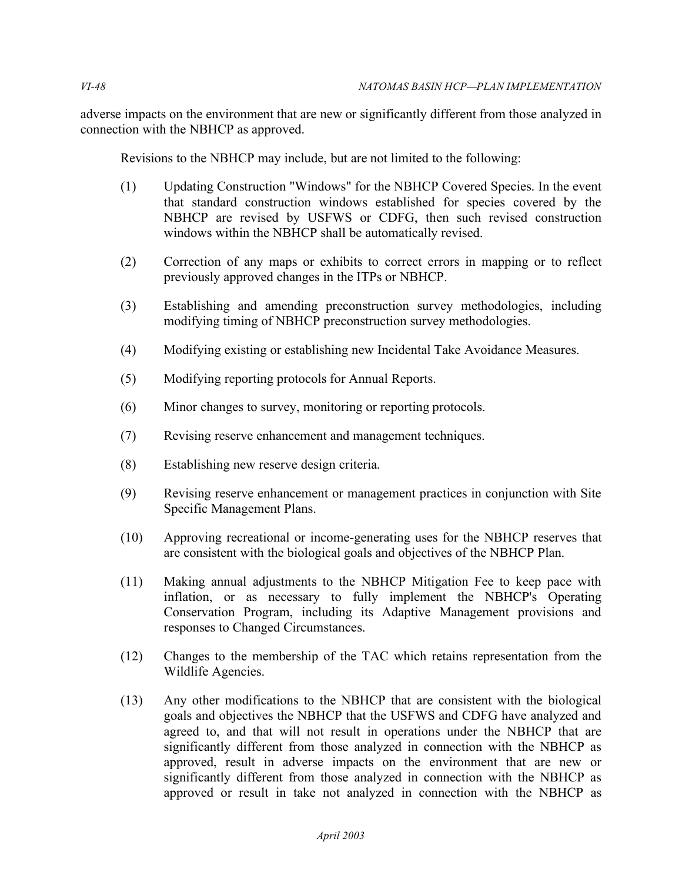adverse impacts on the environment that are new or significantly different from those analyzed in connection with the NBHCP as approved.

Revisions to the NBHCP may include, but are not limited to the following:

(1) Updating Construction "Windows" for the NBHCP Covered Species. In the event that standard construction windows established for species covered by the NBHCP are revised by USFWS or CDFG, then such revised construction windows within the NBHCP shall be automatically revised.

(2) Correction of any maps or exhibits to correct errors in mapping or to reflect previously approved changes in the ITPs or NBHCP.

(3) Establishing and amending preconstruction survey methodologies, including modifying timing of NBHCP preconstruction survey methodologies.

(4) Modifying existing or establishing new Incidental Take Avoidance Measures.

(5) Modifying reporting protocols for Annual Reports.

(6) Minor changes to survey, monitoring or reporting protocols.

(7) Revising reserve enhancement and management techniques.

(8) Establishing new reserve design criteria.

(9) Revising reserve enhancement or management practices in conjunction with Site Specific Management Plans.

(10) Approving recreational or income-generating uses for the NBHCP reserves that are consistent with the biological goals and objectives of the NBHCP Plan.

(11) Making annual adjustments to the NBHCP Mitigation Fee to keep pace with inflation, or as necessary to fully implement the NBHCP's Operating Conservation Program, including its Adaptive Management provisions and responses to Changed Circumstances.

(12) Changes to the membership of the TAC which retains representation from the Wildlife Agencies.

(13) Any other modifications to the NBHCP that are consistent with the biological goals and objectives the NBHCP that the USFWS and CDFG have analyzed and agreed to, and that will not result in operations under the NBHCP that are significantly different from those analyzed in connection with the NBHCP as approved, result in adverse impacts on the environment that are new or significantly different from those analyzed in connection with the NBHCP as approved or result in take not analyzed in connection with the NBHCP as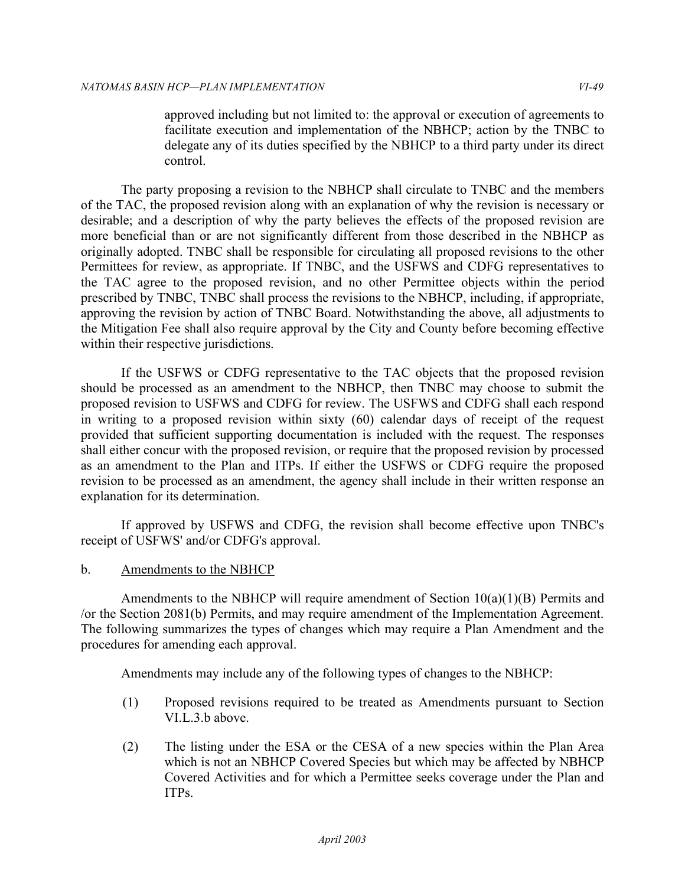approved including but not limited to: the approval or execution of agreements to facilitate execution and implementation of the NBHCP; action by the TNBC to delegate any of its duties specified by the NBHCP to a third party under its direct control.

The party proposing a revision to the NBHCP shall circulate to TNBC and the members of the TAC, the proposed revision along with an explanation of why the revision is necessary or desirable; and a description of why the party believes the effects of the proposed revision are more beneficial than or are not significantly different from those described in the NBHCP as originally adopted. TNBC shall be responsible for circulating all proposed revisions to the other Permittees for review, as appropriate. If TNBC, and the USFWS and CDFG representatives to the TAC agree to the proposed revision, and no other Permittee objects within the period prescribed by TNBC, TNBC shall process the revisions to the NBHCP, including, if appropriate, approving the revision by action of TNBC Board. Notwithstanding the above, all adjustments to the Mitigation Fee shall also require approval by the City and County before becoming effective within their respective jurisdictions.

If the USFWS or CDFG representative to the TAC objects that the proposed revision should be processed as an amendment to the NBHCP, then TNBC may choose to submit the proposed revision to USFWS and CDFG for review. The USFWS and CDFG shall each respond in writing to a proposed revision within sixty (60) calendar days of receipt of the request provided that sufficient supporting documentation is included with the request. The responses shall either concur with the proposed revision, or require that the proposed revision by processed as an amendment to the Plan and ITPs. If either the USFWS or CDFG require the proposed revision to be processed as an amendment, the agency shall include in their written response an explanation for its determination.

If approved by USFWS and CDFG, the revision shall become effective upon TNBC's receipt of USFWS' and/or CDFG's approval.

b. Amendments to the NBHCP

Amendments to the NBHCP will require amendment of Section 10(a)(1)(B) Permits and /or the Section 2081(b) Permits, and may require amendment of the Implementation Agreement. The following summarizes the types of changes which may require a Plan Amendment and the procedures for amending each approval.

Amendments may include any of the following types of changes to the NBHCP:

(1) Proposed revisions required to be treated as Amendments pursuant to Section VI.L.3.b above.

(2) The listing under the ESA or the CESA of a new species within the Plan Area which is not an NBHCP Covered Species but which may be affected by NBHCP Covered Activities and for which a Permittee seeks coverage under the Plan and ITPs.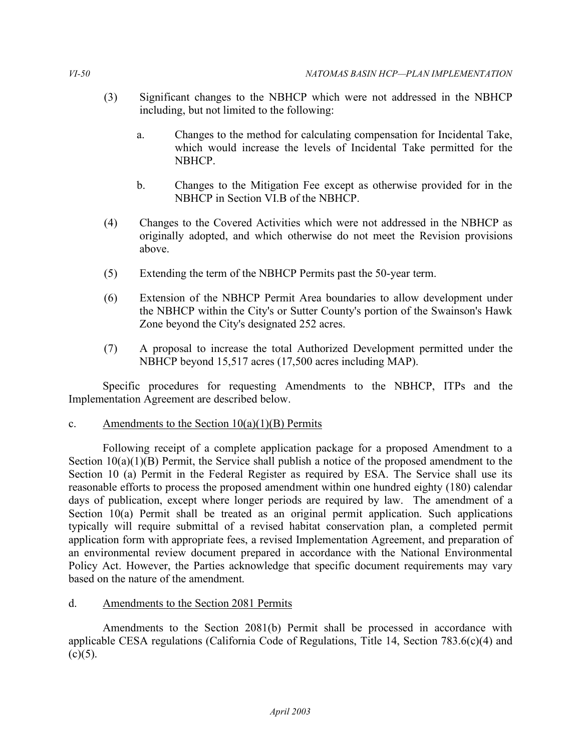(3) Significant changes to the NBHCP which were not addressed in the NBHCP including, but not limited to the following:

   a. Changes to the method for calculating compensation for Incidental Take, which would increase the levels of Incidental Take permitted for the NBHCP.

   b. Changes to the Mitigation Fee except as otherwise provided for in the NBHCP in Section VI.B of the NBHCP.

(4) Changes to the Covered Activities which were not addressed in the NBHCP as originally adopted, and which otherwise do not meet the Revision provisions above.

(5) Extending the term of the NBHCP Permits past the 50-year term.

(6) Extension of the NBHCP Permit Area boundaries to allow development under the NBHCP within the City's or Sutter County's portion of the Swainson's Hawk Zone beyond the City's designated 252 acres.

(7) A proposal to increase the total Authorized Development permitted under the NBHCP beyond 15,517 acres (17,500 acres including MAP).

Specific procedures for requesting Amendments to the NBHCP, ITPs and the Implementation Agreement are described below.

c. Amendments to the Section 10(a)(1)(B) Permits

Following receipt of a complete application package for a proposed Amendment to a Section 10(a)(1)(B) Permit, the Service shall publish a notice of the proposed amendment to the Section 10 (a) Permit in the Federal Register as required by ESA. The Service shall use its reasonable efforts to process the proposed amendment within one hundred eighty (180) calendar days of publication, except where longer periods are required by law. The amendment of a Section 10(a) Permit shall be treated as an original permit application. Such applications typically will require submittal of a revised habitat conservation plan, a completed permit application form with appropriate fees, a revised Implementation Agreement, and preparation of an environmental review document prepared in accordance with the National Environmental Policy Act. However, the Parties acknowledge that specific document requirements may vary based on the nature of the amendment.

d. Amendments to the Section 2081 Permits

Amendments to the Section 2081(b) Permit shall be processed in accordance with applicable CESA regulations (California Code of Regulations, Title 14, Section 783.6(c)(4) and (c)(5).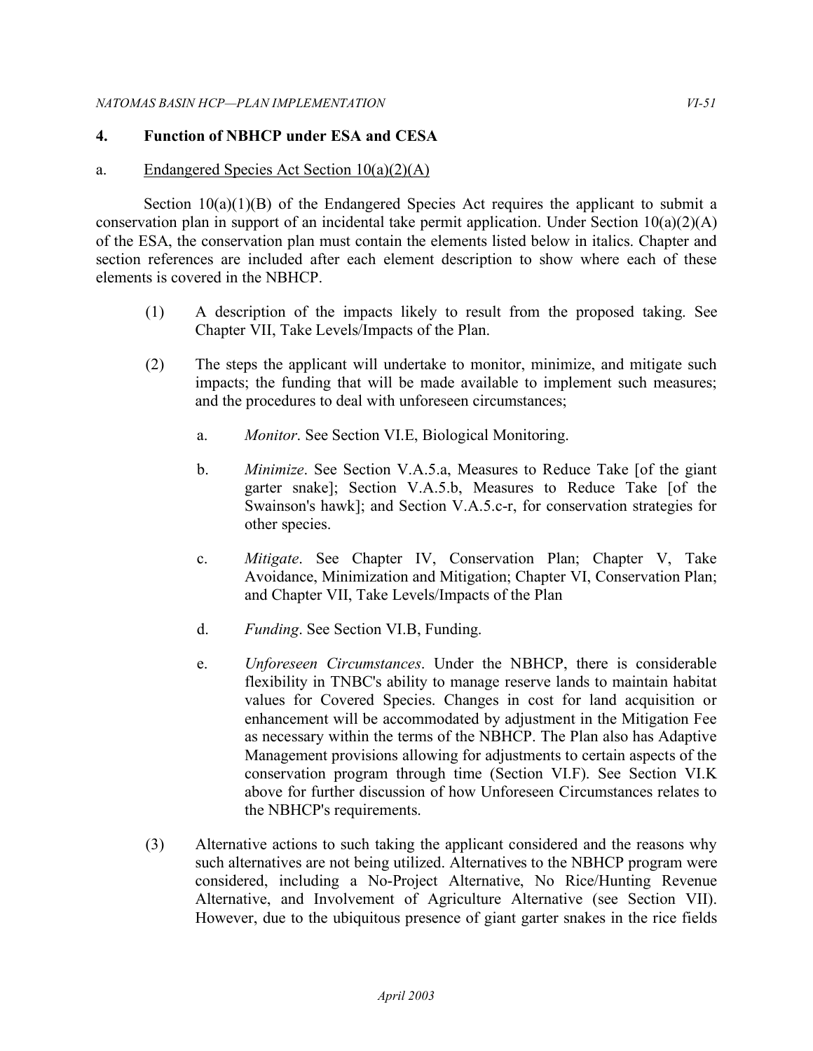## 4. Function of NBHCP under ESA and CESA

### a. Endangered Species Act Section 10(a)(2)(A)

Section 10(a)(1)(B) of the Endangered Species Act requires the applicant to submit a conservation plan in support of an incidental take permit application. Under Section 10(a)(2)(A) of the ESA, the conservation plan must contain the elements listed below in italics. Chapter and section references are included after each element description to show where each of these elements is covered in the NBHCP.

(1) A description of the impacts likely to result from the proposed taking. See Chapter VII, Take Levels/Impacts of the Plan.

(2) The steps the applicant will undertake to monitor, minimize, and mitigate such impacts; the funding that will be made available to implement such measures; and the procedures to deal with unforeseen circumstances;

   a. *Monitor*. See Section VI.E, Biological Monitoring.

   b. *Minimize*. See Section V.A.5.a, Measures to Reduce Take [of the giant garter snake]; Section V.A.5.b, Measures to Reduce Take [of the Swainson's hawk]; and Section V.A.5.c-r, for conservation strategies for other species.

   c. *Mitigate*. See Chapter IV, Conservation Plan; Chapter V, Take Avoidance, Minimization and Mitigation; Chapter VI, Conservation Plan; and Chapter VII, Take Levels/Impacts of the Plan

   d. *Funding*. See Section VI.B, Funding.

   e. *Unforeseen Circumstances*. Under the NBHCP, there is considerable flexibility in TNBC's ability to manage reserve lands to maintain habitat values for Covered Species. Changes in cost for land acquisition or enhancement will be accommodated by adjustment in the Mitigation Fee as necessary within the terms of the NBHCP. The Plan also has Adaptive Management provisions allowing for adjustments to certain aspects of the conservation program through time (Section VI.F). See Section VI.K above for further discussion of how Unforeseen Circumstances relates to the NBHCP's requirements.

(3) Alternative actions to such taking the applicant considered and the reasons why such alternatives are not being utilized. Alternatives to the NBHCP program were considered, including a No-Project Alternative, No Rice/Hunting Revenue Alternative, and Involvement of Agriculture Alternative (see Section VII). However, due to the ubiquitous presence of giant garter snakes in the rice fields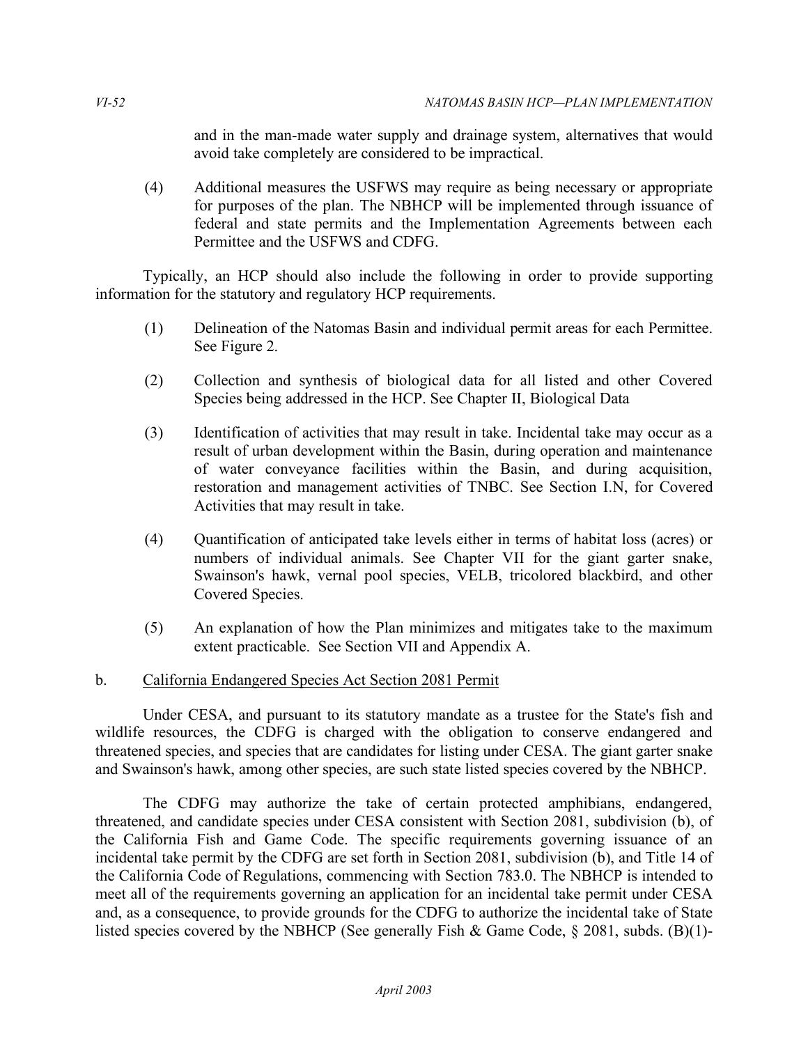and in the man-made water supply and drainage system, alternatives that would avoid take completely are considered to be impractical.

(4) Additional measures the USFWS may require as being necessary or appropriate for purposes of the plan. The NBHCP will be implemented through issuance of federal and state permits and the Implementation Agreements between each Permittee and the USFWS and CDFG.

Typically, an HCP should also include the following in order to provide supporting information for the statutory and regulatory HCP requirements.

(1) Delineation of the Natomas Basin and individual permit areas for each Permittee. See Figure 2.

(2) Collection and synthesis of biological data for all listed and other Covered Species being addressed in the HCP. See Chapter II, Biological Data

(3) Identification of activities that may result in take. Incidental take may occur as a result of urban development within the Basin, during operation and maintenance of water conveyance facilities within the Basin, and during acquisition, restoration and management activities of TNBC. See Section I.N, for Covered Activities that may result in take.

(4) Quantification of anticipated take levels either in terms of habitat loss (acres) or numbers of individual animals. See Chapter VII for the giant garter snake, Swainson's hawk, vernal pool species, VELB, tricolored blackbird, and other Covered Species.

(5) An explanation of how the Plan minimizes and mitigates take to the maximum extent practicable. See Section VII and Appendix A.

b. <u>California Endangered Species Act Section 2081 Permit</u>

Under CESA, and pursuant to its statutory mandate as a trustee for the State's fish and wildlife resources, the CDFG is charged with the obligation to conserve endangered and threatened species, and species that are candidates for listing under CESA. The giant garter snake and Swainson's hawk, among other species, are such state listed species covered by the NBHCP.

The CDFG may authorize the take of certain protected amphibians, endangered, threatened, and candidate species under CESA consistent with Section 2081, subdivision (b), of the California Fish and Game Code. The specific requirements governing issuance of an incidental take permit by the CDFG are set forth in Section 2081, subdivision (b), and Title 14 of the California Code of Regulations, commencing with Section 783.0. The NBHCP is intended to meet all of the requirements governing an application for an incidental take permit under CESA and, as a consequence, to provide grounds for the CDFG to authorize the incidental take of State listed species covered by the NBHCP (See generally Fish & Game Code, § 2081, subds. (B)(1)-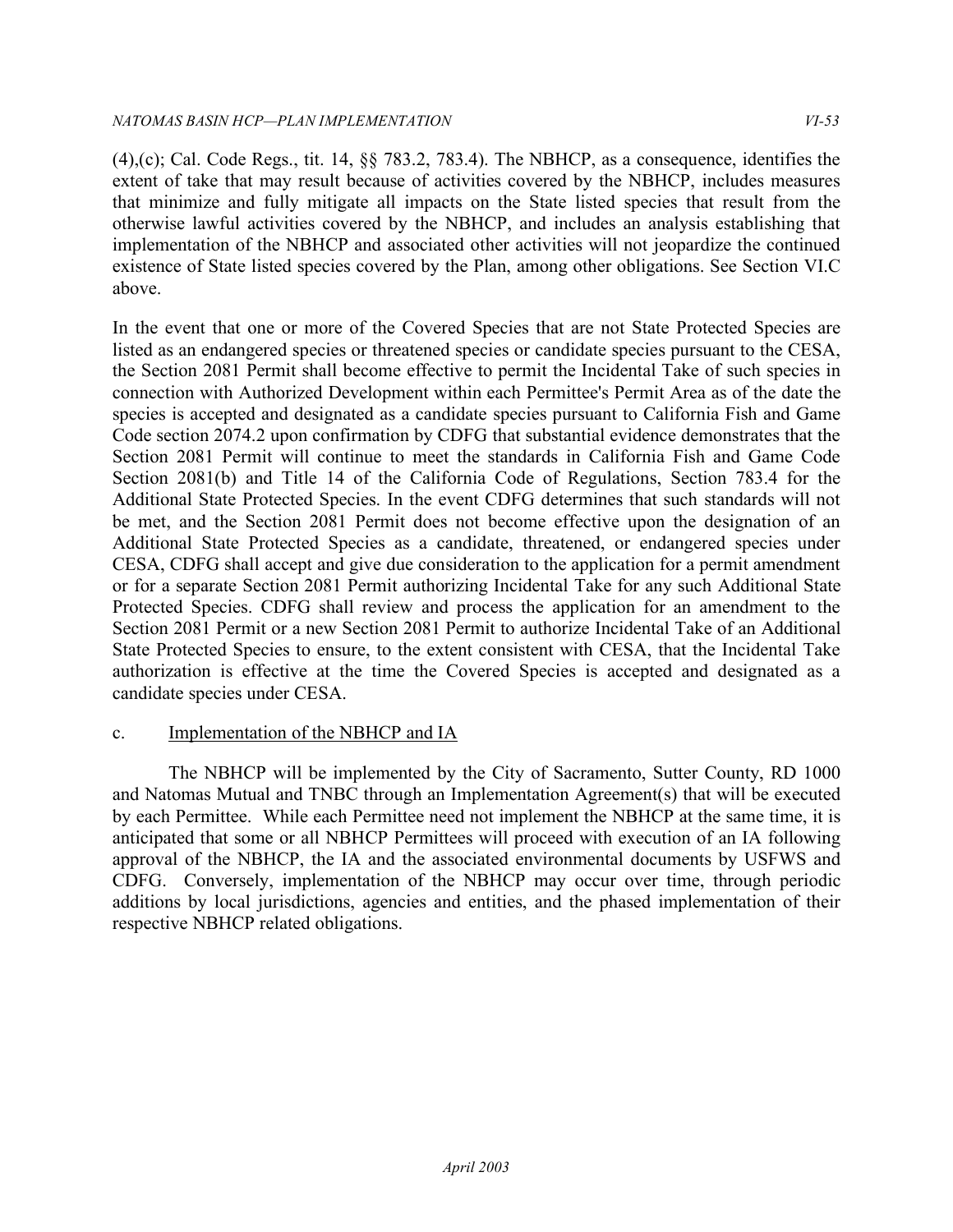(4),(c); Cal. Code Regs., tit. 14, §§ 783.2, 783.4). The NBHCP, as a consequence, identifies the extent of take that may result because of activities covered by the NBHCP, includes measures that minimize and fully mitigate all impacts on the State listed species that result from the otherwise lawful activities covered by the NBHCP, and includes an analysis establishing that implementation of the NBHCP and associated other activities will not jeopardize the continued existence of State listed species covered by the Plan, among other obligations. See Section VI.C above.

In the event that one or more of the Covered Species that are not State Protected Species are listed as an endangered species or threatened species or candidate species pursuant to the CESA, the Section 2081 Permit shall become effective to permit the Incidental Take of such species in connection with Authorized Development within each Permittee's Permit Area as of the date the species is accepted and designated as a candidate species pursuant to California Fish and Game Code section 2074.2 upon confirmation by CDFG that substantial evidence demonstrates that the Section 2081 Permit will continue to meet the standards in California Fish and Game Code Section 2081(b) and Title 14 of the California Code of Regulations, Section 783.4 for the Additional State Protected Species. In the event CDFG determines that such standards will not be met, and the Section 2081 Permit does not become effective upon the designation of an Additional State Protected Species as a candidate, threatened, or endangered species under CESA, CDFG shall accept and give due consideration to the application for a permit amendment or for a separate Section 2081 Permit authorizing Incidental Take for any such Additional State Protected Species. CDFG shall review and process the application for an amendment to the Section 2081 Permit or a new Section 2081 Permit to authorize Incidental Take of an Additional State Protected Species to ensure, to the extent consistent with CESA, that the Incidental Take authorization is effective at the time the Covered Species is accepted and designated as a candidate species under CESA.

c. Implementation of the NBHCP and IA

The NBHCP will be implemented by the City of Sacramento, Sutter County, RD 1000 and Natomas Mutual and TNBC through an Implementation Agreement(s) that will be executed by each Permittee. While each Permittee need not implement the NBHCP at the same time, it is anticipated that some or all NBHCP Permittees will proceed with execution of an IA following approval of the NBHCP, the IA and the associated environmental documents by USFWS and CDFG. Conversely, implementation of the NBHCP may occur over time, through periodic additions by local jurisdictions, agencies and entities, and the phased implementation of their respective NBHCP related obligations.